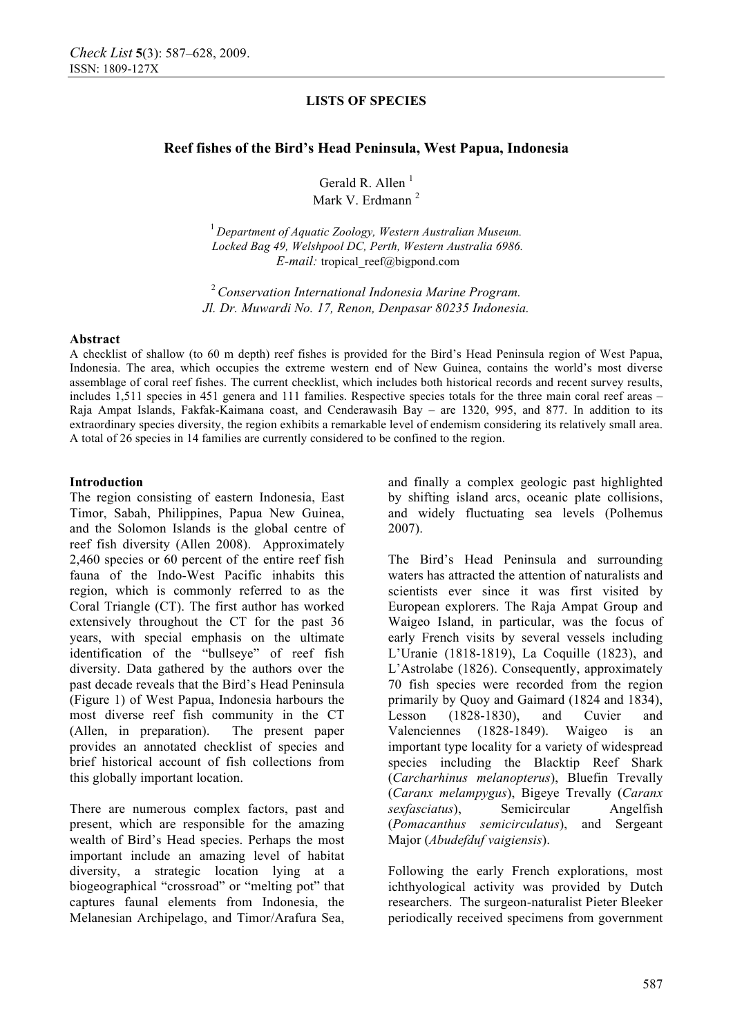**LISTS OF SPECIES**

# Reef fishes of the Bird's Head Peninsula, West Papua, Indonesia

Gerald R. Allen [1]
Mark V. Erdmann [2]

[1] *Department of Aquatic Zoology, Western Australian Museum. Locked Bag 49, Welshpool DC, Perth, Western Australia 6986.*
*E-mail:* tropical_reef@bigpond.com

[2] *Conservation International Indonesia Marine Program. Jl. Dr. Muwardi No. 17, Renon, Denpasar 80235 Indonesia.*

**Abstract**

A checklist of shallow (to 60 m depth) reef fishes is provided for the Bird's Head Peninsula region of West Papua, Indonesia. The area, which occupies the extreme western end of New Guinea, contains the world's most diverse assemblage of coral reef fishes. The current checklist, which includes both historical records and recent survey results, includes 1,511 species in 451 genera and 111 families. Respective species totals for the three main coral reef areas – Raja Ampat Islands, Fakfak-Kaimana coast, and Cenderawasih Bay – are 1320, 995, and 877. In addition to its extraordinary species diversity, the region exhibits a remarkable level of endemism considering its relatively small area. A total of 26 species in 14 families are currently considered to be confined to the region.

**Introduction**

The region consisting of eastern Indonesia, East Timor, Sabah, Philippines, Papua New Guinea, and the Solomon Islands is the global centre of reef fish diversity (Allen 2008). Approximately 2,460 species or 60 percent of the entire reef fish fauna of the Indo-West Pacific inhabits this region, which is commonly referred to as the Coral Triangle (CT). The first author has worked extensively throughout the CT for the past 36 years, with special emphasis on the ultimate identification of the "bullseye" of reef fish diversity. Data gathered by the authors over the past decade reveals that the Bird's Head Peninsula (Figure 1) of West Papua, Indonesia harbours the most diverse reef fish community in the CT (Allen, in preparation). The present paper provides an annotated checklist of species and brief historical account of fish collections from this globally important location.

There are numerous complex factors, past and present, which are responsible for the amazing wealth of Bird's Head species. Perhaps the most important include an amazing level of habitat diversity, a strategic location lying at a biogeographical "crossroad" or "melting pot" that captures faunal elements from Indonesia, the Melanesian Archipelago, and Timor/Arafura Sea, and finally a complex geologic past highlighted by shifting island arcs, oceanic plate collisions, and widely fluctuating sea levels (Polhemus 2007).

The Bird's Head Peninsula and surrounding waters has attracted the attention of naturalists and scientists ever since it was first visited by European explorers. The Raja Ampat Group and Waigeo Island, in particular, was the focus of early French visits by several vessels including L'Uranie (1818-1819), La Coquille (1823), and L'Astrolabe (1826). Consequently, approximately 70 fish species were recorded from the region primarily by Quoy and Gaimard (1824 and 1834), Lesson (1828-1830), and Cuvier and Valenciennes (1828-1849). Waigeo is an important type locality for a variety of widespread species including the Blacktip Reef Shark (*Carcharhinus melanopterus*), Bluefin Trevally (*Caranx melampygus*), Bigeye Trevally (*Caranx sexfasciatus*), Semicircular Angelfish (*Pomacanthus semicirculatus*), and Sergeant Major (*Abudefduf vaigiensis*).

Following the early French explorations, most ichthyological activity was provided by Dutch researchers. The surgeon-naturalist Pieter Bleeker periodically received specimens from government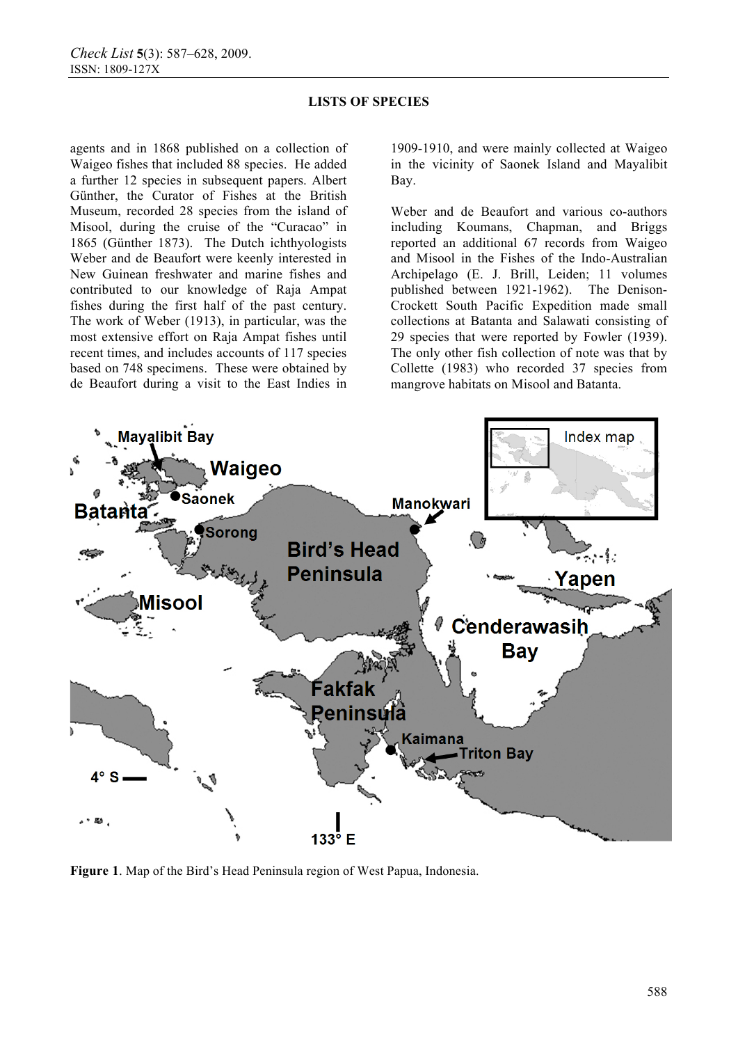agents and in 1868 published on a collection of Waigeo fishes that included 88 species. He added a further 12 species in subsequent papers. Albert Günther, the Curator of Fishes at the British Museum, recorded 28 species from the island of Misool, during the cruise of the "Curacao" in 1865 (Günther 1873). The Dutch ichthyologists Weber and de Beaufort were keenly interested in New Guinean freshwater and marine fishes and contributed to our knowledge of Raja Ampat fishes during the first half of the past century. The work of Weber (1913), in particular, was the most extensive effort on Raja Ampat fishes until recent times, and includes accounts of 117 species based on 748 specimens. These were obtained by de Beaufort during a visit to the East Indies in 1909-1910, and were mainly collected at Waigeo in the vicinity of Saonek Island and Mayalibit Bay.

Weber and de Beaufort and various co-authors including Koumans, Chapman, and Briggs reported an additional 67 records from Waigeo and Misool in the Fishes of the Indo-Australian Archipelago (E. J. Brill, Leiden; 11 volumes published between 1921-1962). The Denison-Crockett South Pacific Expedition made small collections at Batanta and Salawati consisting of 29 species that were reported by Fowler (1939). The only other fish collection of note was that by Collette (1983) who recorded 37 species from mangrove habitats on Misool and Batanta.

**Figure 1**. Map of the Bird's Head Peninsula region of West Papua, Indonesia.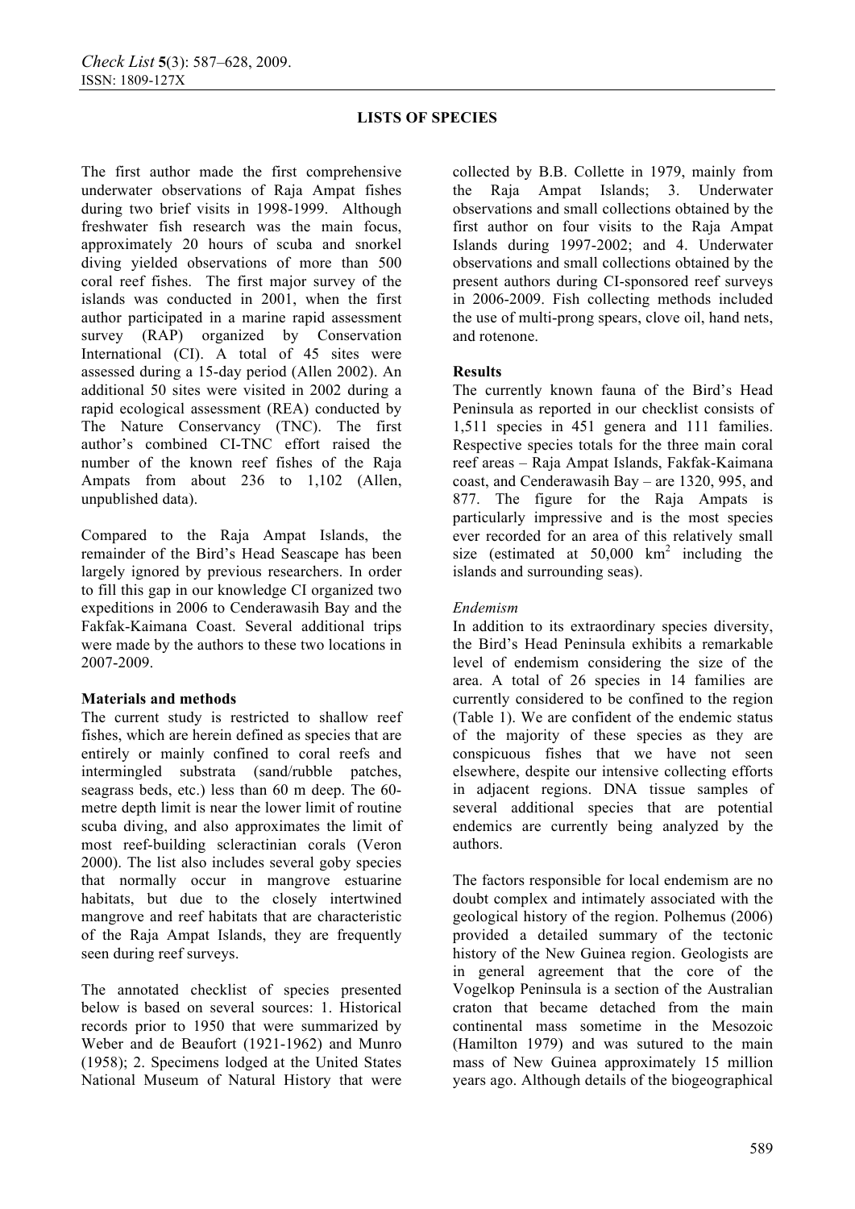The first author made the first comprehensive underwater observations of Raja Ampat fishes during two brief visits in 1998-1999. Although freshwater fish research was the main focus, approximately 20 hours of scuba and snorkel diving yielded observations of more than 500 coral reef fishes. The first major survey of the islands was conducted in 2001, when the first author participated in a marine rapid assessment survey (RAP) organized by Conservation International (CI). A total of 45 sites were assessed during a 15-day period (Allen 2002). An additional 50 sites were visited in 2002 during a rapid ecological assessment (REA) conducted by The Nature Conservancy (TNC). The first author's combined CI-TNC effort raised the number of the known reef fishes of the Raja Ampats from about 236 to 1,102 (Allen, unpublished data).

Compared to the Raja Ampat Islands, the remainder of the Bird's Head Seascape has been largely ignored by previous researchers. In order to fill this gap in our knowledge CI organized two expeditions in 2006 to Cenderawasih Bay and the Fakfak-Kaimana Coast. Several additional trips were made by the authors to these two locations in 2007-2009.

**Materials and methods**

The current study is restricted to shallow reef fishes, which are herein defined as species that are entirely or mainly confined to coral reefs and intermingled substrata (sand/rubble patches, seagrass beds, etc.) less than 60 m deep. The 60-metre depth limit is near the lower limit of routine scuba diving, and also approximates the limit of most reef-building scleractinian corals (Veron 2000). The list also includes several goby species that normally occur in mangrove estuarine habitats, but due to the closely intertwined mangrove and reef habitats that are characteristic of the Raja Ampat Islands, they are frequently seen during reef surveys.

The annotated checklist of species presented below is based on several sources: 1. Historical records prior to 1950 that were summarized by Weber and de Beaufort (1921-1962) and Munro (1958); 2. Specimens lodged at the United States National Museum of Natural History that were collected by B.B. Collette in 1979, mainly from the Raja Ampat Islands; 3. Underwater observations and small collections obtained by the first author on four visits to the Raja Ampat Islands during 1997-2002; and 4. Underwater observations and small collections obtained by the present authors during CI-sponsored reef surveys in 2006-2009. Fish collecting methods included the use of multi-prong spears, clove oil, hand nets, and rotenone.

**Results**

The currently known fauna of the Bird's Head Peninsula as reported in our checklist consists of 1,511 species in 451 genera and 111 families. Respective species totals for the three main coral reef areas – Raja Ampat Islands, Fakfak-Kaimana coast, and Cenderawasih Bay – are 1320, 995, and 877. The figure for the Raja Ampats is particularly impressive and is the most species ever recorded for an area of this relatively small size (estimated at 50,000 km$^2$ including the islands and surrounding seas).

*Endemism*

In addition to its extraordinary species diversity, the Bird's Head Peninsula exhibits a remarkable level of endemism considering the size of the area. A total of 26 species in 14 families are currently considered to be confined to the region (Table 1). We are confident of the endemic status of the majority of these species as they are conspicuous fishes that we have not seen elsewhere, despite our intensive collecting efforts in adjacent regions. DNA tissue samples of several additional species that are potential endemics are currently being analyzed by the authors.

The factors responsible for local endemism are no doubt complex and intimately associated with the geological history of the region. Polhemus (2006) provided a detailed summary of the tectonic history of the New Guinea region. Geologists are in general agreement that the core of the Vogelkop Peninsula is a section of the Australian craton that became detached from the main continental mass sometime in the Mesozoic (Hamilton 1979) and was sutured to the main mass of New Guinea approximately 15 million years ago. Although details of the biogeographical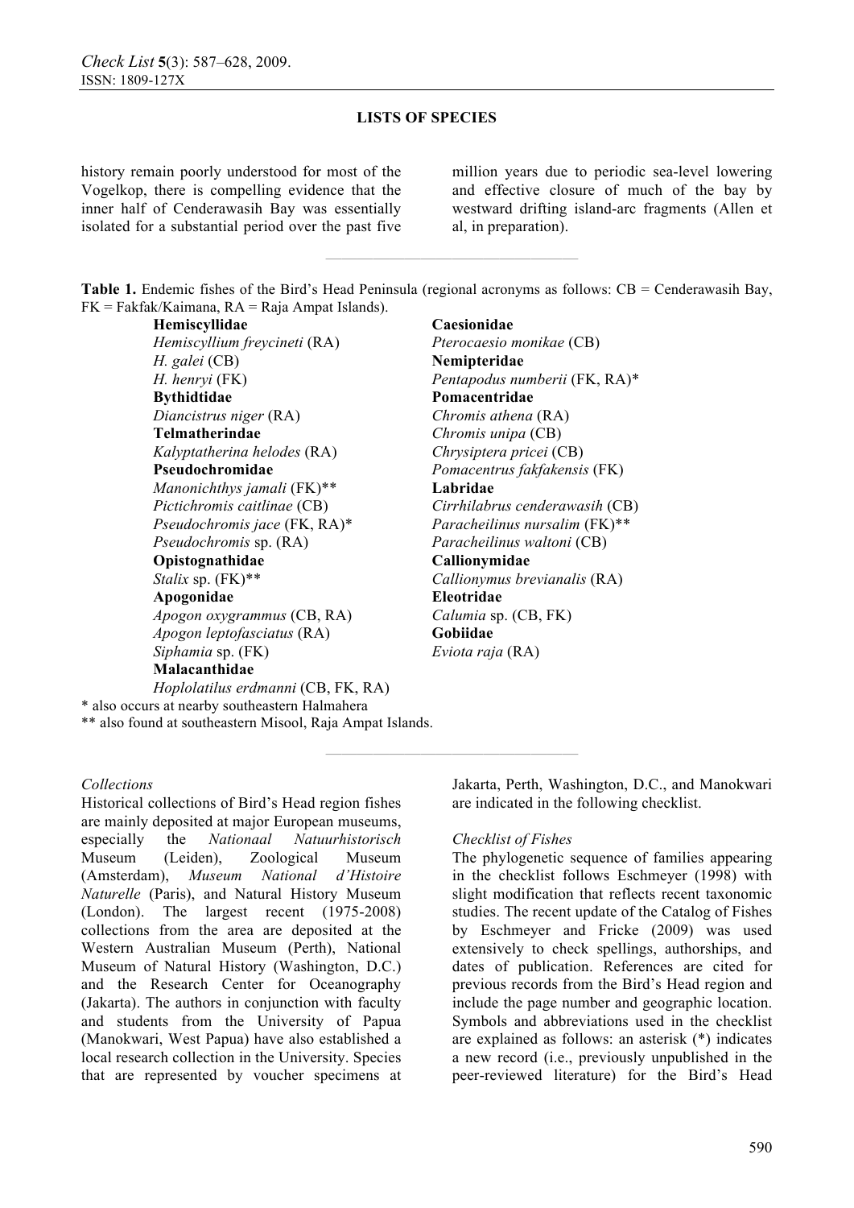history remain poorly understood for most of the Vogelkop, there is compelling evidence that the inner half of Cenderawasih Bay was essentially isolated for a substantial period over the past five million years due to periodic sea-level lowering and effective closure of much of the bay by westward drifting island-arc fragments (Allen et al, in preparation).

**Table 1.** Endemic fishes of the Bird's Head Peninsula (regional acronyms as follows: CB = Cenderawasih Bay, FK = Fakfak/Kaimana, RA = Raja Ampat Islands).

| | |
|---|---|
| **Hemiscylliidae** | **Caesionidae** |
| *Hemiscyllium freycineti* (RA) | *Pterocaesio monikae* (CB) |
| *H. galei* (CB) | **Nemipteridae** |
| *H. henryi* (FK) | *Pentapodus numberii* (FK, RA)* |
| **Bythidtidae** | **Pomacentridae** |
| *Diancistrus niger* (RA) | *Chromis athena* (RA) |
| **Telmatherindae** | *Chromis unipa* (CB) |
| *Kalyptatherina helodes* (RA) | *Chrysiptera pricei* (CB) |
| **Pseudochromidae** | *Pomacentrus fakfakensis* (FK) |
| *Manonichthys jamali* (FK)** | **Labridae** |
| *Pictichromis caitlinae* (CB) | *Cirrhilabrus cenderawasih* (CB) |
| *Pseudochromis jace* (FK, RA)* | *Paracheilinus nursalim* (FK)** |
| *Pseudochromis* sp. (RA) | *Paracheilinus waltoni* (CB) |
| **Opistognathidae** | **Callionymidae** |
| *Stalix* sp. (FK)** | *Callionymus brevianalis* (RA) |
| **Apogonidae** | **Eleotridae** |
| *Apogon oxygrammus* (CB, RA) | *Calumia* sp. (CB, FK) |
| *Apogon leptofasciatus* (RA) | **Gobiidae** |
| *Siphamia* sp. (FK) | *Eviota raja* (RA) |
| **Malacanthidae** | |
| *Hoplolatilus erdmanni* (CB, FK, RA) | |

\* also occurs at nearby southeastern Halmahera

\*\* also found at southeastern Misool, Raja Ampat Islands.

*Collections*

Historical collections of Bird's Head region fishes are mainly deposited at major European museums, especially the *Nationaal Natuurhistorisch* Museum (Leiden), Zoological Museum (Amsterdam), *Museum National d'Histoire Naturelle* (Paris), and Natural History Museum (London). The largest recent (1975-2008) collections from the area are deposited at the Western Australian Museum (Perth), National Museum of Natural History (Washington, D.C.) and the Research Center for Oceanography (Jakarta). The authors in conjunction with faculty and students from the University of Papua (Manokwari, West Papua) have also established a local research collection in the University. Species that are represented by voucher specimens at Jakarta, Perth, Washington, D.C., and Manokwari are indicated in the following checklist.

*Checklist of Fishes*

The phylogenetic sequence of families appearing in the checklist follows Eschmeyer (1998) with slight modification that reflects recent taxonomic studies. The recent update of the Catalog of Fishes by Eschmeyer and Fricke (2009) was used extensively to check spellings, authorships, and dates of publication. References are cited for previous records from the Bird's Head region and include the page number and geographic location. Symbols and abbreviations used in the checklist are explained as follows: an asterisk (*) indicates a new record (i.e., previously unpublished in the peer-reviewed literature) for the Bird's Head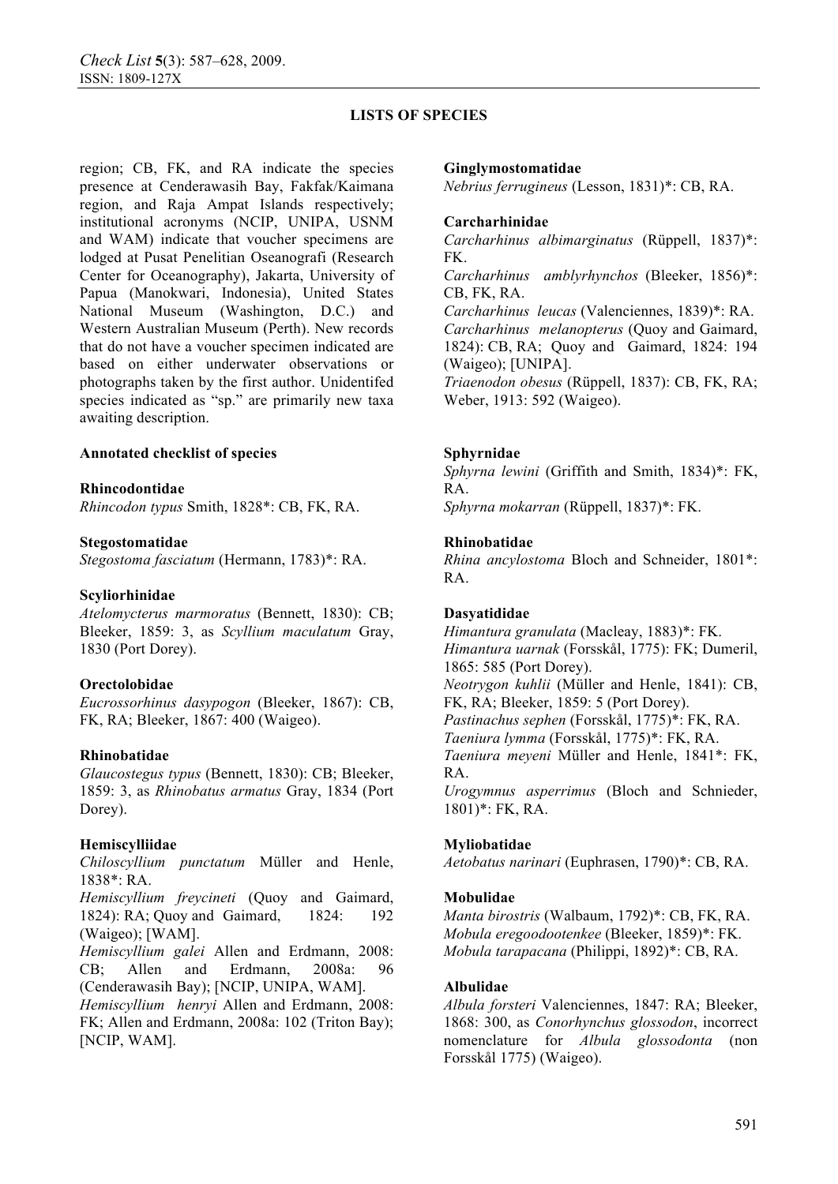**LISTS OF SPECIES**

region; CB, FK, and RA indicate the species presence at Cenderawasih Bay, Fakfak/Kaimana region, and Raja Ampat Islands respectively; institutional acronyms (NCIP, UNIPA, USNM and WAM) indicate that voucher specimens are lodged at Pusat Penelitian Oseanografi (Research Center for Oceanography), Jakarta, University of Papua (Manokwari, Indonesia), United States National Museum (Washington, D.C.) and Western Australian Museum (Perth). New records that do not have a voucher specimen indicated are based on either underwater observations or photographs taken by the first author. Unidentifed species indicated as "sp." are primarily new taxa awaiting description.

**Annotated checklist of species**

**Rhincodontidae**

*Rhincodon typus* Smith, 1828*: CB, FK, RA.

**Stegostomatidae**

*Stegostoma fasciatum* (Hermann, 1783)*: RA.

**Scyliorhinidae**

*Atelomycterus marmoratus* (Bennett, 1830): CB; Bleeker, 1859: 3, as *Scyllium maculatum* Gray, 1830 (Port Dorey).

**Orectolobidae**

*Eucrossorhinus dasypogon* (Bleeker, 1867): CB, FK, RA; Bleeker, 1867: 400 (Waigeo).

**Rhinobatidae**

*Glaucostegus typus* (Bennett, 1830): CB; Bleeker, 1859: 3, as *Rhinobatus armatus* Gray, 1834 (Port Dorey).

**Hemiscylliidae**

*Chiloscyllium punctatum* Müller and Henle, 1838*: RA.

*Hemiscyllium freycineti* (Quoy and Gaimard, 1824): RA; Quoy and Gaimard, 1824: 192 (Waigeo); [WAM].

*Hemiscyllium galei* Allen and Erdmann, 2008: CB; Allen and Erdmann, 2008a: 96 (Cenderawasih Bay); [NCIP, UNIPA, WAM].

*Hemiscyllium henryi* Allen and Erdmann, 2008: FK; Allen and Erdmann, 2008a: 102 (Triton Bay); [NCIP, WAM].

**Ginglymostomatidae**

*Nebrius ferrugineus* (Lesson, 1831)*: CB, RA.

**Carcharhinidae**

*Carcharhinus albimarginatus* (Rüppell, 1837)*: FK.

*Carcharhinus amblyrhynchos* (Bleeker, 1856)*: CB, FK, RA.

*Carcharhinus leucas* (Valenciennes, 1839)*: RA.

*Carcharhinus melanopterus* (Quoy and Gaimard, 1824): CB, RA; Quoy and Gaimard, 1824: 194 (Waigeo); [UNIPA].

*Triaenodon obesus* (Rüppell, 1837): CB, FK, RA; Weber, 1913: 592 (Waigeo).

**Sphyrnidae**

*Sphyrna lewini* (Griffith and Smith, 1834)*: FK, RA.

*Sphyrna mokarran* (Rüppell, 1837)*: FK.

**Rhinobatidae**

*Rhina ancylostoma* Bloch and Schneider, 1801*: RA.

**Dasyatididae**

*Himantura granulata* (Macleay, 1883)*: FK.

*Himantura uarnak* (Forsskål, 1775): FK; Dumeril, 1865: 585 (Port Dorey).

*Neotrygon kuhlii* (Müller and Henle, 1841): CB, FK, RA; Bleeker, 1859: 5 (Port Dorey).

*Pastinachus sephen* (Forsskål, 1775)*: FK, RA.

*Taeniura lymma* (Forsskål, 1775)*: FK, RA.

*Taeniura meyeni* Müller and Henle, 1841*: FK, RA.

*Urogymnus asperrimus* (Bloch and Schnieder, 1801)*: FK, RA.

**Myliobatidae**

*Aetobatus narinari* (Euphrasen, 1790)*: CB, RA.

**Mobulidae**

*Manta birostris* (Walbaum, 1792)*: CB, FK, RA.

*Mobula eregoodootenkee* (Bleeker, 1859)*: FK.

*Mobula tarapacana* (Philippi, 1892)*: CB, RA.

**Albulidae**

*Albula forsteri* Valenciennes, 1847: RA; Bleeker, 1868: 300, as *Conorhynchus glossodon*, incorrect nomenclature for *Albula glossodonta* (non Forsskål 1775) (Waigeo).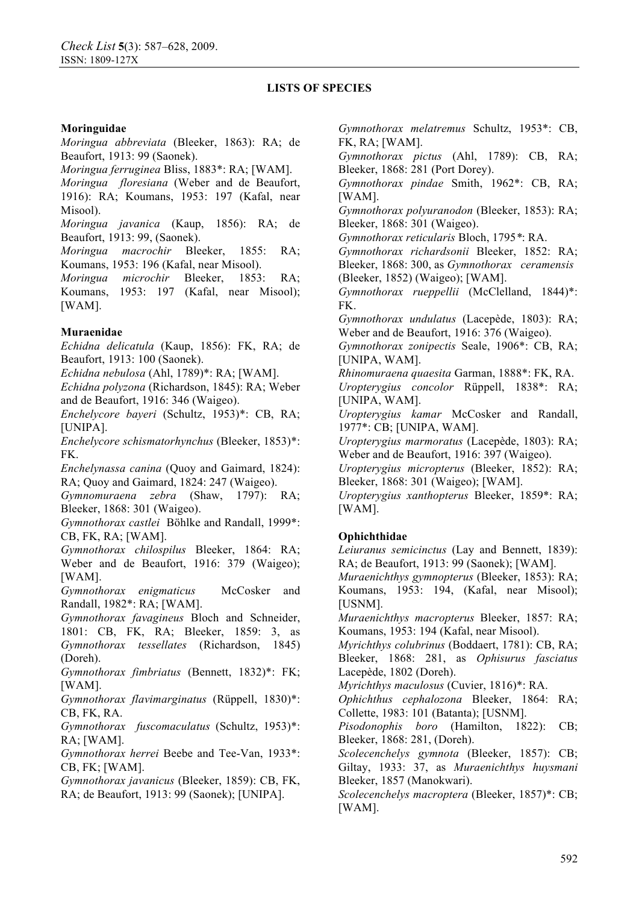**LISTS OF SPECIES**

**Moringuidae**

*Moringua abbreviata* (Bleeker, 1863): RA; de Beaufort, 1913: 99 (Saonek).

*Moringua ferruginea* Bliss, 1883*: RA; [WAM].

*Moringua floresiana* (Weber and de Beaufort, 1916): RA; Koumans, 1953: 197 (Kafal, near Misool).

*Moringua javanica* (Kaup, 1856): RA; de Beaufort, 1913: 99, (Saonek).

*Moringua macrochir* Bleeker, 1855: RA; Koumans, 1953: 196 (Kafal, near Misool).

*Moringua microchir* Bleeker, 1853: RA; Koumans, 1953: 197 (Kafal, near Misool); [WAM].

**Muraenidae**

*Echidna delicatula* (Kaup, 1856): FK, RA; de Beaufort, 1913: 100 (Saonek).

*Echidna nebulosa* (Ahl, 1789)*: RA; [WAM].

*Echidna polyzona* (Richardson, 1845): RA; Weber and de Beaufort, 1916: 346 (Waigeo).

*Enchelycore bayeri* (Schultz, 1953)*: CB, RA; [UNIPA].

*Enchelycore schismatorhynchus* (Bleeker, 1853)*: FK.

*Enchelynassa canina* (Quoy and Gaimard, 1824): RA; Quoy and Gaimard, 1824: 247 (Waigeo).

*Gymnomuraena zebra* (Shaw, 1797): RA; Bleeker, 1868: 301 (Waigeo).

*Gymnothorax castlei* Böhlke and Randall, 1999*: CB, FK, RA; [WAM].

*Gymnothorax chilospilus* Bleeker, 1864: RA; Weber and de Beaufort, 1916: 379 (Waigeo); [WAM].

*Gymnothorax enigmaticus* McCosker and Randall, 1982*: RA; [WAM].

*Gymnothorax favagineus* Bloch and Schneider, 1801: CB, FK, RA; Bleeker, 1859: 3, as *Gymnothorax tessellates* (Richardson, 1845) (Doreh).

*Gymnothorax fimbriatus* (Bennett, 1832)*: FK; [WAM].

*Gymnothorax flavimarginatus* (Rüppell, 1830)*: CB, FK, RA.

*Gymnothorax fuscomaculatus* (Schultz, 1953)*: RA; [WAM].

*Gymnothorax herrei* Beebe and Tee-Van, 1933*: CB, FK; [WAM].

*Gymnothorax javanicus* (Bleeker, 1859): CB, FK, RA; de Beaufort, 1913: 99 (Saonek); [UNIPA].

*Gymnothorax melatremus* Schultz, 1953*: CB, FK, RA; [WAM].

*Gymnothorax pictus* (Ahl, 1789): CB, RA; Bleeker, 1868: 281 (Port Dorey).

*Gymnothorax pindae* Smith, 1962*: CB, RA; [WAM].

*Gymnothorax polyuranodon* (Bleeker, 1853): RA; Bleeker, 1868: 301 (Waigeo).

*Gymnothorax reticularis* Bloch, 1795*: RA.

*Gymnothorax richardsonii* Bleeker, 1852: RA; Bleeker, 1868: 300, as *Gymnothorax ceramensis* (Bleeker, 1852) (Waigeo); [WAM].

*Gymnothorax rueppellii* (McClelland, 1844)*: FK.

*Gymnothorax undulatus* (Lacepède, 1803): RA; Weber and de Beaufort, 1916: 376 (Waigeo).

*Gymnothorax zonipectis* Seale, 1906*: CB, RA; [UNIPA, WAM].

*Rhinomuraena quaesita* Garman, 1888*: FK, RA.

*Uropterygius concolor* Rüppell, 1838*: RA; [UNIPA, WAM].

*Uropterygius kamar* McCosker and Randall, 1977*: CB; [UNIPA, WAM].

*Uropterygius marmoratus* (Lacepède, 1803): RA; Weber and de Beaufort, 1916: 397 (Waigeo).

*Uropterygius micropterus* (Bleeker, 1852): RA; Bleeker, 1868: 301 (Waigeo); [WAM].

*Uropterygius xanthopterus* Bleeker, 1859*: RA; [WAM].

**Ophichthidae**

*Leiuranus semicinctus* (Lay and Bennett, 1839): RA; de Beaufort, 1913: 99 (Saonek); [WAM].

*Muraenichthys gymnopterus* (Bleeker, 1853): RA; Koumans, 1953: 194, (Kafal, near Misool); [USNM].

*Muraenichthys macropterus* Bleeker, 1857: RA; Koumans, 1953: 194 (Kafal, near Misool).

*Myrichthys colubrinus* (Boddaert, 1781): CB, RA; Bleeker, 1868: 281, as *Ophisurus fasciatus* Lacepède, 1802 (Doreh).

*Myrichthys maculosus* (Cuvier, 1816)*: RA.

*Ophichthus cephalozona* Bleeker, 1864: RA; Collette, 1983: 101 (Batanta); [USNM].

*Pisodonophis boro* (Hamilton, 1822): CB; Bleeker, 1868: 281, (Doreh).

*Scolecenchelys gymnota* (Bleeker, 1857): CB; Giltay, 1933: 37, as *Muraenichthys huysmani* Bleeker, 1857 (Manokwari).

*Scolecenchelys macroptera* (Bleeker, 1857)*: CB; [WAM].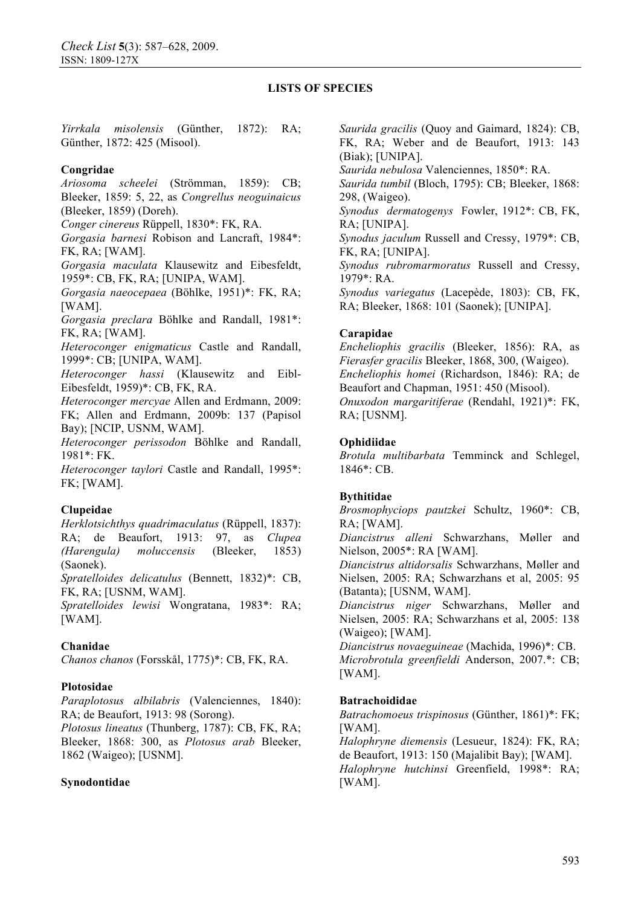**LISTS OF SPECIES**

*Yirrkala misolensis* (Günther, 1872): RA; Günther, 1872: 425 (Misool).

**Congridae**

*Ariosoma scheelei* (Strömman, 1859): CB; Bleeker, 1859: 5, 22, as *Congrellus neoguinaicus* (Bleeker, 1859) (Doreh).

*Conger cinereus* Rüppell, 1830*: FK, RA.

*Gorgasia barnesi* Robison and Lancraft, 1984*: FK, RA; [WAM].

*Gorgasia maculata* Klausewitz and Eibesfeldt, 1959*: CB, FK, RA; [UNIPA, WAM].

*Gorgasia naeocepaea* (Böhlke, 1951)*: FK, RA; [WAM].

*Gorgasia preclara* Böhlke and Randall, 1981*: FK, RA; [WAM].

*Heteroconger enigmaticus* Castle and Randall, 1999*: CB; [UNIPA, WAM].

*Heteroconger hassi* (Klausewitz and Eibl-Eibesfeldt, 1959)*: CB, FK, RA.

*Heteroconger mercyae* Allen and Erdmann, 2009: FK; Allen and Erdmann, 2009b: 137 (Papisol Bay); [NCIP, USNM, WAM].

*Heteroconger perissodon* Böhlke and Randall, 1981*: FK.

*Heteroconger taylori* Castle and Randall, 1995*: FK; [WAM].

**Clupeidae**

*Herklotsichthys quadrimaculatus* (Rüppell, 1837): RA; de Beaufort, 1913: 97, as *Clupea (Harengula) moluccensis* (Bleeker, 1853) (Saonek).

*Spratelloides delicatulus* (Bennett, 1832)*: CB, FK, RA; [USNM, WAM].

*Spratelloides lewisi* Wongratana, 1983*: RA; [WAM].

**Chanidae**

*Chanos chanos* (Forsskål, 1775)*: CB, FK, RA.

**Plotosidae**

*Paraplotosus albilabris* (Valenciennes, 1840): RA; de Beaufort, 1913: 98 (Sorong).

*Plotosus lineatus* (Thunberg, 1787): CB, FK, RA; Bleeker, 1868: 300, as *Plotosus arab* Bleeker, 1862 (Waigeo); [USNM].

**Synodontidae**

*Saurida gracilis* (Quoy and Gaimard, 1824): CB, FK, RA; Weber and de Beaufort, 1913: 143 (Biak); [UNIPA].

*Saurida nebulosa* Valenciennes, 1850*: RA.

*Saurida tumbil* (Bloch, 1795): CB; Bleeker, 1868: 298, (Waigeo).

*Synodus dermatogenys* Fowler, 1912*: CB, FK, RA; [UNIPA].

*Synodus jaculum* Russell and Cressy, 1979*: CB, FK, RA; [UNIPA].

*Synodus rubromarmoratus* Russell and Cressy, 1979*: RA.

*Synodus variegatus* (Lacepède, 1803): CB, FK, RA; Bleeker, 1868: 101 (Saonek); [UNIPA].

**Carapidae**

*Encheliophis gracilis* (Bleeker, 1856): RA, as *Fierasfer gracilis* Bleeker, 1868, 300, (Waigeo).

*Encheliophis homei* (Richardson, 1846): RA; de Beaufort and Chapman, 1951: 450 (Misool).

*Onuxodon margaritiferae* (Rendahl, 1921)*: FK, RA; [USNM].

**Ophidiidae**

*Brotula multibarbata* Temminck and Schlegel, 1846*: CB.

**Bythitidae**

*Brosmophyciops pautzkei* Schultz, 1960*: CB, RA; [WAM].

*Diancistrus alleni* Schwarzhans, Møller and Nielson, 2005*: RA [WAM].

*Diancistrus altidorsalis* Schwarzhans, Møller and Nielsen, 2005: RA; Schwarzhans et al, 2005: 95 (Batanta); [USNM, WAM].

*Diancistrus niger* Schwarzhans, Møller and Nielsen, 2005: RA; Schwarzhans et al, 2005: 138 (Waigeo); [WAM].

*Diancistrus novaeguineae* (Machida, 1996)*: CB.

*Microbrotula greenfieldi* Anderson, 2007.*: CB; [WAM].

**Batrachoididae**

*Batrachomoeus trispinosus* (Günther, 1861)*: FK; [WAM].

*Halophryne diemensis* (Lesueur, 1824): FK, RA; de Beaufort, 1913: 150 (Majalibit Bay); [WAM].

*Halophryne hutchinsi* Greenfield, 1998*: RA; [WAM].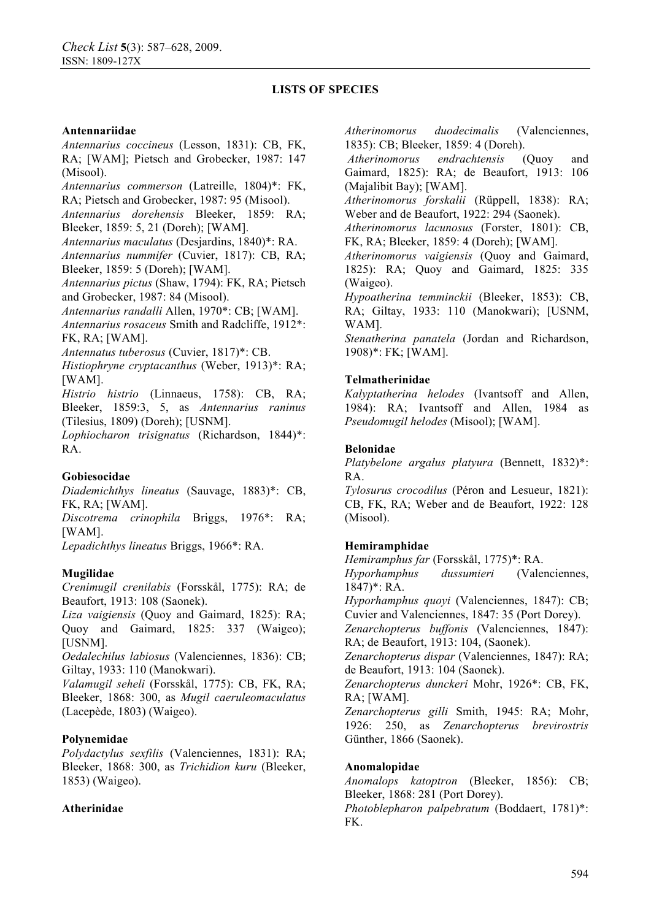**LISTS OF SPECIES**

**Antennariidae**

*Antennarius coccineus* (Lesson, 1831): CB, FK, RA; [WAM]; Pietsch and Grobecker, 1987: 147 (Misool).

*Antennarius commerson* (Latreille, 1804)*: FK, RA; Pietsch and Grobecker, 1987: 95 (Misool).

*Antennarius dorehensis* Bleeker, 1859: RA; Bleeker, 1859: 5, 21 (Doreh); [WAM].

*Antennarius maculatus* (Desjardins, 1840)*: RA.

*Antennarius nummifer* (Cuvier, 1817): CB, RA; Bleeker, 1859: 5 (Doreh); [WAM].

*Antennarius pictus* (Shaw, 1794): FK, RA; Pietsch and Grobecker, 1987: 84 (Misool).

*Antennarius randalli* Allen, 1970*: CB; [WAM].

*Antennarius rosaceus* Smith and Radcliffe, 1912*: FK, RA; [WAM].

*Antennatus tuberosus* (Cuvier, 1817)*: CB.

*Histiophryne cryptacanthus* (Weber, 1913)*: RA; [WAM].

*Histrio histrio* (Linnaeus, 1758): CB, RA; Bleeker, 1859:3, 5, as *Antennarius raninus* (Tilesius, 1809) (Doreh); [USNM].

*Lophiocharon trisignatus* (Richardson, 1844)*: RA.

**Gobiesocidae**

*Diademichthys lineatus* (Sauvage, 1883)*: CB, FK, RA; [WAM].

*Discotrema crinophila* Briggs, 1976*: RA; [WAM].

*Lepadichthys lineatus* Briggs, 1966*: RA.

**Mugilidae**

*Crenimugil crenilabis* (Forsskål, 1775): RA; de Beaufort, 1913: 108 (Saonek).

*Liza vaigiensis* (Quoy and Gaimard, 1825): RA; Quoy and Gaimard, 1825: 337 (Waigeo); [USNM].

*Oedalechilus labiosus* (Valenciennes, 1836): CB; Giltay, 1933: 110 (Manokwari).

*Valamugil seheli* (Forsskål, 1775): CB, FK, RA; Bleeker, 1868: 300, as *Mugil caeruleomaculatus* (Lacepède, 1803) (Waigeo).

**Polynemidae**

*Polydactylus sexfilis* (Valenciennes, 1831): RA; Bleeker, 1868: 300, as *Trichidion kuru* (Bleeker, 1853) (Waigeo).

**Atherinidae**

*Atherinomorus duodecimalis* (Valenciennes, 1835): CB; Bleeker, 1859: 4 (Doreh).

*Atherinomorus endrachtensis* (Quoy and Gaimard, 1825): RA; de Beaufort, 1913: 106 (Majalibit Bay); [WAM].

*Atherinomorus forskalii* (Rüppell, 1838): RA; Weber and de Beaufort, 1922: 294 (Saonek).

*Atherinomorus lacunosus* (Forster, 1801): CB, FK, RA; Bleeker, 1859: 4 (Doreh); [WAM].

*Atherinomorus vaigiensis* (Quoy and Gaimard, 1825): RA; Quoy and Gaimard, 1825: 335 (Waigeo).

*Hypoatherina temminckii* (Bleeker, 1853): CB, RA; Giltay, 1933: 110 (Manokwari); [USNM, WAM].

*Stenatherina panatela* (Jordan and Richardson, 1908)*: FK; [WAM].

**Telmatherinidae**

*Kalyptatherina helodes* (Ivantsoff and Allen, 1984): RA; Ivantsoff and Allen, 1984 as *Pseudomugil helodes* (Misool); [WAM].

**Belonidae**

*Platybelone argalus platyura* (Bennett, 1832)*: RA.

*Tylosurus crocodilus* (Péron and Lesueur, 1821): CB, FK, RA; Weber and de Beaufort, 1922: 128 (Misool).

**Hemiramphidae**

*Hemiramphus far* (Forsskål, 1775)*: RA.

*Hyporhamphus dussumieri* (Valenciennes, 1847)*: RA.

*Hyporhamphus quoyi* (Valenciennes, 1847): CB; Cuvier and Valenciennes, 1847: 35 (Port Dorey).

*Zenarchopterus buffonis* (Valenciennes, 1847): RA; de Beaufort, 1913: 104, (Saonek).

*Zenarchopterus dispar* (Valenciennes, 1847): RA; de Beaufort, 1913: 104 (Saonek).

*Zenarchopterus dunckeri* Mohr, 1926*: CB, FK, RA; [WAM].

*Zenarchopterus gilli* Smith, 1945: RA; Mohr, 1926: 250, as *Zenarchopterus brevirostris* Günther, 1866 (Saonek).

**Anomalopidae**

*Anomalops katoptron* (Bleeker, 1856): CB; Bleeker, 1868: 281 (Port Dorey).

*Photoblepharon palpebratum* (Boddaert, 1781)*: FK.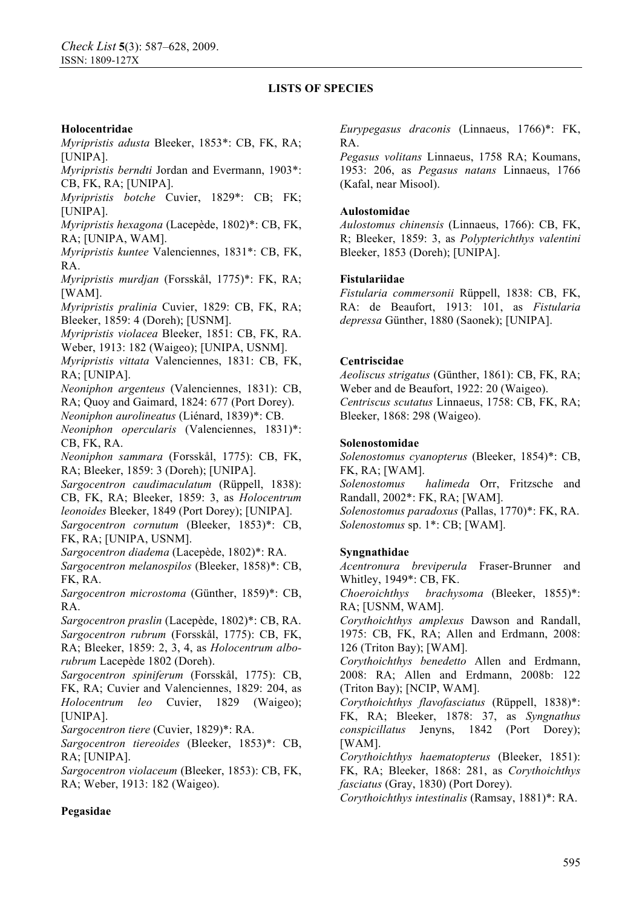## LISTS OF SPECIES

**Holocentridae**

*Myripristis adusta* Bleeker, 1853*: CB, FK, RA; [UNIPA].
*Myripristis berndti* Jordan and Evermann, 1903*: CB, FK, RA; [UNIPA].
*Myripristis botche* Cuvier, 1829*: CB; FK; [UNIPA].
*Myripristis hexagona* (Lacepède, 1802)*: CB, FK, RA; [UNIPA, WAM].
*Myripristis kuntee* Valenciennes, 1831*: CB, FK, RA.
*Myripristis murdjan* (Forsskål, 1775)*: FK, RA; [WAM].
*Myripristis pralinia* Cuvier, 1829: CB, FK, RA; Bleeker, 1859: 4 (Doreh); [USNM].
*Myripristis violacea* Bleeker, 1851: CB, FK, RA. Weber, 1913: 182 (Waigeo); [UNIPA, USNM].
*Myripristis vittata* Valenciennes, 1831: CB, FK, RA; [UNIPA].
*Neoniphon argenteus* (Valenciennes, 1831): CB, RA; Quoy and Gaimard, 1824: 677 (Port Dorey).
*Neoniphon aurolineatus* (Liénard, 1839)*: CB.
*Neoniphon opercularis* (Valenciennes, 1831)*: CB, FK, RA.
*Neoniphon sammara* (Forsskål, 1775): CB, FK, RA; Bleeker, 1859: 3 (Doreh); [UNIPA].
*Sargocentron caudimaculatum* (Rüppell, 1838): CB, FK, RA; Bleeker, 1859: 3, as *Holocentrum leonoides* Bleeker, 1849 (Port Dorey); [UNIPA].
*Sargocentron cornutum* (Bleeker, 1853)*: CB, FK, RA; [UNIPA, USNM].
*Sargocentron diadema* (Lacepède, 1802)*: RA.
*Sargocentron melanospilos* (Bleeker, 1858)*: CB, FK, RA.
*Sargocentron microstoma* (Günther, 1859)*: CB, RA.
*Sargocentron praslin* (Lacepède, 1802)*: CB, RA.
*Sargocentron rubrum* (Forsskål, 1775): CB, FK, RA; Bleeker, 1859: 2, 3, 4, as *Holocentrum albo-rubrum* Lacepède 1802 (Doreh).
*Sargocentron spiniferum* (Forsskål, 1775): CB, FK, RA; Cuvier and Valenciennes, 1829: 204, as *Holocentrum leo* Cuvier, 1829 (Waigeo); [UNIPA].
*Sargocentron tiere* (Cuvier, 1829)*: RA.
*Sargocentron tiereoides* (Bleeker, 1853)*: CB, RA; [UNIPA].
*Sargocentron violaceum* (Bleeker, 1853): CB, FK, RA; Weber, 1913: 182 (Waigeo).

**Pegasidae**

*Eurypegasus draconis* (Linnaeus, 1766)*: FK, RA.
*Pegasus volitans* Linnaeus, 1758 RA; Koumans, 1953: 206, as *Pegasus natans* Linnaeus, 1766 (Kafal, near Misool).

**Aulostomidae**

*Aulostomus chinensis* (Linnaeus, 1766): CB, FK, R; Bleeker, 1859: 3, as *Polypterichthys valentini* Bleeker, 1853 (Doreh); [UNIPA].

**Fistulariidae**

*Fistularia commersonii* Rüppell, 1838: CB, FK, RA: de Beaufort, 1913: 101, as *Fistularia depressa* Günther, 1880 (Saonek); [UNIPA].

**Centriscidae**

*Aeoliscus strigatus* (Günther, 1861): CB, FK, RA; Weber and de Beaufort, 1922: 20 (Waigeo).
*Centriscus scutatus* Linnaeus, 1758: CB, FK, RA; Bleeker, 1868: 298 (Waigeo).

**Solenostomidae**

*Solenostomus cyanopterus* (Bleeker, 1854)*: CB, FK, RA; [WAM].
*Solenostomus halimeda* Orr, Fritzsche and Randall, 2002*: FK, RA; [WAM].
*Solenostomus paradoxus* (Pallas, 1770)*: FK, RA.
*Solenostomus* sp. 1*: CB; [WAM].

**Syngnathidae**

*Acentronura breviperula* Fraser-Brunner and Whitley, 1949*: CB, FK.
*Choeroichthys brachysoma* (Bleeker, 1855)*: RA; [USNM, WAM].
*Corythoichthys amplexus* Dawson and Randall, 1975: CB, FK, RA; Allen and Erdmann, 2008: 126 (Triton Bay); [WAM].
*Corythoichthys benedetto* Allen and Erdmann, 2008: RA; Allen and Erdmann, 2008b: 122 (Triton Bay); [NCIP, WAM].
*Corythoichthys flavofasciatus* (Rüppell, 1838)*: FK, RA; Bleeker, 1878: 37, as *Syngnathus conspicillatus* Jenyns, 1842 (Port Dorey); [WAM].
*Corythoichthys haematopterus* (Bleeker, 1851): FK, RA; Bleeker, 1868: 281, as *Corythoichthys fasciatus* (Gray, 1830) (Port Dorey).
*Corythoichthys intestinalis* (Ramsay, 1881)*: RA.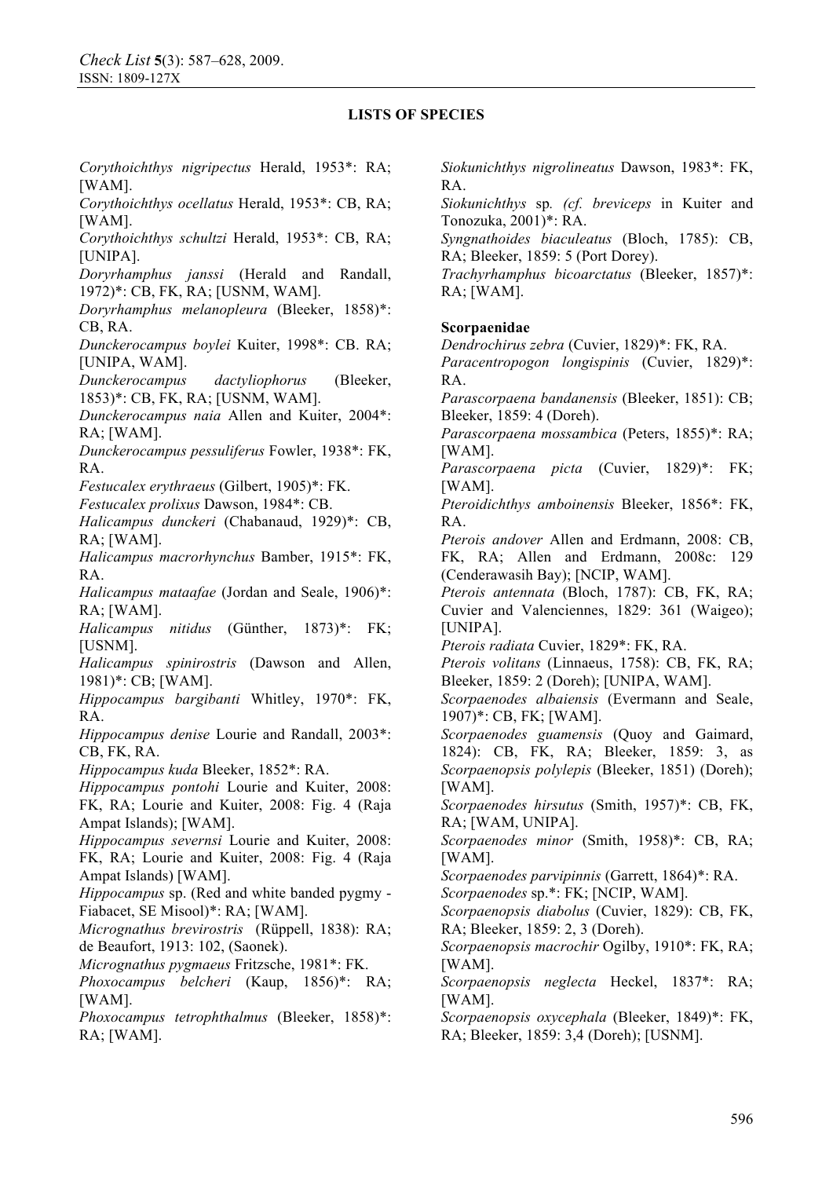## LISTS OF SPECIES

*Corythoichthys nigripectus* Herald, 1953*: RA; [WAM].

*Corythoichthys ocellatus* Herald, 1953*: CB, RA; [WAM].

*Corythoichthys schultzi* Herald, 1953*: CB, RA; [UNIPA].

*Doryrhamphus janssi* (Herald and Randall, 1972)*: CB, FK, RA; [USNM, WAM].

*Doryrhamphus melanopleura* (Bleeker, 1858)*: CB, RA.

*Dunckerocampus boylei* Kuiter, 1998*: CB. RA; [UNIPA, WAM].

*Dunckerocampus dactyliophorus* (Bleeker, 1853)*: CB, FK, RA; [USNM, WAM].

*Dunckerocampus naia* Allen and Kuiter, 2004*: RA; [WAM].

*Dunckerocampus pessuliferus* Fowler, 1938*: FK, RA.

*Festucalex erythraeus* (Gilbert, 1905)*: FK.

*Festucalex prolixus* Dawson, 1984*: CB.

*Halicampus dunckeri* (Chabanaud, 1929)*: CB, RA; [WAM].

*Halicampus macrorhynchus* Bamber, 1915*: FK, RA.

*Halicampus mataafae* (Jordan and Seale, 1906)*: RA; [WAM].

*Halicampus nitidus* (Günther, 1873)*: FK; [USNM].

*Halicampus spinirostris* (Dawson and Allen, 1981)*: CB; [WAM].

*Hippocampus bargibanti* Whitley, 1970*: FK, RA.

*Hippocampus denise* Lourie and Randall, 2003*: CB, FK, RA.

*Hippocampus kuda* Bleeker, 1852*: RA.

*Hippocampus pontohi* Lourie and Kuiter, 2008: FK, RA; Lourie and Kuiter, 2008: Fig. 4 (Raja Ampat Islands); [WAM].

*Hippocampus severnsi* Lourie and Kuiter, 2008: FK, RA; Lourie and Kuiter, 2008: Fig. 4 (Raja Ampat Islands) [WAM].

*Hippocampus* sp. (Red and white banded pygmy - Fiabacet, SE Misool)*: RA; [WAM].

*Micrognathus brevirostris* (Rüppell, 1838): RA; de Beaufort, 1913: 102, (Saonek).

*Micrognathus pygmaeus* Fritzsche, 1981*: FK.

*Phoxocampus belcheri* (Kaup, 1856)*: RA; [WAM].

*Phoxocampus tetrophthalmus* (Bleeker, 1858)*: RA; [WAM].

*Siokunichthys nigrolineatus* Dawson, 1983*: FK, RA.

*Siokunichthys* sp*. (cf. breviceps* in Kuiter and Tonozuka, 2001)*: RA.

*Syngnathoides biaculeatus* (Bloch, 1785): CB, RA; Bleeker, 1859: 5 (Port Dorey).

*Trachyrhamphus bicoarctatus* (Bleeker, 1857)*: RA; [WAM].

**Scorpaenidae**

*Dendrochirus zebra* (Cuvier, 1829)*: FK, RA.

*Paracentropogon longispinis* (Cuvier, 1829)*: RA.

*Parascorpaena bandanensis* (Bleeker, 1851): CB; Bleeker, 1859: 4 (Doreh).

*Parascorpaena mossambica* (Peters, 1855)*: RA; [WAM].

*Parascorpaena picta* (Cuvier, 1829)*: FK; [WAM].

*Pteroidichthys amboinensis* Bleeker, 1856*: FK, RA.

*Pterois andover* Allen and Erdmann, 2008: CB, FK, RA; Allen and Erdmann, 2008c: 129 (Cenderawasih Bay); [NCIP, WAM].

*Pterois antennata* (Bloch, 1787): CB, FK, RA; Cuvier and Valenciennes, 1829: 361 (Waigeo); [UNIPA].

*Pterois radiata* Cuvier, 1829*: FK, RA.

*Pterois volitans* (Linnaeus, 1758): CB, FK, RA; Bleeker, 1859: 2 (Doreh); [UNIPA, WAM].

*Scorpaenodes albaiensis* (Evermann and Seale, 1907)*: CB, FK; [WAM].

*Scorpaenodes guamensis* (Quoy and Gaimard, 1824): CB, FK, RA; Bleeker, 1859: 3, as *Scorpaenopsis polylepis* (Bleeker, 1851) (Doreh); [WAM].

*Scorpaenodes hirsutus* (Smith, 1957)*: CB, FK, RA; [WAM, UNIPA].

*Scorpaenodes minor* (Smith, 1958)*: CB, RA; [WAM].

*Scorpaenodes parvipinnis* (Garrett, 1864)*: RA.

*Scorpaenodes* sp.*: FK; [NCIP, WAM].

*Scorpaenopsis diabolus* (Cuvier, 1829): CB, FK, RA; Bleeker, 1859: 2, 3 (Doreh).

*Scorpaenopsis macrochir* Ogilby, 1910*: FK, RA; [WAM].

*Scorpaenopsis neglecta* Heckel, 1837*: RA; [WAM].

*Scorpaenopsis oxycephala* (Bleeker, 1849)*: FK, RA; Bleeker, 1859: 3,4 (Doreh); [USNM].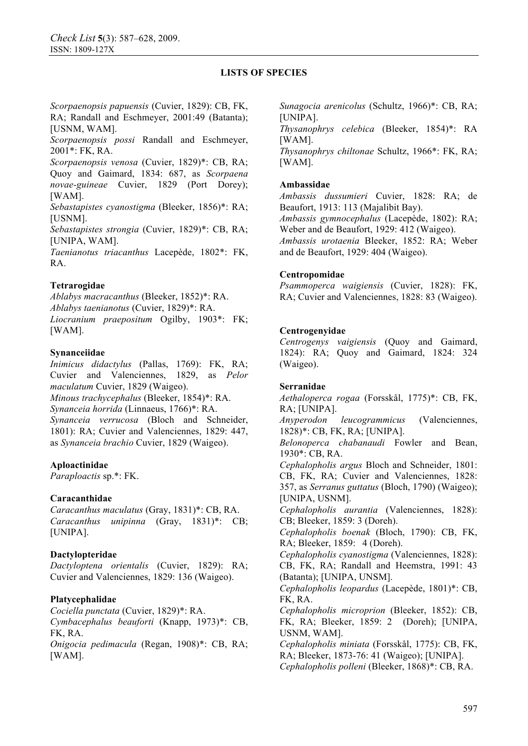## LISTS OF SPECIES

*Scorpaenopsis papuensis* (Cuvier, 1829): CB, FK, RA; Randall and Eschmeyer, 2001:49 (Batanta); [USNM, WAM].
*Scorpaenopsis possi* Randall and Eschmeyer, 2001*: FK, RA.
*Scorpaenopsis venosa* (Cuvier, 1829)*: CB, RA; Quoy and Gaimard, 1834: 687, as *Scorpaena novae-guineae* Cuvier, 1829 (Port Dorey); [WAM].
*Sebastapistes cyanostigma* (Bleeker, 1856)*: RA; [USNM].
*Sebastapistes strongia* (Cuvier, 1829)*: CB, RA; [UNIPA, WAM].
*Taenianotus triacanthus* Lacepède, 1802*: FK, RA.

**Tetrarogidae**
*Ablabys macracanthus* (Bleeker, 1852)*: RA.
*Ablabys taenianotus* (Cuvier, 1829)*: RA.
*Liocranium praepositum* Ogilby, 1903*: FK; [WAM].

**Synanceiidae**
*Inimicus didactylus* (Pallas, 1769): FK, RA; Cuvier and Valenciennes, 1829, as *Pelor maculatum* Cuvier, 1829 (Waigeo).
*Minous trachycephalus* (Bleeker, 1854)*: RA.
*Synanceia horrida* (Linnaeus, 1766)*: RA.
*Synanceia verrucosa* (Bloch and Schneider, 1801): RA; Cuvier and Valenciennes, 1829: 447, as *Synanceia brachio* Cuvier, 1829 (Waigeo).

**Aploactinidae**
*Paraploactis* sp.*: FK.

**Caracanthidae**
*Caracanthus maculatus* (Gray, 1831)*: CB, RA.
*Caracanthus unipinna* (Gray, 1831)*: CB; [UNIPA].

**Dactylopteridae**
*Dactyloptena orientalis* (Cuvier, 1829): RA; Cuvier and Valenciennes, 1829: 136 (Waigeo).

**Platycephalidae**
*Cociella punctata* (Cuvier, 1829)*: RA.
*Cymbacephalus beauforti* (Knapp, 1973)*: CB, FK, RA.
*Onigocia pedimacula* (Regan, 1908)*: CB, RA; [WAM].
*Sunagocia arenicolus* (Schultz, 1966)*: CB, RA; [UNIPA].
*Thysanophrys celebica* (Bleeker, 1854)*: RA [WAM].
*Thysanophrys chiltonae* Schultz, 1966*: FK, RA; [WAM].

**Ambassidae**
*Ambassis dussumieri* Cuvier, 1828: RA; de Beaufort, 1913: 113 (Majalibit Bay).
*Ambassis gymnocephalus* (Lacepède, 1802): RA; Weber and de Beaufort, 1929: 412 (Waigeo).
*Ambassis urotaenia* Bleeker, 1852: RA; Weber and de Beaufort, 1929: 404 (Waigeo).

**Centropomidae**
*Psammoperca waigiensis* (Cuvier, 1828): FK, RA; Cuvier and Valenciennes, 1828: 83 (Waigeo).

**Centrogenyidae**
*Centrogenys vaigiensis* (Quoy and Gaimard, 1824): RA; Quoy and Gaimard, 1824: 324 (Waigeo).

**Serranidae**
*Aethaloperca rogaa* (Forsskål, 1775)*: CB, FK, RA; [UNIPA].
*Anyperodon leucogrammicus* (Valenciennes, 1828)*: CB, FK, RA; [UNIPA].
*Belonoperca chabanaudi* Fowler and Bean, 1930*: CB, RA.
*Cephalopholis argus* Bloch and Schneider, 1801: CB, FK, RA; Cuvier and Valenciennes, 1828: 357, as *Serranus guttatus* (Bloch, 1790) (Waigeo); [UNIPA, USNM].
*Cephalopholis aurantia* (Valenciennes, 1828): CB; Bleeker, 1859: 3 (Doreh).
*Cephalopholis boenak* (Bloch, 1790): CB, FK, RA; Bleeker, 1859: 4 (Doreh).
*Cephalopholis cyanostigma* (Valenciennes, 1828): CB, FK, RA; Randall and Heemstra, 1991: 43 (Batanta); [UNIPA, UNSM].
*Cephalopholis leopardus* (Lacepède, 1801)*: CB, FK, RA.
*Cephalopholis microprion* (Bleeker, 1852): CB, FK, RA; Bleeker, 1859: 2 (Doreh); [UNIPA, USNM, WAM].
*Cephalopholis miniata* (Forsskål, 1775): CB, FK, RA; Bleeker, 1873-76: 41 (Waigeo); [UNIPA].
*Cephalopholis polleni* (Bleeker, 1868)*: CB, RA.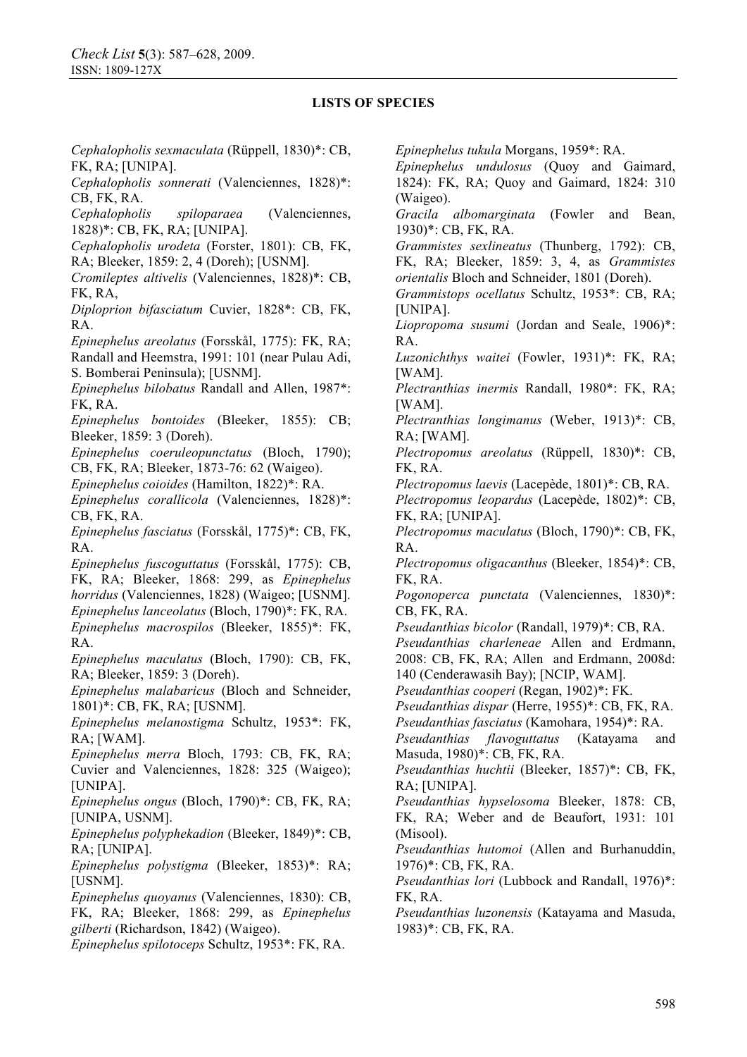## LISTS OF SPECIES

*Cephalopholis sexmaculata* (Rüppell, 1830)*: CB, FK, RA; [UNIPA].

*Cephalopholis sonnerati* (Valenciennes, 1828)*: CB, FK, RA.

*Cephalopholis spiloparaea* (Valenciennes, 1828)*: CB, FK, RA; [UNIPA].

*Cephalopholis urodeta* (Forster, 1801): CB, FK, RA; Bleeker, 1859: 2, 4 (Doreh); [USNM].

*Cromileptes altivelis* (Valenciennes, 1828)*: CB, FK, RA,

*Diploprion bifasciatum* Cuvier, 1828*: CB, FK, RA.

*Epinephelus areolatus* (Forsskål, 1775): FK, RA; Randall and Heemstra, 1991: 101 (near Pulau Adi, S. Bomberai Peninsula); [USNM].

*Epinephelus bilobatus* Randall and Allen, 1987*: FK, RA.

*Epinephelus bontoides* (Bleeker, 1855): CB; Bleeker, 1859: 3 (Doreh).

*Epinephelus coeruleopunctatus* (Bloch, 1790); CB, FK, RA; Bleeker, 1873-76: 62 (Waigeo).

*Epinephelus coioides* (Hamilton, 1822)*: RA.

*Epinephelus corallicola* (Valenciennes, 1828)*: CB, FK, RA.

*Epinephelus fasciatus* (Forsskål, 1775)*: CB, FK, RA.

*Epinephelus fuscoguttatus* (Forsskål, 1775): CB, FK, RA; Bleeker, 1868: 299, as *Epinephelus horridus* (Valenciennes, 1828) (Waigeo; [USNM].

*Epinephelus lanceolatus* (Bloch, 1790)*: FK, RA.

*Epinephelus macrospilos* (Bleeker, 1855)*: FK, RA.

*Epinephelus maculatus* (Bloch, 1790): CB, FK, RA; Bleeker, 1859: 3 (Doreh).

*Epinephelus malabaricus* (Bloch and Schneider, 1801)*: CB, FK, RA; [USNM].

*Epinephelus melanostigma* Schultz, 1953*: FK, RA; [WAM].

*Epinephelus merra* Bloch, 1793: CB, FK, RA; Cuvier and Valenciennes, 1828: 325 (Waigeo); [UNIPA].

*Epinephelus ongus* (Bloch, 1790)*: CB, FK, RA; [UNIPA, USNM].

*Epinephelus polyphekadion* (Bleeker, 1849)*: CB, RA; [UNIPA].

*Epinephelus polystigma* (Bleeker, 1853)*: RA; [USNM].

*Epinephelus quoyanus* (Valenciennes, 1830): CB, FK, RA; Bleeker, 1868: 299, as *Epinephelus gilberti* (Richardson, 1842) (Waigeo).

*Epinephelus spilotoceps* Schultz, 1953*: FK, RA.

*Epinephelus tukula* Morgans, 1959*: RA.

*Epinephelus undulosus* (Quoy and Gaimard, 1824): FK, RA; Quoy and Gaimard, 1824: 310 (Waigeo).

*Gracila albomarginata* (Fowler and Bean, 1930)*: CB, FK, RA.

*Grammistes sexlineatus* (Thunberg, 1792): CB, FK, RA; Bleeker, 1859: 3, 4, as *Grammistes orientalis* Bloch and Schneider, 1801 (Doreh).

*Grammistops ocellatus* Schultz, 1953*: CB, RA; [UNIPA].

*Liopropoma susumi* (Jordan and Seale, 1906)*: RA.

*Luzonichthys waitei* (Fowler, 1931)*: FK, RA; [WAM].

*Plectranthias inermis* Randall, 1980*: FK, RA; [WAM].

*Plectranthias longimanus* (Weber, 1913)*: CB, RA; [WAM].

*Plectropomus areolatus* (Rüppell, 1830)*: CB, FK, RA.

*Plectropomus laevis* (Lacepède, 1801)*: CB, RA.

*Plectropomus leopardus* (Lacepède, 1802)*: CB, FK, RA; [UNIPA].

*Plectropomus maculatus* (Bloch, 1790)*: CB, FK, RA.

*Plectropomus oligacanthus* (Bleeker, 1854)*: CB, FK, RA.

*Pogonoperca punctata* (Valenciennes, 1830)*: CB, FK, RA.

*Pseudanthias bicolor* (Randall, 1979)*: CB, RA.

*Pseudanthias charleneae* Allen and Erdmann, 2008: CB, FK, RA; Allen and Erdmann, 2008d: 140 (Cenderawasih Bay); [NCIP, WAM].

*Pseudanthias cooperi* (Regan, 1902)*: FK.

*Pseudanthias dispar* (Herre, 1955)*: CB, FK, RA.

*Pseudanthias fasciatus* (Kamohara, 1954)*: RA.

*Pseudanthias flavoguttatus* (Katayama and Masuda, 1980)*: CB, FK, RA.

*Pseudanthias huchtii* (Bleeker, 1857)*: CB, FK, RA; [UNIPA].

*Pseudanthias hypselosoma* Bleeker, 1878: CB, FK, RA; Weber and de Beaufort, 1931: 101 (Misool).

*Pseudanthias hutomoi* (Allen and Burhanuddin, 1976)*: CB, FK, RA.

*Pseudanthias lori* (Lubbock and Randall, 1976)*: FK, RA.

*Pseudanthias luzonensis* (Katayama and Masuda, 1983)*: CB, FK, RA.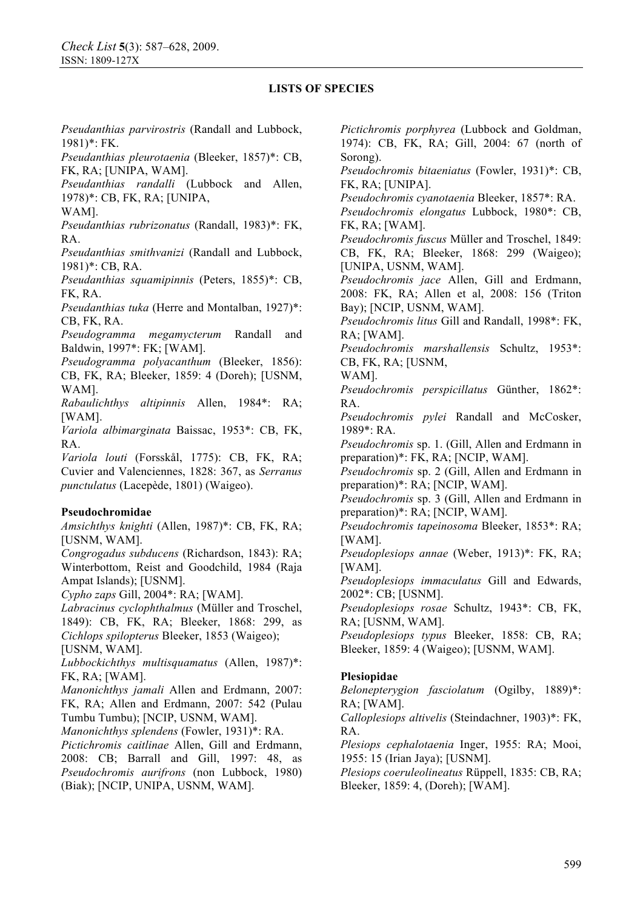## LISTS OF SPECIES

*Pseudanthias parvirostris* (Randall and Lubbock, 1981)*: FK.

*Pseudanthias pleurotaenia* (Bleeker, 1857)*: CB, FK, RA; [UNIPA, WAM].

*Pseudanthias randalli* (Lubbock and Allen, 1978)*: CB, FK, RA; [UNIPA, WAM].

*Pseudanthias rubrizonatus* (Randall, 1983)*: FK, RA.

*Pseudanthias smithvanizi* (Randall and Lubbock, 1981)*: CB, RA.

*Pseudanthias squamipinnis* (Peters, 1855)*: CB, FK, RA.

*Pseudanthias tuka* (Herre and Montalban, 1927)*: CB, FK, RA.

*Pseudogramma megamycterum* Randall and Baldwin, 1997*: FK; [WAM].

*Pseudogramma polyacanthum* (Bleeker, 1856): CB, FK, RA; Bleeker, 1859: 4 (Doreh); [USNM, WAM].

*Rabaulichthys altipinnis* Allen, 1984*: RA; [WAM].

*Variola albimarginata* Baissac, 1953*: CB, FK, RA.

*Variola louti* (Forsskål, 1775): CB, FK, RA; Cuvier and Valenciennes, 1828: 367, as *Serranus punctulatus* (Lacepède, 1801) (Waigeo).

### Pseudochromidae

*Amsichthys knighti* (Allen, 1987)*: CB, FK, RA; [USNM, WAM].

*Congrogadus subducens* (Richardson, 1843): RA; Winterbottom, Reist and Goodchild, 1984 (Raja Ampat Islands); [USNM].

*Cypho zaps* Gill, 2004*: RA; [WAM].

*Labracinus cyclophthalmus* (Müller and Troschel, 1849): CB, FK, RA; Bleeker, 1868: 299, as *Cichlops spilopterus* Bleeker, 1853 (Waigeo); [USNM, WAM].

*Lubbockichthys multisquamatus* (Allen, 1987)*: FK, RA; [WAM].

*Manonichthys jamali* Allen and Erdmann, 2007: FK, RA; Allen and Erdmann, 2007: 542 (Pulau Tumbu Tumbu); [NCIP, USNM, WAM].

*Manonichthys splendens* (Fowler, 1931)*: RA.

*Pictichromis caitlinae* Allen, Gill and Erdmann, 2008: CB; Barrall and Gill, 1997: 48, as *Pseudochromis aurifrons* (non Lubbock, 1980) (Biak); [NCIP, UNIPA, USNM, WAM].

*Pictichromis porphyrea* (Lubbock and Goldman, 1974): CB, FK, RA; Gill, 2004: 67 (north of Sorong).

*Pseudochromis bitaeniatus* (Fowler, 1931)*: CB, FK, RA; [UNIPA].

*Pseudochromis cyanotaenia* Bleeker, 1857*: RA.

*Pseudochromis elongatus* Lubbock, 1980*: CB, FK, RA; [WAM].

*Pseudochromis fuscus* Müller and Troschel, 1849: CB, FK, RA; Bleeker, 1868: 299 (Waigeo); [UNIPA, USNM, WAM].

*Pseudochromis jace* Allen, Gill and Erdmann, 2008: FK, RA; Allen et al, 2008: 156 (Triton Bay); [NCIP, USNM, WAM].

*Pseudochromis litus* Gill and Randall, 1998*: FK, RA; [WAM].

*Pseudochromis marshallensis* Schultz, 1953*: CB, FK, RA; [USNM, WAM].

*Pseudochromis perspicillatus* Günther, 1862*: RA.

*Pseudochromis pylei* Randall and McCosker, 1989*: RA.

*Pseudochromis* sp. 1. (Gill, Allen and Erdmann in preparation)*: FK, RA; [NCIP, WAM].

*Pseudochromis* sp. 2 (Gill, Allen and Erdmann in preparation)*: RA; [NCIP, WAM].

*Pseudochromis* sp. 3 (Gill, Allen and Erdmann in preparation)*: RA; [NCIP, WAM].

*Pseudochromis tapeinosoma* Bleeker, 1853*: RA; [WAM].

*Pseudoplesiops annae* (Weber, 1913)*: FK, RA; [WAM].

*Pseudoplesiops immaculatus* Gill and Edwards, 2002*: CB; [USNM].

*Pseudoplesiops rosae* Schultz, 1943*: CB, FK, RA; [USNM, WAM].

*Pseudoplesiops typus* Bleeker, 1858: CB, RA; Bleeker, 1859: 4 (Waigeo); [USNM, WAM].

### Plesiopidae

*Belonepterygion fasciolatum* (Ogilby, 1889)*: RA; [WAM].

*Calloplesiops altivelis* (Steindachner, 1903)*: FK, RA.

*Plesiops cephalotaenia* Inger, 1955: RA; Mooi, 1955: 15 (Irian Jaya); [USNM].

*Plesiops coeruleolineatus* Rüppell, 1835: CB, RA; Bleeker, 1859: 4, (Doreh); [WAM].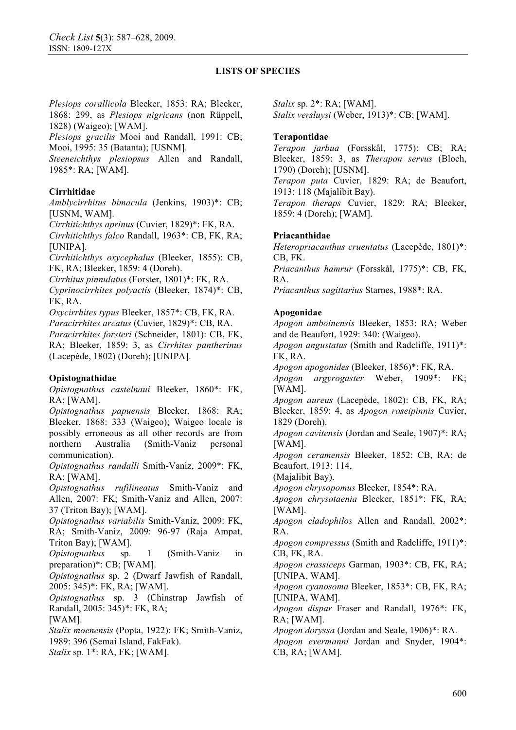**LISTS OF SPECIES**

*Plesiops corallicola* Bleeker, 1853: RA; Bleeker, 1868: 299, as *Plesiops nigricans* (non Rüppell, 1828) (Waigeo); [WAM].
*Plesiops gracilis* Mooi and Randall, 1991: CB; Mooi, 1995: 35 (Batanta); [USNM].
*Steeneichthys plesiopsus* Allen and Randall, 1985*: RA; [WAM].

**Cirrhitidae**
*Amblycirrhitus bimacula* (Jenkins, 1903)*: CB; [USNM, WAM].
*Cirrhitichthys aprinus* (Cuvier, 1829)*: FK, RA.
*Cirrhitichthys falco* Randall, 1963*: CB, FK, RA; [UNIPA].
*Cirrhitichthys oxycephalus* (Bleeker, 1855): CB, FK, RA; Bleeker, 1859: 4 (Doreh).
*Cirrhitus pinnulatus* (Forster, 1801)*: FK, RA.
*Cyprinocirrhites polyactis* (Bleeker, 1874)*: CB, FK, RA.
*Oxycirrhites typus* Bleeker, 1857*: CB, FK, RA.
*Paracirrhites arcatus* (Cuvier, 1829)*: CB, RA.
*Paracirrhites forsteri* (Schneider, 1801): CB, FK, RA; Bleeker, 1859: 3, as *Cirrhites pantherinus* (Lacepède, 1802) (Doreh); [UNIPA].

**Opistognathidae**
*Opistognathus castelnaui* Bleeker, 1860*: FK, RA; [WAM].
*Opistognathus papuensis* Bleeker, 1868: RA; Bleeker, 1868: 333 (Waigeo); Waigeo locale is possibly erroneous as all other records are from northern Australia (Smith-Vaniz personal communication).
*Opistognathus randalli* Smith-Vaniz, 2009*: FK, RA; [WAM].
*Opistognathus rufilineatus* Smith-Vaniz and Allen, 2007: FK; Smith-Vaniz and Allen, 2007: 37 (Triton Bay); [WAM].
*Opistognathus variabilis* Smith-Vaniz, 2009: FK, RA; Smith-Vaniz, 2009: 96-97 (Raja Ampat, Triton Bay); [WAM].
*Opistognathus* sp. 1 (Smith-Vaniz in preparation)*: CB; [WAM].
*Opistognathus* sp. 2 (Dwarf Jawfish of Randall, 2005: 345)*: FK, RA; [WAM].
*Opistognathus* sp. 3 (Chinstrap Jawfish of Randall, 2005: 345)*: FK, RA; [WAM].
*Stalix moenensis* (Popta, 1922): FK; Smith-Vaniz, 1989: 396 (Semai Island, FakFak).
*Stalix* sp. 1*: RA, FK; [WAM].
*Stalix* sp. 2*: RA; [WAM].
*Stalix versluysi* (Weber, 1913)*: CB; [WAM].

**Terapontidae**
*Terapon jarbua* (Forsskål, 1775): CB; RA; Bleeker, 1859: 3, as *Therapon servus* (Bloch, 1790) (Doreh); [USNM].
*Terapon puta* Cuvier, 1829: RA; de Beaufort, 1913: 118 (Majalibit Bay).
*Terapon theraps* Cuvier, 1829: RA; Bleeker, 1859: 4 (Doreh); [WAM].

**Priacanthidae**
*Heteropriacanthus cruentatus* (Lacepède, 1801)*: CB, FK.
*Priacanthus hamrur* (Forsskål, 1775)*: CB, FK, RA.
*Priacanthus sagittarius* Starnes, 1988*: RA.

**Apogonidae**
*Apogon amboinensis* Bleeker, 1853: RA; Weber and de Beaufort, 1929: 340: (Waigeo).
*Apogon angustatus* (Smith and Radcliffe, 1911)*: FK, RA.
*Apogon apogonides* (Bleeker, 1856)*: FK, RA.
*Apogon argyrogaster* Weber, 1909*: FK; [WAM].
*Apogon aureus* (Lacepède, 1802): CB, FK, RA; Bleeker, 1859: 4, as *Apogon roseipinnis* Cuvier, 1829 (Doreh).
*Apogon cavitensis* (Jordan and Seale, 1907)*: RA; [WAM].
*Apogon ceramensis* Bleeker, 1852: CB, RA; de Beaufort, 1913: 114, (Majalibit Bay).
*Apogon chrysopomus* Bleeker, 1854*: RA.
*Apogon chrysotaenia* Bleeker, 1851*: FK, RA; [WAM].
*Apogon cladophilos* Allen and Randall, 2002*: RA.
*Apogon compressus* (Smith and Radcliffe, 1911)*: CB, FK, RA.
*Apogon crassiceps* Garman, 1903*: CB, FK, RA; [UNIPA, WAM].
*Apogon cyanosoma* Bleeker, 1853*: CB, FK, RA; [UNIPA, WAM].
*Apogon dispar* Fraser and Randall, 1976*: FK, RA; [WAM].
*Apogon doryssa* (Jordan and Seale, 1906)*: RA.
*Apogon evermanni* Jordan and Snyder, 1904*: CB, RA; [WAM].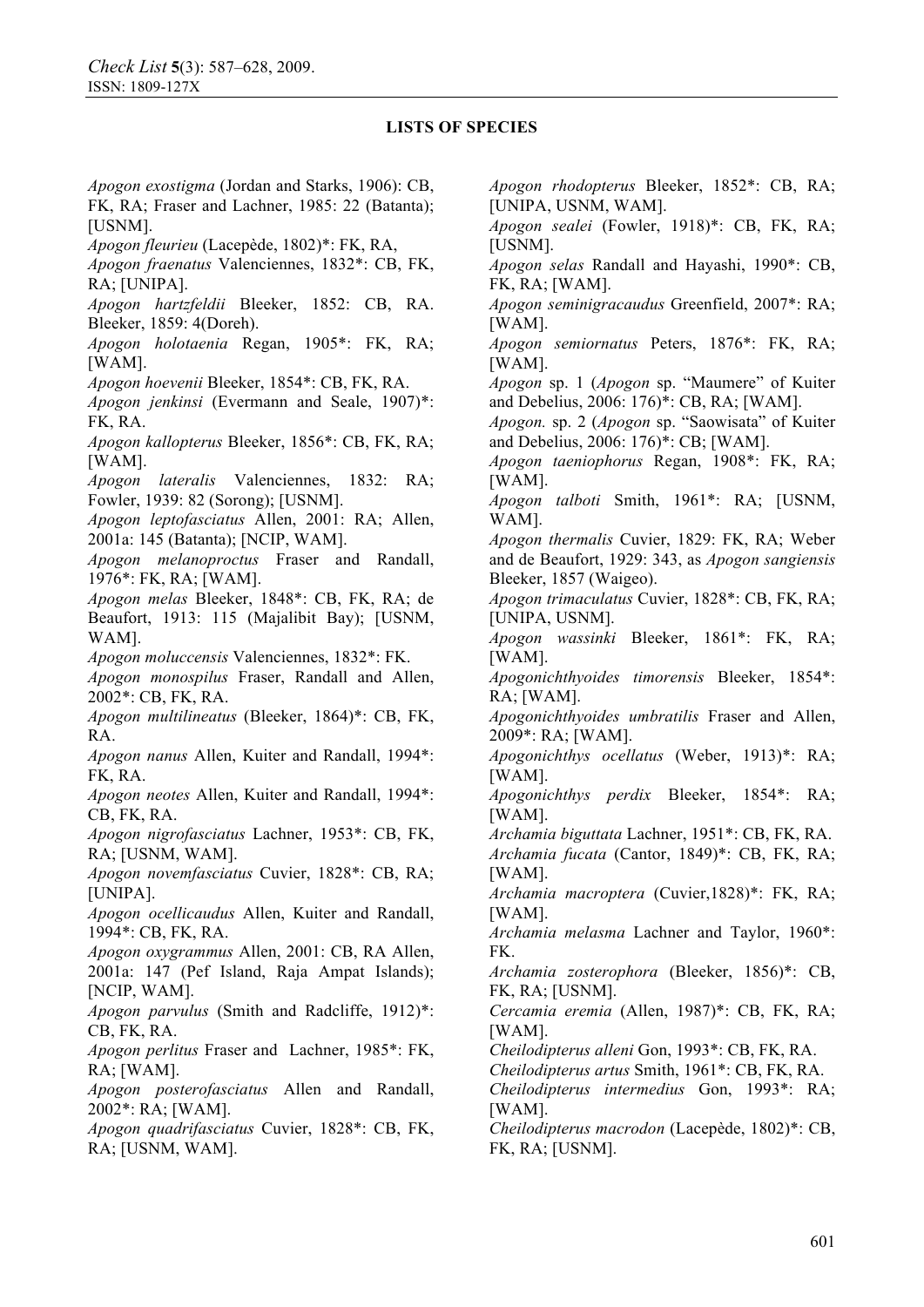**LISTS OF SPECIES**

*Apogon exostigma* (Jordan and Starks, 1906): CB, FK, RA; Fraser and Lachner, 1985: 22 (Batanta); [USNM].

*Apogon fleurieu* (Lacepède, 1802)*: FK, RA,

*Apogon fraenatus* Valenciennes, 1832*: CB, FK, RA; [UNIPA].

*Apogon hartzfeldii* Bleeker, 1852: CB, RA. Bleeker, 1859: 4(Doreh).

*Apogon holotaenia* Regan, 1905*: FK, RA; [WAM].

*Apogon hoevenii* Bleeker, 1854*: CB, FK, RA.

*Apogon jenkinsi* (Evermann and Seale, 1907)*: FK, RA.

*Apogon kallopterus* Bleeker, 1856*: CB, FK, RA; [WAM].

*Apogon lateralis* Valenciennes, 1832: RA; Fowler, 1939: 82 (Sorong); [USNM].

*Apogon leptofasciatus* Allen, 2001: RA; Allen, 2001a: 145 (Batanta); [NCIP, WAM].

*Apogon melanoproctus* Fraser and Randall, 1976*: FK, RA; [WAM].

*Apogon melas* Bleeker, 1848*: CB, FK, RA; de Beaufort, 1913: 115 (Majalibit Bay); [USNM, WAM].

*Apogon moluccensis* Valenciennes, 1832*: FK.

*Apogon monospilus* Fraser, Randall and Allen, 2002*: CB, FK, RA.

*Apogon multilineatus* (Bleeker, 1864)*: CB, FK, RA.

*Apogon nanus* Allen, Kuiter and Randall, 1994*: FK, RA.

*Apogon neotes* Allen, Kuiter and Randall, 1994*: CB, FK, RA.

*Apogon nigrofasciatus* Lachner, 1953*: CB, FK, RA; [USNM, WAM].

*Apogon novemfasciatus* Cuvier, 1828*: CB, RA; [UNIPA].

*Apogon ocellicaudus* Allen, Kuiter and Randall, 1994*: CB, FK, RA.

*Apogon oxygrammus* Allen, 2001: CB, RA Allen, 2001a: 147 (Pef Island, Raja Ampat Islands); [NCIP, WAM].

*Apogon parvulus* (Smith and Radcliffe, 1912)*: CB, FK, RA.

*Apogon perlitus* Fraser and Lachner, 1985*: FK, RA; [WAM].

*Apogon posterofasciatus* Allen and Randall, 2002*: RA; [WAM].

*Apogon quadrifasciatus* Cuvier, 1828*: CB, FK, RA; [USNM, WAM].

*Apogon rhodopterus* Bleeker, 1852*: CB, RA; [UNIPA, USNM, WAM].

*Apogon sealei* (Fowler, 1918)*: CB, FK, RA; [USNM].

*Apogon selas* Randall and Hayashi, 1990*: CB, FK, RA; [WAM].

*Apogon seminigracaudus* Greenfield, 2007*: RA; [WAM].

*Apogon semiornatus* Peters, 1876*: FK, RA; [WAM].

*Apogon* sp. 1 (*Apogon* sp. "Maumere" of Kuiter and Debelius, 2006: 176)*: CB, RA; [WAM].

*Apogon.* sp. 2 (*Apogon* sp. "Saowisata" of Kuiter and Debelius, 2006: 176)*: CB; [WAM].

*Apogon taeniophorus* Regan, 1908*: FK, RA; [WAM].

*Apogon talboti* Smith, 1961*: RA; [USNM, WAM].

*Apogon thermalis* Cuvier, 1829: FK, RA; Weber and de Beaufort, 1929: 343, as *Apogon sangiensis* Bleeker, 1857 (Waigeo).

*Apogon trimaculatus* Cuvier, 1828*: CB, FK, RA; [UNIPA, USNM].

*Apogon wassinki* Bleeker, 1861*: FK, RA; [WAM].

*Apogonichthyoides timorensis* Bleeker, 1854*: RA; [WAM].

*Apogonichthyoides umbratilis* Fraser and Allen, 2009*: RA; [WAM].

*Apogonichthys ocellatus* (Weber, 1913)*: RA; [WAM].

*Apogonichthys perdix* Bleeker, 1854*: RA; [WAM].

*Archamia biguttata* Lachner, 1951*: CB, FK, RA.

*Archamia fucata* (Cantor, 1849)*: CB, FK, RA; [WAM].

*Archamia macroptera* (Cuvier,1828)*: FK, RA; [WAM].

*Archamia melasma* Lachner and Taylor, 1960*: FK.

*Archamia zosterophora* (Bleeker, 1856)*: CB, FK, RA; [USNM].

*Cercamia eremia* (Allen, 1987)*: CB, FK, RA; [WAM].

*Cheilodipterus alleni* Gon, 1993*: CB, FK, RA.

*Cheilodipterus artus* Smith, 1961*: CB, FK, RA.

*Cheilodipterus intermedius* Gon, 1993*: RA; [WAM].

*Cheilodipterus macrodon* (Lacepède, 1802)*: CB, FK, RA; [USNM].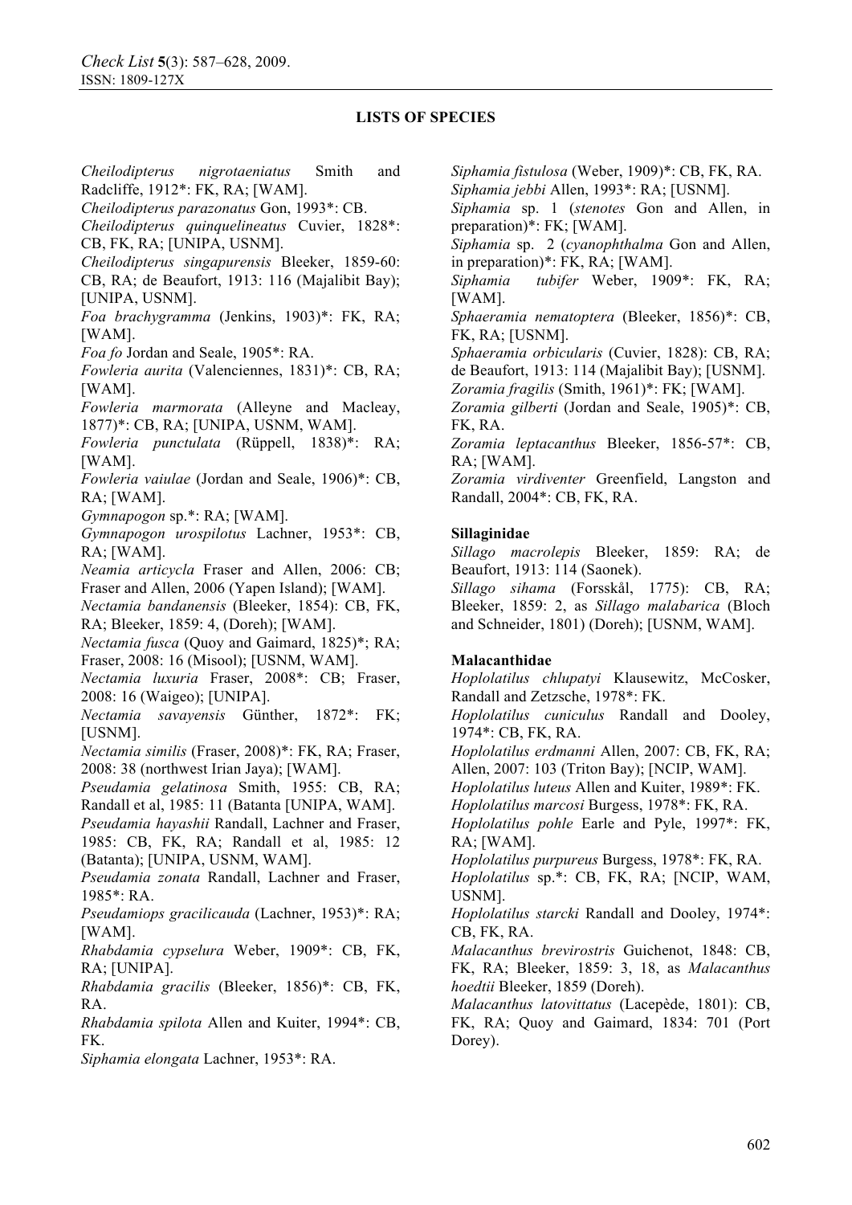**LISTS OF SPECIES**

*Cheilodipterus nigrotaeniatus* Smith and Radcliffe, 1912*: FK, RA; [WAM].
*Cheilodipterus parazonatus* Gon, 1993*: CB.
*Cheilodipterus quinquelineatus* Cuvier, 1828*: CB, FK, RA; [UNIPA, USNM].
*Cheilodipterus singapurensis* Bleeker, 1859-60: CB, RA; de Beaufort, 1913: 116 (Majalibit Bay); [UNIPA, USNM].
*Foa brachygramma* (Jenkins, 1903)*: FK, RA; [WAM].
*Foa fo* Jordan and Seale, 1905*: RA.
*Fowleria aurita* (Valenciennes, 1831)*: CB, RA; [WAM].
*Fowleria marmorata* (Alleyne and Macleay, 1877)*: CB, RA; [UNIPA, USNM, WAM].
*Fowleria punctulata* (Rüppell, 1838)*: RA; [WAM].
*Fowleria vaiulae* (Jordan and Seale, 1906)*: CB, RA; [WAM].
*Gymnapogon* sp.*: RA; [WAM].
*Gymnapogon urospilotus* Lachner, 1953*: CB, RA; [WAM].
*Neamia articycla* Fraser and Allen, 2006: CB; Fraser and Allen, 2006 (Yapen Island); [WAM].
*Nectamia bandanensis* (Bleeker, 1854): CB, FK, RA; Bleeker, 1859: 4, (Doreh); [WAM].
*Nectamia fusca* (Quoy and Gaimard, 1825)*; RA; Fraser, 2008: 16 (Misool); [USNM, WAM].
*Nectamia luxuria* Fraser, 2008*: CB; Fraser, 2008: 16 (Waigeo); [UNIPA].
*Nectamia savayensis* Günther, 1872*: FK; [USNM].
*Nectamia similis* (Fraser, 2008)*: FK, RA; Fraser, 2008: 38 (northwest Irian Jaya); [WAM].
*Pseudamia gelatinosa* Smith, 1955: CB, RA; Randall et al, 1985: 11 (Batanta [UNIPA, WAM].
*Pseudamia hayashii* Randall, Lachner and Fraser, 1985: CB, FK, RA; Randall et al, 1985: 12 (Batanta); [UNIPA, USNM, WAM].
*Pseudamia zonata* Randall, Lachner and Fraser, 1985*: RA.
*Pseudamiops gracilicauda* (Lachner, 1953)*: RA; [WAM].
*Rhabdamia cypselura* Weber, 1909*: CB, FK, RA; [UNIPA].
*Rhabdamia gracilis* (Bleeker, 1856)*: CB, FK, RA.
*Rhabdamia spilota* Allen and Kuiter, 1994*: CB, FK.
*Siphamia elongata* Lachner, 1953*: RA.
*Siphamia fistulosa* (Weber, 1909)*: CB, FK, RA.
*Siphamia jebbi* Allen, 1993*: RA; [USNM].
*Siphamia* sp. 1 (*stenotes* Gon and Allen, in preparation)*: FK; [WAM].
*Siphamia* sp. 2 (*cyanophthalma* Gon and Allen, in preparation)*: FK, RA; [WAM].
*Siphamia tubifer* Weber, 1909*: FK, RA; [WAM].
*Sphaeramia nematoptera* (Bleeker, 1856)*: CB, FK, RA; [USNM].
*Sphaeramia orbicularis* (Cuvier, 1828): CB, RA; de Beaufort, 1913: 114 (Majalibit Bay); [USNM].
*Zoramia fragilis* (Smith, 1961)*: FK; [WAM].
*Zoramia gilberti* (Jordan and Seale, 1905)*: CB, FK, RA.
*Zoramia leptacanthus* Bleeker, 1856-57*: CB, RA; [WAM].
*Zoramia virdiventer* Greenfield, Langston and Randall, 2004*: CB, FK, RA.

**Sillaginidae**

*Sillago macrolepis* Bleeker, 1859: RA; de Beaufort, 1913: 114 (Saonek).
*Sillago sihama* (Forsskål, 1775): CB, RA; Bleeker, 1859: 2, as *Sillago malabarica* (Bloch and Schneider, 1801) (Doreh); [USNM, WAM].

**Malacanthidae**

*Hoplolatilus chlupatyi* Klausewitz, McCosker, Randall and Zetzsche, 1978*: FK.
*Hoplolatilus cuniculus* Randall and Dooley, 1974*: CB, FK, RA.
*Hoplolatilus erdmanni* Allen, 2007: CB, FK, RA; Allen, 2007: 103 (Triton Bay); [NCIP, WAM].
*Hoplolatilus luteus* Allen and Kuiter, 1989*: FK.
*Hoplolatilus marcosi* Burgess, 1978*: FK, RA.
*Hoplolatilus pohle* Earle and Pyle, 1997*: FK, RA; [WAM].
*Hoplolatilus purpureus* Burgess, 1978*: FK, RA.
*Hoplolatilus* sp.*: CB, FK, RA; [NCIP, WAM, USNM].
*Hoplolatilus starcki* Randall and Dooley, 1974*: CB, FK, RA.
*Malacanthus brevirostris* Guichenot, 1848: CB, FK, RA; Bleeker, 1859: 3, 18, as *Malacanthus hoedtii* Bleeker, 1859 (Doreh).
*Malacanthus latovittatus* (Lacepède, 1801): CB, FK, RA; Quoy and Gaimard, 1834: 701 (Port Dorey).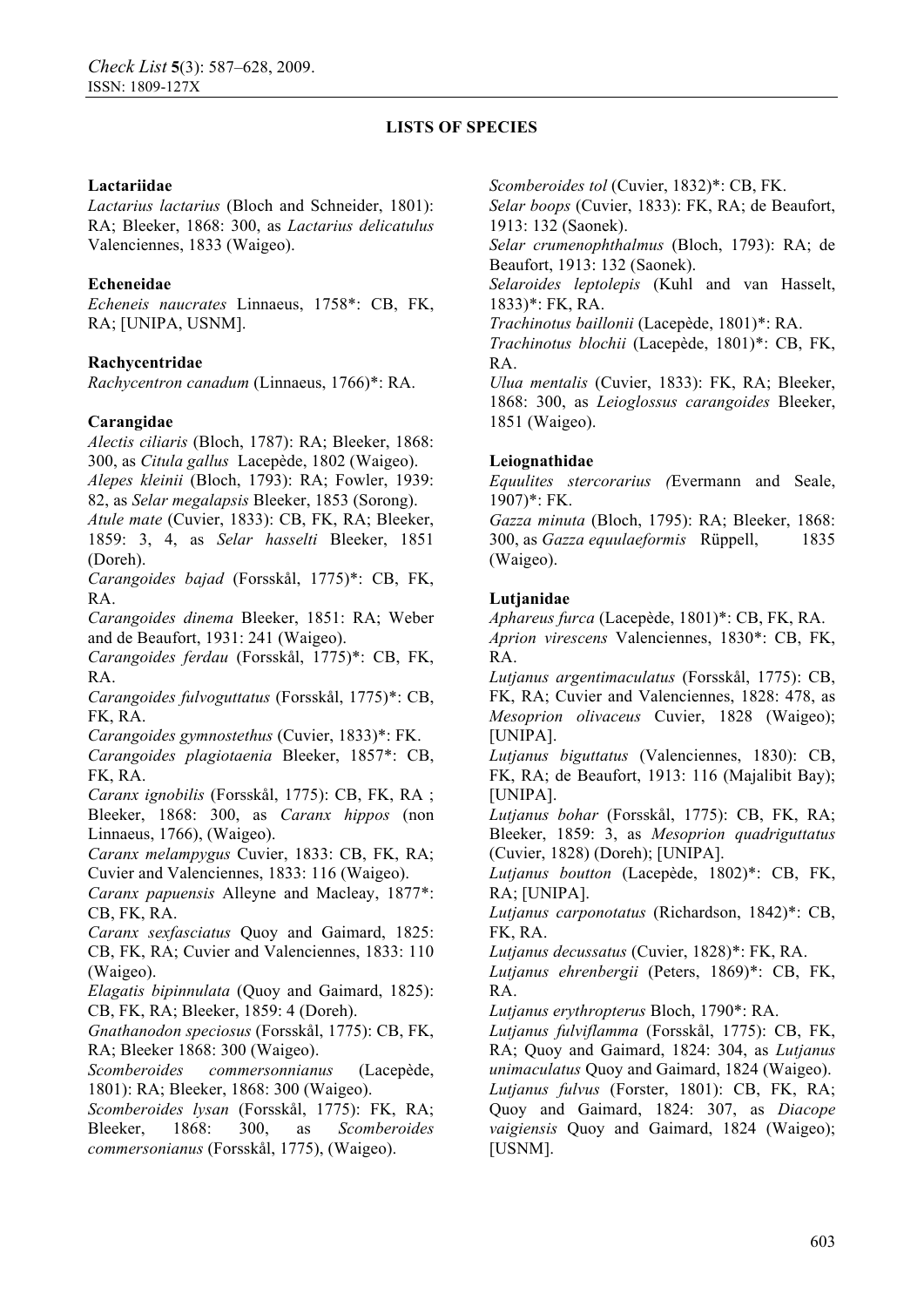**LISTS OF SPECIES**

**Lactariidae**

*Lactarius lactarius* (Bloch and Schneider, 1801): RA; Bleeker, 1868: 300, as *Lactarius delicatulus* Valenciennes, 1833 (Waigeo).

**Echeneidae**

*Echeneis naucrates* Linnaeus, 1758*: CB, FK, RA; [UNIPA, USNM].

**Rachycentridae**

*Rachycentron canadum* (Linnaeus, 1766)*: RA.

**Carangidae**

*Alectis ciliaris* (Bloch, 1787): RA; Bleeker, 1868: 300, as *Citula gallus* Lacepède, 1802 (Waigeo).

*Alepes kleinii* (Bloch, 1793): RA; Fowler, 1939: 82, as *Selar megalapsis* Bleeker, 1853 (Sorong).

*Atule mate* (Cuvier, 1833): CB, FK, RA; Bleeker, 1859: 3, 4, as *Selar hasselti* Bleeker, 1851 (Doreh).

*Carangoides bajad* (Forsskål, 1775)*: CB, FK, RA.

*Carangoides dinema* Bleeker, 1851: RA; Weber and de Beaufort, 1931: 241 (Waigeo).

*Carangoides ferdau* (Forsskål, 1775)*: CB, FK, RA.

*Carangoides fulvoguttatus* (Forsskål, 1775)*: CB, FK, RA.

*Carangoides gymnostethus* (Cuvier, 1833)*: FK.

*Carangoides plagiotaenia* Bleeker, 1857*: CB, FK, RA.

*Caranx ignobilis* (Forsskål, 1775): CB, FK, RA ; Bleeker, 1868: 300, as *Caranx hippos* (non Linnaeus, 1766), (Waigeo).

*Caranx melampygus* Cuvier, 1833: CB, FK, RA; Cuvier and Valenciennes, 1833: 116 (Waigeo).

*Caranx papuensis* Alleyne and Macleay, 1877*: CB, FK, RA.

*Caranx sexfasciatus* Quoy and Gaimard, 1825: CB, FK, RA; Cuvier and Valenciennes, 1833: 110 (Waigeo).

*Elagatis bipinnulata* (Quoy and Gaimard, 1825): CB, FK, RA; Bleeker, 1859: 4 (Doreh).

*Gnathanodon speciosus* (Forsskål, 1775): CB, FK, RA; Bleeker 1868: 300 (Waigeo).

*Scomberoides commersonnianus* (Lacepède, 1801): RA; Bleeker, 1868: 300 (Waigeo).

*Scomberoides lysan* (Forsskål, 1775): FK, RA; Bleeker, 1868: 300, as *Scomberoides commersonianus* (Forsskål, 1775), (Waigeo).

*Scomberoides tol* (Cuvier, 1832)*: CB, FK.

*Selar boops* (Cuvier, 1833): FK, RA; de Beaufort, 1913: 132 (Saonek).

*Selar crumenophthalmus* (Bloch, 1793): RA; de Beaufort, 1913: 132 (Saonek).

*Selaroides leptolepis* (Kuhl and van Hasselt, 1833)*: FK, RA.

*Trachinotus baillonii* (Lacepède, 1801)*: RA.

*Trachinotus blochii* (Lacepède, 1801)*: CB, FK, RA.

*Ulua mentalis* (Cuvier, 1833): FK, RA; Bleeker, 1868: 300, as *Leioglossus carangoides* Bleeker, 1851 (Waigeo).

**Leiognathidae**

*Equulites stercorarius (*Evermann and Seale, 1907)*: FK.

*Gazza minuta* (Bloch, 1795): RA; Bleeker, 1868: 300, as *Gazza equulaeformis* Rüppell, 1835 (Waigeo).

**Lutjanidae**

*Aphareus furca* (Lacepède, 1801)*: CB, FK, RA.

*Aprion virescens* Valenciennes, 1830*: CB, FK, RA.

*Lutjanus argentimaculatus* (Forsskål, 1775): CB, FK, RA; Cuvier and Valenciennes, 1828: 478, as *Mesoprion olivaceus* Cuvier, 1828 (Waigeo); [UNIPA].

*Lutjanus biguttatus* (Valenciennes, 1830): CB, FK, RA; de Beaufort, 1913: 116 (Majalibit Bay); [UNIPA].

*Lutjanus bohar* (Forsskål, 1775): CB, FK, RA; Bleeker, 1859: 3, as *Mesoprion quadriguttatus* (Cuvier, 1828) (Doreh); [UNIPA].

*Lutjanus boutton* (Lacepède, 1802)*: CB, FK, RA; [UNIPA].

*Lutjanus carponotatus* (Richardson, 1842)*: CB, FK, RA.

*Lutjanus decussatus* (Cuvier, 1828)*: FK, RA.

*Lutjanus ehrenbergii* (Peters, 1869)*: CB, FK, RA.

*Lutjanus erythropterus* Bloch, 1790*: RA.

*Lutjanus fulviflamma* (Forsskål, 1775): CB, FK, RA; Quoy and Gaimard, 1824: 304, as *Lutjanus unimaculatus* Quoy and Gaimard, 1824 (Waigeo).

*Lutjanus fulvus* (Forster, 1801): CB, FK, RA; Quoy and Gaimard, 1824: 307, as *Diacope vaigiensis* Quoy and Gaimard, 1824 (Waigeo); [USNM].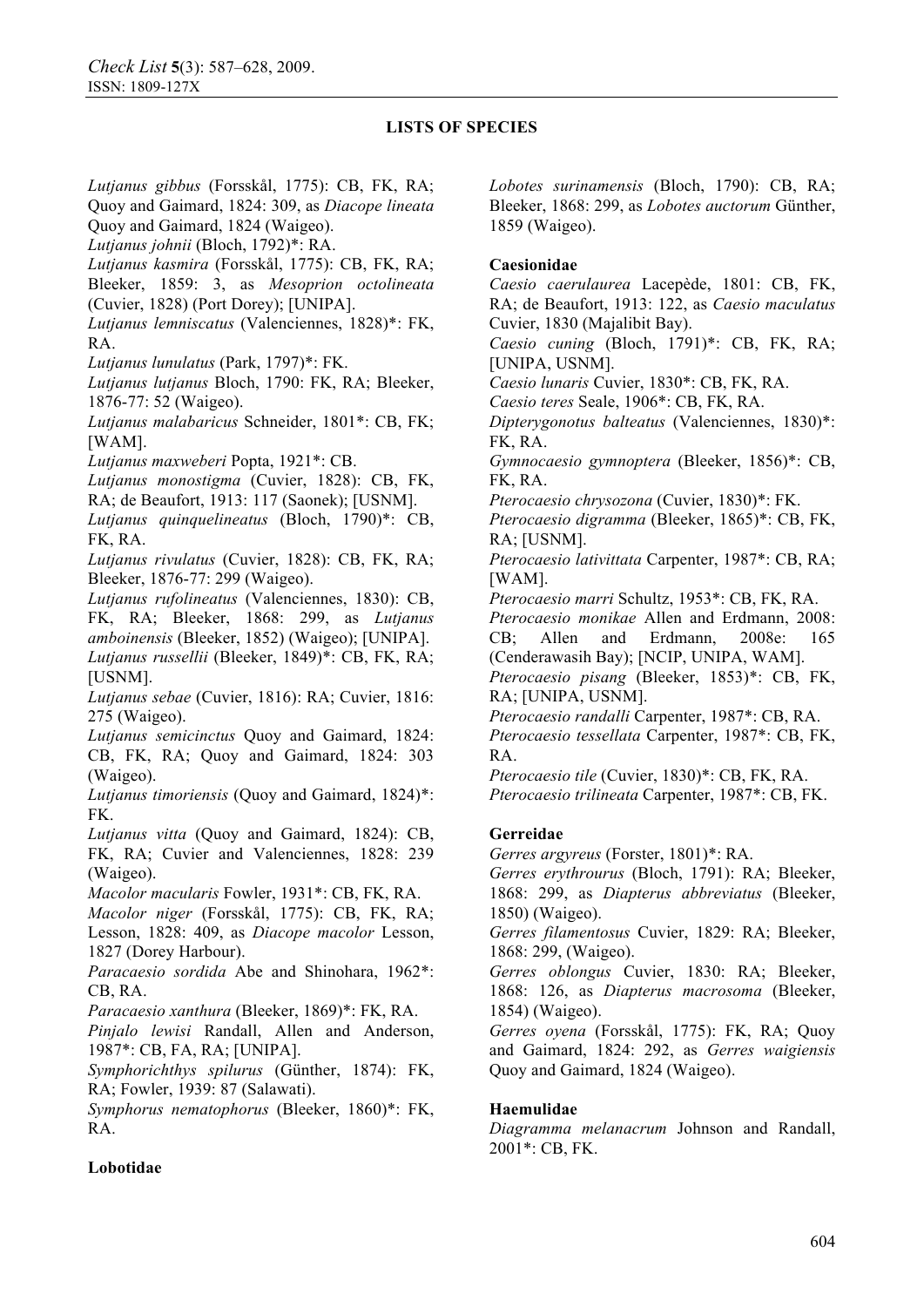## LISTS OF SPECIES

*Lutjanus gibbus* (Forsskål, 1775): CB, FK, RA; Quoy and Gaimard, 1824: 309, as *Diacope lineata* Quoy and Gaimard, 1824 (Waigeo).
*Lutjanus johnii* (Bloch, 1792)*: RA.
*Lutjanus kasmira* (Forsskål, 1775): CB, FK, RA; Bleeker, 1859: 3, as *Mesoprion octolineata* (Cuvier, 1828) (Port Dorey); [UNIPA].
*Lutjanus lemniscatus* (Valenciennes, 1828)*: FK, RA.
*Lutjanus lunulatus* (Park, 1797)*: FK.
*Lutjanus lutjanus* Bloch, 1790: FK, RA; Bleeker, 1876-77: 52 (Waigeo).
*Lutjanus malabaricus* Schneider, 1801*: CB, FK; [WAM].
*Lutjanus maxweberi* Popta, 1921*: CB.
*Lutjanus monostigma* (Cuvier, 1828): CB, FK, RA; de Beaufort, 1913: 117 (Saonek); [USNM].
*Lutjanus quinquelineatus* (Bloch, 1790)*: CB, FK, RA.
*Lutjanus rivulatus* (Cuvier, 1828): CB, FK, RA; Bleeker, 1876-77: 299 (Waigeo).
*Lutjanus rufolineatus* (Valenciennes, 1830): CB, FK, RA; Bleeker, 1868: 299, as *Lutjanus amboinensis* (Bleeker, 1852) (Waigeo); [UNIPA].
*Lutjanus russellii* (Bleeker, 1849)*: CB, FK, RA; [USNM].
*Lutjanus sebae* (Cuvier, 1816): RA; Cuvier, 1816: 275 (Waigeo).
*Lutjanus semicinctus* Quoy and Gaimard, 1824: CB, FK, RA; Quoy and Gaimard, 1824: 303 (Waigeo).
*Lutjanus timoriensis* (Quoy and Gaimard, 1824)*: FK.
*Lutjanus vitta* (Quoy and Gaimard, 1824): CB, FK, RA; Cuvier and Valenciennes, 1828: 239 (Waigeo).
*Macolor macularis* Fowler, 1931*: CB, FK, RA.
*Macolor niger* (Forsskål, 1775): CB, FK, RA; Lesson, 1828: 409, as *Diacope macolor* Lesson, 1827 (Dorey Harbour).
*Paracaesio sordida* Abe and Shinohara, 1962*: CB, RA.
*Paracaesio xanthura* (Bleeker, 1869)*: FK, RA.
*Pinjalo lewisi* Randall, Allen and Anderson, 1987*: CB, FA, RA; [UNIPA].
*Symphorichthys spilurus* (Günther, 1874): FK, RA; Fowler, 1939: 87 (Salawati).
*Symphorus nematophorus* (Bleeker, 1860)*: FK, RA.

### Lobotidae

*Lobotes surinamensis* (Bloch, 1790): CB, RA; Bleeker, 1868: 299, as *Lobotes auctorum* Günther, 1859 (Waigeo).

### Caesionidae

*Caesio caerulaurea* Lacepède, 1801: CB, FK, RA; de Beaufort, 1913: 122, as *Caesio maculatus* Cuvier, 1830 (Majalibit Bay).
*Caesio cuning* (Bloch, 1791)*: CB, FK, RA; [UNIPA, USNM].
*Caesio lunaris* Cuvier, 1830*: CB, FK, RA.
*Caesio teres* Seale, 1906*: CB, FK, RA.
*Dipterygonotus balteatus* (Valenciennes, 1830)*: FK, RA.
*Gymnocaesio gymnoptera* (Bleeker, 1856)*: CB, FK, RA.
*Pterocaesio chrysozona* (Cuvier, 1830)*: FK.
*Pterocaesio digramma* (Bleeker, 1865)*: CB, FK, RA; [USNM].
*Pterocaesio lativittata* Carpenter, 1987*: CB, RA; [WAM].
*Pterocaesio marri* Schultz, 1953*: CB, FK, RA.
*Pterocaesio monikae* Allen and Erdmann, 2008: CB; Allen and Erdmann, 2008e: 165 (Cenderawasih Bay); [NCIP, UNIPA, WAM].
*Pterocaesio pisang* (Bleeker, 1853)*: CB, FK, RA; [UNIPA, USNM].
*Pterocaesio randalli* Carpenter, 1987*: CB, RA.
*Pterocaesio tessellata* Carpenter, 1987*: CB, FK, RA.
*Pterocaesio tile* (Cuvier, 1830)*: CB, FK, RA.
*Pterocaesio trilineata* Carpenter, 1987*: CB, FK.

### Gerreidae

*Gerres argyreus* (Forster, 1801)*: RA.
*Gerres erythrourus* (Bloch, 1791): RA; Bleeker, 1868: 299, as *Diapterus abbreviatus* (Bleeker, 1850) (Waigeo).
*Gerres filamentosus* Cuvier, 1829: RA; Bleeker, 1868: 299, (Waigeo).
*Gerres oblongus* Cuvier, 1830: RA; Bleeker, 1868: 126, as *Diapterus macrosoma* (Bleeker, 1854) (Waigeo).
*Gerres oyena* (Forsskål, 1775): FK, RA; Quoy and Gaimard, 1824: 292, as *Gerres waigiensis* Quoy and Gaimard, 1824 (Waigeo).

### Haemulidae

*Diagramma melanacrum* Johnson and Randall, 2001*: CB, FK.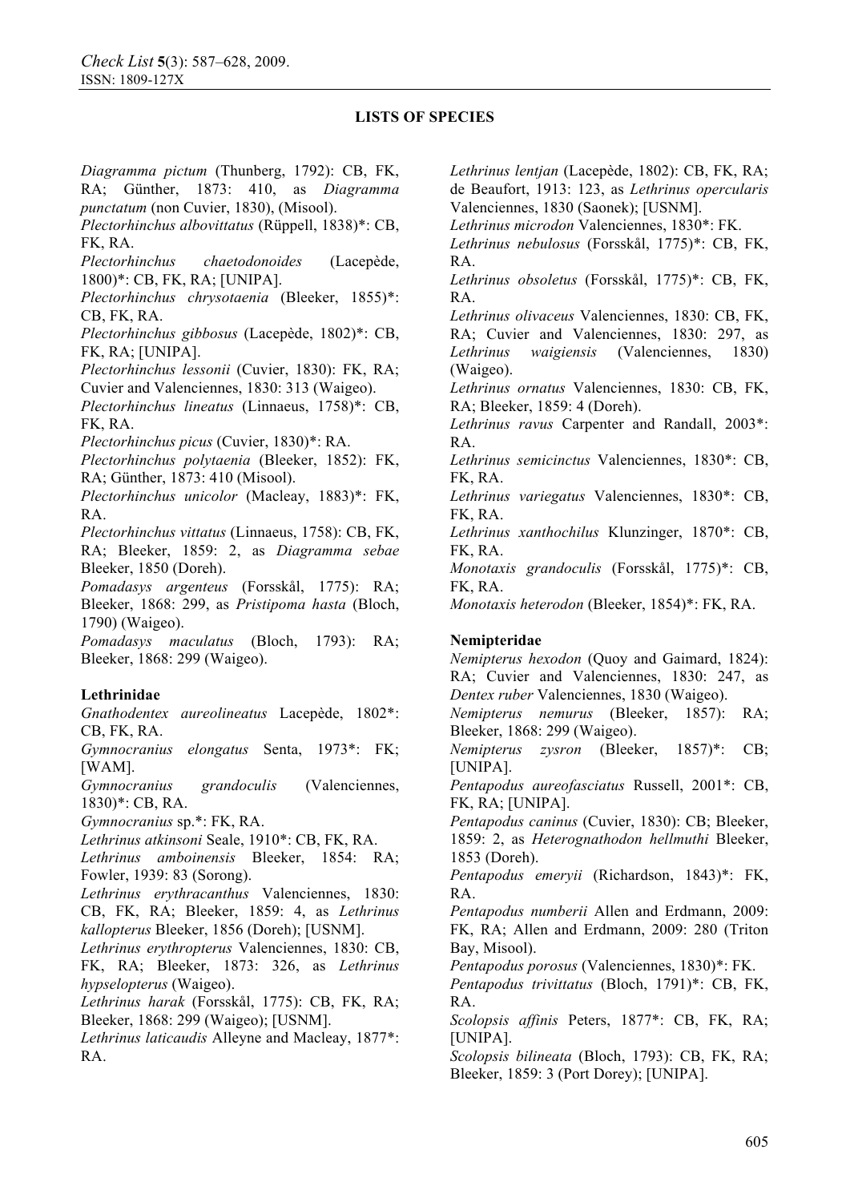**LISTS OF SPECIES**

*Diagramma pictum* (Thunberg, 1792): CB, FK, RA; Günther, 1873: 410, as *Diagramma punctatum* (non Cuvier, 1830), (Misool).
*Plectorhinchus albovittatus* (Rüppell, 1838)*: CB, FK, RA.
*Plectorhinchus chaetodonoides* (Lacepède, 1800)*: CB, FK, RA; [UNIPA].
*Plectorhinchus chrysotaenia* (Bleeker, 1855)*: CB, FK, RA.
*Plectorhinchus gibbosus* (Lacepède, 1802)*: CB, FK, RA; [UNIPA].
*Plectorhinchus lessonii* (Cuvier, 1830): FK, RA; Cuvier and Valenciennes, 1830: 313 (Waigeo).
*Plectorhinchus lineatus* (Linnaeus, 1758)*: CB, FK, RA.
*Plectorhinchus picus* (Cuvier, 1830)*: RA.
*Plectorhinchus polytaenia* (Bleeker, 1852): FK, RA; Günther, 1873: 410 (Misool).
*Plectorhinchus unicolor* (Macleay, 1883)*: FK, RA.
*Plectorhinchus vittatus* (Linnaeus, 1758): CB, FK, RA; Bleeker, 1859: 2, as *Diagramma sebae* Bleeker, 1850 (Doreh).
*Pomadasys argenteus* (Forsskål, 1775): RA; Bleeker, 1868: 299, as *Pristipoma hasta* (Bloch, 1790) (Waigeo).
*Pomadasys maculatus* (Bloch, 1793): RA; Bleeker, 1868: 299 (Waigeo).

**Lethrinidae**
*Gnathodentex aureolineatus* Lacepède, 1802*: CB, FK, RA.
*Gymnocranius elongatus* Senta, 1973*: FK; [WAM].
*Gymnocranius grandoculis* (Valenciennes, 1830)*: CB, RA.
*Gymnocranius* sp.*: FK, RA.
*Lethrinus atkinsoni* Seale, 1910*: CB, FK, RA.
*Lethrinus amboinensis* Bleeker, 1854: RA; Fowler, 1939: 83 (Sorong).
*Lethrinus erythracanthus* Valenciennes, 1830: CB, FK, RA; Bleeker, 1859: 4, as *Lethrinus kallopterus* Bleeker, 1856 (Doreh); [USNM].
*Lethrinus erythropterus* Valenciennes, 1830: CB, FK, RA; Bleeker, 1873: 326, as *Lethrinus hypselopterus* (Waigeo).
*Lethrinus harak* (Forsskål, 1775): CB, FK, RA; Bleeker, 1868: 299 (Waigeo); [USNM].
*Lethrinus laticaudis* Alleyne and Macleay, 1877*: RA.
*Lethrinus lentjan* (Lacepède, 1802): CB, FK, RA; de Beaufort, 1913: 123, as *Lethrinus opercularis* Valenciennes, 1830 (Saonek); [USNM].
*Lethrinus microdon* Valenciennes, 1830*: FK.
*Lethrinus nebulosus* (Forsskål, 1775)*: CB, FK, RA.
*Lethrinus obsoletus* (Forsskål, 1775)*: CB, FK, RA.
*Lethrinus olivaceus* Valenciennes, 1830: CB, FK, RA; Cuvier and Valenciennes, 1830: 297, as *Lethrinus waigiensis* (Valenciennes, 1830) (Waigeo).
*Lethrinus ornatus* Valenciennes, 1830: CB, FK, RA; Bleeker, 1859: 4 (Doreh).
*Lethrinus ravus* Carpenter and Randall, 2003*: RA.
*Lethrinus semicinctus* Valenciennes, 1830*: CB, FK, RA.
*Lethrinus variegatus* Valenciennes, 1830*: CB, FK, RA.
*Lethrinus xanthochilus* Klunzinger, 1870*: CB, FK, RA.
*Monotaxis grandoculis* (Forsskål, 1775)*: CB, FK, RA.
*Monotaxis heterodon* (Bleeker, 1854)*: FK, RA.

**Nemipteridae**
*Nemipterus hexodon* (Quoy and Gaimard, 1824): RA; Cuvier and Valenciennes, 1830: 247, as *Dentex ruber* Valenciennes, 1830 (Waigeo).
*Nemipterus nemurus* (Bleeker, 1857): RA; Bleeker, 1868: 299 (Waigeo).
*Nemipterus zysron* (Bleeker, 1857)*: CB; [UNIPA].
*Pentapodus aureofasciatus* Russell, 2001*: CB, FK, RA; [UNIPA].
*Pentapodus caninus* (Cuvier, 1830): CB; Bleeker, 1859: 2, as *Heterognathodon hellmuthi* Bleeker, 1853 (Doreh).
*Pentapodus emeryii* (Richardson, 1843)*: FK, RA.
*Pentapodus numberii* Allen and Erdmann, 2009: FK, RA; Allen and Erdmann, 2009: 280 (Triton Bay, Misool).
*Pentapodus porosus* (Valenciennes, 1830)*: FK.
*Pentapodus trivittatus* (Bloch, 1791)*: CB, FK, RA.
*Scolopsis affinis* Peters, 1877*: CB, FK, RA; [UNIPA].
*Scolopsis bilineata* (Bloch, 1793): CB, FK, RA; Bleeker, 1859: 3 (Port Dorey); [UNIPA].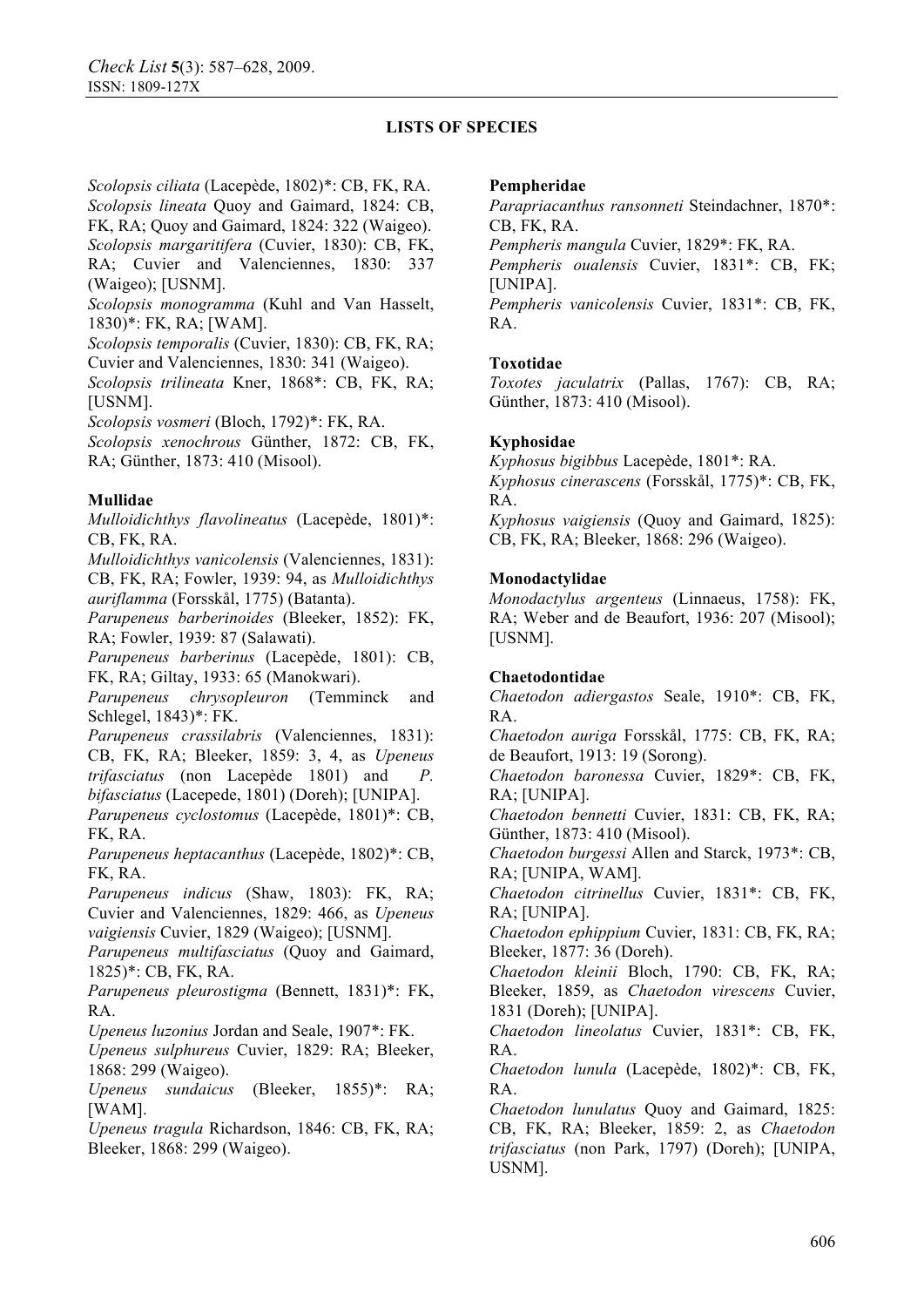**LISTS OF SPECIES**

*Scolopsis ciliata* (Lacepède, 1802)*: CB, FK, RA.
*Scolopsis lineata* Quoy and Gaimard, 1824: CB, FK, RA; Quoy and Gaimard, 1824: 322 (Waigeo).
*Scolopsis margaritifera* (Cuvier, 1830): CB, FK, RA; Cuvier and Valenciennes, 1830: 337 (Waigeo); [USNM].
*Scolopsis monogramma* (Kuhl and Van Hasselt, 1830)*: FK, RA; [WAM].
*Scolopsis temporalis* (Cuvier, 1830): CB, FK, RA; Cuvier and Valenciennes, 1830: 341 (Waigeo).
*Scolopsis trilineata* Kner, 1868*: CB, FK, RA; [USNM].
*Scolopsis vosmeri* (Bloch, 1792)*: FK, RA.
*Scolopsis xenochrous* Günther, 1872: CB, FK, RA; Günther, 1873: 410 (Misool).

**Mullidae**

*Mulloidichthys flavolineatus* (Lacepède, 1801)*: CB, FK, RA.
*Mulloidichthys vanicolensis* (Valenciennes, 1831): CB, FK, RA; Fowler, 1939: 94, as *Mulloidichthys auriflamma* (Forsskål, 1775) (Batanta).
*Parupeneus barberinoides* (Bleeker, 1852): FK, RA; Fowler, 1939: 87 (Salawati).
*Parupeneus barberinus* (Lacepède, 1801): CB, FK, RA; Giltay, 1933: 65 (Manokwari).
*Parupeneus chrysopleuron* (Temminck and Schlegel, 1843)*: FK.
*Parupeneus crassilabris* (Valenciennes, 1831): CB, FK, RA; Bleeker, 1859: 3, 4, as *Upeneus trifasciatus* (non Lacepède 1801) and *P. bifasciatus* (Lacepede, 1801) (Doreh); [UNIPA].
*Parupeneus cyclostomus* (Lacepède, 1801)*: CB, FK, RA.
*Parupeneus heptacanthus* (Lacepède, 1802)*: CB, FK, RA.
*Parupeneus indicus* (Shaw, 1803): FK, RA; Cuvier and Valenciennes, 1829: 466, as *Upeneus vaigiensis* Cuvier, 1829 (Waigeo); [USNM].
*Parupeneus multifasciatus* (Quoy and Gaimard, 1825)*: CB, FK, RA.
*Parupeneus pleurostigma* (Bennett, 1831)*: FK, RA.
*Upeneus luzonius* Jordan and Seale, 1907*: FK.
*Upeneus sulphureus* Cuvier, 1829: RA; Bleeker, 1868: 299 (Waigeo).
*Upeneus sundaicus* (Bleeker, 1855)*: RA; [WAM].
*Upeneus tragula* Richardson, 1846: CB, FK, RA; Bleeker, 1868: 299 (Waigeo).

**Pempheridae**

*Parapriacanthus ransonneti* Steindachner, 1870*: CB, FK, RA.
*Pempheris mangula* Cuvier, 1829*: FK, RA.
*Pempheris oualensis* Cuvier, 1831*: CB, FK; [UNIPA].
*Pempheris vanicolensis* Cuvier, 1831*: CB, FK, RA.

**Toxotidae**

*Toxotes jaculatrix* (Pallas, 1767): CB, RA; Günther, 1873: 410 (Misool).

**Kyphosidae**

*Kyphosus bigibbus* Lacepède, 1801*: RA.
*Kyphosus cinerascens* (Forsskål, 1775)*: CB, FK, RA.
*Kyphosus vaigiensis* (Quoy and Gaimard, 1825): CB, FK, RA; Bleeker, 1868: 296 (Waigeo).

**Monodactylidae**

*Monodactylus argenteus* (Linnaeus, 1758): FK, RA; Weber and de Beaufort, 1936: 207 (Misool); [USNM].

**Chaetodontidae**

*Chaetodon adiergastos* Seale, 1910*: CB, FK, RA.
*Chaetodon auriga* Forsskål, 1775: CB, FK, RA; de Beaufort, 1913: 19 (Sorong).
*Chaetodon baronessa* Cuvier, 1829*: CB, FK, RA; [UNIPA].
*Chaetodon bennetti* Cuvier, 1831: CB, FK, RA; Günther, 1873: 410 (Misool).
*Chaetodon burgessi* Allen and Starck, 1973*: CB, RA; [UNIPA, WAM].
*Chaetodon citrinellus* Cuvier, 1831*: CB, FK, RA; [UNIPA].
*Chaetodon ephippium* Cuvier, 1831: CB, FK, RA; Bleeker, 1877: 36 (Doreh).
*Chaetodon kleinii* Bloch, 1790: CB, FK, RA; Bleeker, 1859, as *Chaetodon virescens* Cuvier, 1831 (Doreh); [UNIPA].
*Chaetodon lineolatus* Cuvier, 1831*: CB, FK, RA.
*Chaetodon lunula* (Lacepède, 1802)*: CB, FK, RA.
*Chaetodon lunulatus* Quoy and Gaimard, 1825: CB, FK, RA; Bleeker, 1859: 2, as *Chaetodon trifasciatus* (non Park, 1797) (Doreh); [UNIPA, USNM].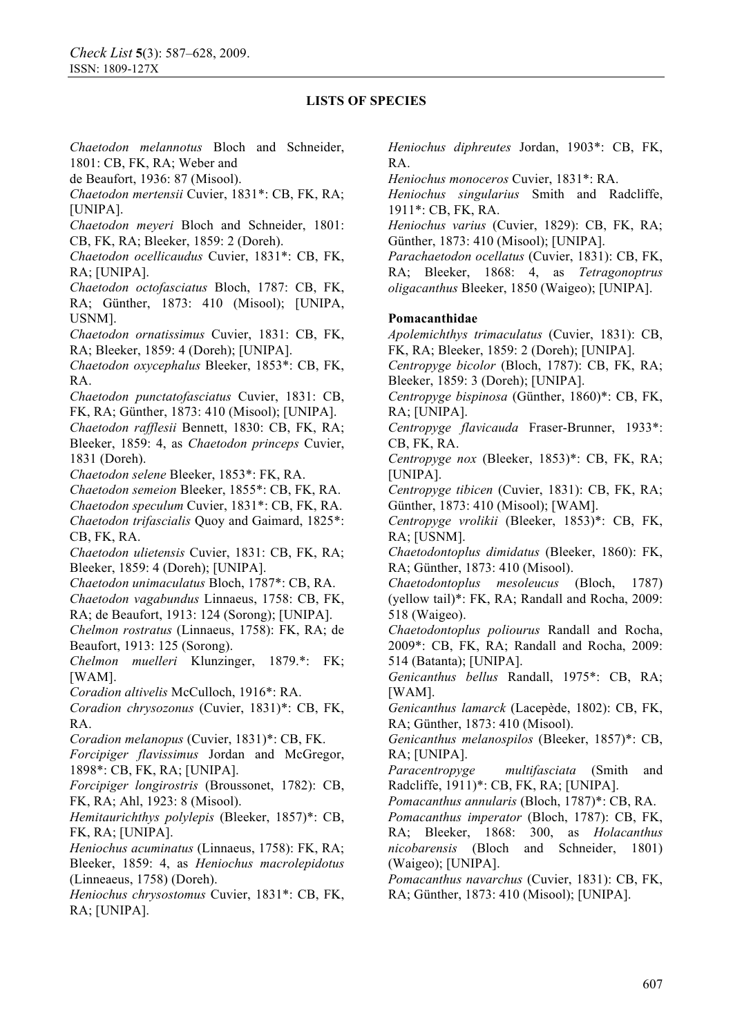**LISTS OF SPECIES**

*Chaetodon melannotus* Bloch and Schneider, 1801: CB, FK, RA; Weber and de Beaufort, 1936: 87 (Misool).
*Chaetodon mertensii* Cuvier, 1831*: CB, FK, RA; [UNIPA].
*Chaetodon meyeri* Bloch and Schneider, 1801: CB, FK, RA; Bleeker, 1859: 2 (Doreh).
*Chaetodon ocellicaudus* Cuvier, 1831*: CB, FK, RA; [UNIPA].
*Chaetodon octofasciatus* Bloch, 1787: CB, FK, RA; Günther, 1873: 410 (Misool); [UNIPA, USNM].
*Chaetodon ornatissimus* Cuvier, 1831: CB, FK, RA; Bleeker, 1859: 4 (Doreh); [UNIPA].
*Chaetodon oxycephalus* Bleeker, 1853*: CB, FK, RA.
*Chaetodon punctatofasciatus* Cuvier, 1831: CB, FK, RA; Günther, 1873: 410 (Misool); [UNIPA].
*Chaetodon rafflesii* Bennett, 1830: CB, FK, RA; Bleeker, 1859: 4, as *Chaetodon princeps* Cuvier, 1831 (Doreh).
*Chaetodon selene* Bleeker, 1853*: FK, RA.
*Chaetodon semeion* Bleeker, 1855*: CB, FK, RA.
*Chaetodon speculum* Cuvier, 1831*: CB, FK, RA.
*Chaetodon trifascialis* Quoy and Gaimard, 1825*: CB, FK, RA.
*Chaetodon ulietensis* Cuvier, 1831: CB, FK, RA; Bleeker, 1859: 4 (Doreh); [UNIPA].
*Chaetodon unimaculatus* Bloch, 1787*: CB, RA.
*Chaetodon vagabundus* Linnaeus, 1758: CB, FK, RA; de Beaufort, 1913: 124 (Sorong); [UNIPA].
*Chelmon rostratus* (Linnaeus, 1758): FK, RA; de Beaufort, 1913: 125 (Sorong).
*Chelmon muelleri* Klunzinger, 1879.*: FK; [WAM].
*Coradion altivelis* McCulloch, 1916*: RA.
*Coradion chrysozonus* (Cuvier, 1831)*: CB, FK, RA.
*Coradion melanopus* (Cuvier, 1831)*: CB, FK.
*Forcipiger flavissimus* Jordan and McGregor, 1898*: CB, FK, RA; [UNIPA].
*Forcipiger longirostris* (Broussonet, 1782): CB, FK, RA; Ahl, 1923: 8 (Misool).
*Hemitaurichthys polylepis* (Bleeker, 1857)*: CB, FK, RA; [UNIPA].
*Heniochus acuminatus* (Linnaeus, 1758): FK, RA; Bleeker, 1859: 4, as *Heniochus macrolepidotus* (Linneaeus, 1758) (Doreh).
*Heniochus chrysostomus* Cuvier, 1831*: CB, FK, RA; [UNIPA].
*Heniochus diphreutes* Jordan, 1903*: CB, FK, RA.
*Heniochus monoceros* Cuvier, 1831*: RA.
*Heniochus singularius* Smith and Radcliffe, 1911*: CB, FK, RA.
*Heniochus varius* (Cuvier, 1829): CB, FK, RA; Günther, 1873: 410 (Misool); [UNIPA].
*Parachaetodon ocellatus* (Cuvier, 1831): CB, FK, RA; Bleeker, 1868: 4, as *Tetragonoptrus oligacanthus* Bleeker, 1850 (Waigeo); [UNIPA].

**Pomacanthidae**

*Apolemichthys trimaculatus* (Cuvier, 1831): CB, FK, RA; Bleeker, 1859: 2 (Doreh); [UNIPA].
*Centropyge bicolor* (Bloch, 1787): CB, FK, RA; Bleeker, 1859: 3 (Doreh); [UNIPA].
*Centropyge bispinosa* (Günther, 1860)*: CB, FK, RA; [UNIPA].
*Centropyge flavicauda* Fraser-Brunner, 1933*: CB, FK, RA.
*Centropyge nox* (Bleeker, 1853)*: CB, FK, RA; [UNIPA].
*Centropyge tibicen* (Cuvier, 1831): CB, FK, RA; Günther, 1873: 410 (Misool); [WAM].
*Centropyge vrolikii* (Bleeker, 1853)*: CB, FK, RA; [USNM].
*Chaetodontoplus dimidatus* (Bleeker, 1860): FK, RA; Günther, 1873: 410 (Misool).
*Chaetodontoplus mesoleucus* (Bloch, 1787) (yellow tail)*: FK, RA; Randall and Rocha, 2009: 518 (Waigeo).
*Chaetodontoplus poliourus* Randall and Rocha, 2009*: CB, FK, RA; Randall and Rocha, 2009: 514 (Batanta); [UNIPA].
*Genicanthus bellus* Randall, 1975*: CB, RA; [WAM].
*Genicanthus lamarck* (Lacepède, 1802): CB, FK, RA; Günther, 1873: 410 (Misool).
*Genicanthus melanospilos* (Bleeker, 1857)*: CB, RA; [UNIPA].
*Paracentropyge multifasciata* (Smith and Radcliffe, 1911)*: CB, FK, RA; [UNIPA].
*Pomacanthus annularis* (Bloch, 1787)*: CB, RA.
*Pomacanthus imperator* (Bloch, 1787): CB, FK, RA; Bleeker, 1868: 300, as *Holacanthus nicobarensis* (Bloch and Schneider, 1801) (Waigeo); [UNIPA].
*Pomacanthus navarchus* (Cuvier, 1831): CB, FK, RA; Günther, 1873: 410 (Misool); [UNIPA].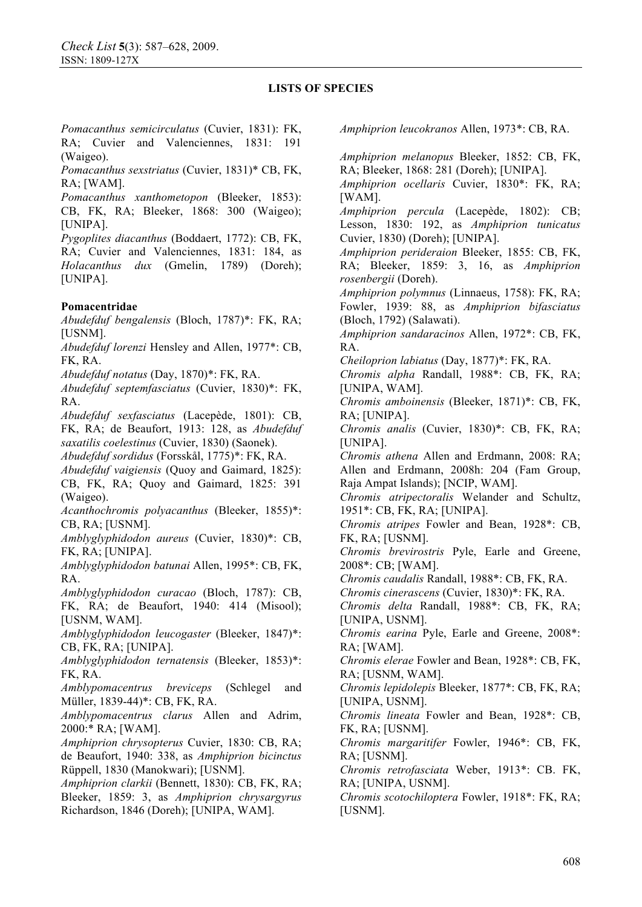**LISTS OF SPECIES**

*Pomacanthus semicirculatus* (Cuvier, 1831): FK, RA; Cuvier and Valenciennes, 1831: 191 (Waigeo).

*Pomacanthus sexstriatus* (Cuvier, 1831)* CB, FK, RA; [WAM].

*Pomacanthus xanthometopon* (Bleeker, 1853): CB, FK, RA; Bleeker, 1868: 300 (Waigeo); [UNIPA].

*Pygoplites diacanthus* (Boddaert, 1772): CB, FK, RA; Cuvier and Valenciennes, 1831: 184, as *Holacanthus dux* (Gmelin, 1789) (Doreh); [UNIPA].

**Pomacentridae**

*Abudefduf bengalensis* (Bloch, 1787)*: FK, RA; [USNM].

*Abudefduf lorenzi* Hensley and Allen, 1977*: CB, FK, RA.

*Abudefduf notatus* (Day, 1870)*: FK, RA.

*Abudefduf septemfasciatus* (Cuvier, 1830)*: FK, RA.

*Abudefduf sexfasciatus* (Lacepède, 1801): CB, FK, RA; de Beaufort, 1913: 128, as *Abudefduf saxatilis coelestinus* (Cuvier, 1830) (Saonek).

*Abudefduf sordidus* (Forsskål, 1775)*: FK, RA.

*Abudefduf vaigiensis* (Quoy and Gaimard, 1825): CB, FK, RA; Quoy and Gaimard, 1825: 391 (Waigeo).

*Acanthochromis polyacanthus* (Bleeker, 1855)*: CB, RA; [USNM].

*Amblyglyphidodon aureus* (Cuvier, 1830)*: CB, FK, RA; [UNIPA].

*Amblyglyphidodon batunai* Allen, 1995*: CB, FK, RA.

*Amblyglyphidodon curacao* (Bloch, 1787): CB, FK, RA; de Beaufort, 1940: 414 (Misool); [USNM, WAM].

*Amblyglyphidodon leucogaster* (Bleeker, 1847)*: CB, FK, RA; [UNIPA].

*Amblyglyphidodon ternatensis* (Bleeker, 1853)*: FK, RA.

*Amblypomacentrus breviceps* (Schlegel and Müller, 1839-44)*: CB, FK, RA.

*Amblypomacentrus clarus* Allen and Adrim, 2000:* RA; [WAM].

*Amphiprion chrysopterus* Cuvier, 1830: CB, RA; de Beaufort, 1940: 338, as *Amphiprion bicinctus* Rüppell, 1830 (Manokwari); [USNM].

*Amphiprion clarkii* (Bennett, 1830): CB, FK, RA; Bleeker, 1859: 3, as *Amphiprion chrysargyrus* Richardson, 1846 (Doreh); [UNIPA, WAM].

*Amphiprion leucokranos* Allen, 1973*: CB, RA.

*Amphiprion melanopus* Bleeker, 1852: CB, FK, RA; Bleeker, 1868: 281 (Doreh); [UNIPA].

*Amphiprion ocellaris* Cuvier, 1830*: FK, RA; [WAM].

*Amphiprion percula* (Lacepède, 1802): CB; Lesson, 1830: 192, as *Amphiprion tunicatus* Cuvier, 1830) (Doreh); [UNIPA].

*Amphiprion perideraion* Bleeker, 1855: CB, FK, RA; Bleeker, 1859: 3, 16, as *Amphiprion rosenbergii* (Doreh).

*Amphiprion polymnus* (Linnaeus, 1758): FK, RA; Fowler, 1939: 88, as *Amphiprion bifasciatus* (Bloch, 1792) (Salawati).

*Amphiprion sandaracinos* Allen, 1972*: CB, FK, RA.

*Cheiloprion labiatus* (Day, 1877)*: FK, RA.

*Chromis alpha* Randall, 1988*: CB, FK, RA; [UNIPA, WAM].

*Chromis amboinensis* (Bleeker, 1871)*: CB, FK, RA; [UNIPA].

*Chromis analis* (Cuvier, 1830)*: CB, FK, RA; [UNIPA].

*Chromis athena* Allen and Erdmann, 2008: RA; Allen and Erdmann, 2008h: 204 (Fam Group, Raja Ampat Islands); [NCIP, WAM].

*Chromis atripectoralis* Welander and Schultz, 1951*: CB, FK, RA; [UNIPA].

*Chromis atripes* Fowler and Bean, 1928*: CB, FK, RA; [USNM].

*Chromis brevirostris* Pyle, Earle and Greene, 2008*: CB; [WAM].

*Chromis caudalis* Randall, 1988*: CB, FK, RA.

*Chromis cinerascens* (Cuvier, 1830)*: FK, RA.

*Chromis delta* Randall, 1988*: CB, FK, RA; [UNIPA, USNM].

*Chromis earina* Pyle, Earle and Greene, 2008*: RA; [WAM].

*Chromis elerae* Fowler and Bean, 1928*: CB, FK, RA; [USNM, WAM].

*Chromis lepidolepis* Bleeker, 1877*: CB, FK, RA; [UNIPA, USNM].

*Chromis lineata* Fowler and Bean, 1928*: CB, FK, RA; [USNM].

*Chromis margaritifer* Fowler, 1946*: CB, FK, RA; [USNM].

*Chromis retrofasciata* Weber, 1913*: CB. FK, RA; [UNIPA, USNM].

*Chromis scotochiloptera* Fowler, 1918*: FK, RA; [USNM].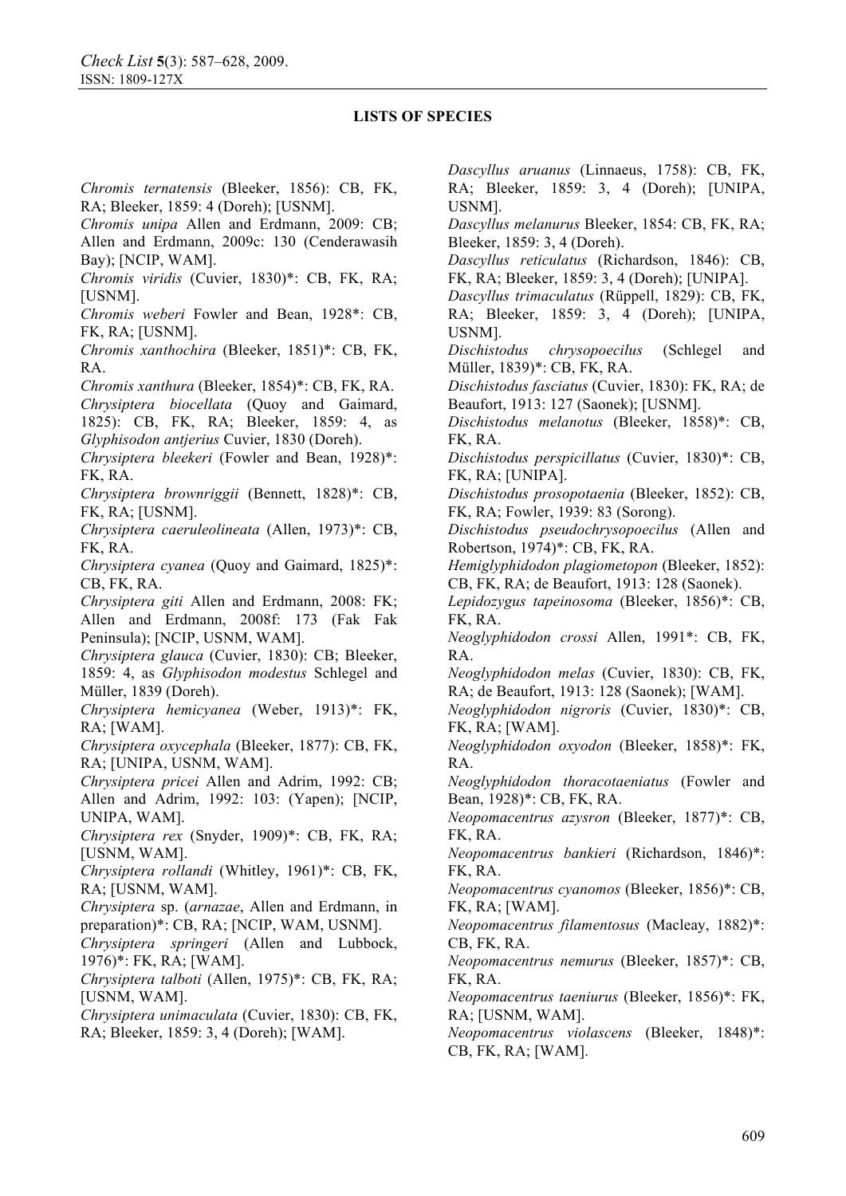**LISTS OF SPECIES**

*Chromis ternatensis* (Bleeker, 1856): CB, FK, RA; Bleeker, 1859: 4 (Doreh); [USNM].

*Chromis unipa* Allen and Erdmann, 2009: CB; Allen and Erdmann, 2009c: 130 (Cenderawasih Bay); [NCIP, WAM].

*Chromis viridis* (Cuvier, 1830)*: CB, FK, RA; [USNM].

*Chromis weberi* Fowler and Bean, 1928*: CB, FK, RA; [USNM].

*Chromis xanthochira* (Bleeker, 1851)*: CB, FK, RA.

*Chromis xanthura* (Bleeker, 1854)*: CB, FK, RA.

*Chrysiptera biocellata* (Quoy and Gaimard, 1825): CB, FK, RA; Bleeker, 1859: 4, as *Glyphisodon antjerius* Cuvier, 1830 (Doreh).

*Chrysiptera bleekeri* (Fowler and Bean, 1928)*: FK, RA.

*Chrysiptera brownriggii* (Bennett, 1828)*: CB, FK, RA; [USNM].

*Chrysiptera caeruleolineata* (Allen, 1973)*: CB, FK, RA.

*Chrysiptera cyanea* (Quoy and Gaimard, 1825)*: CB, FK, RA.

*Chrysiptera giti* Allen and Erdmann, 2008: FK; Allen and Erdmann, 2008f: 173 (Fak Fak Peninsula); [NCIP, USNM, WAM].

*Chrysiptera glauca* (Cuvier, 1830): CB; Bleeker, 1859: 4, as *Glyphisodon modestus* Schlegel and Müller, 1839 (Doreh).

*Chrysiptera hemicyanea* (Weber, 1913)*: FK, RA; [WAM].

*Chrysiptera oxycephala* (Bleeker, 1877): CB, FK, RA; [UNIPA, USNM, WAM].

*Chrysiptera pricei* Allen and Adrim, 1992: CB; Allen and Adrim, 1992: 103: (Yapen); [NCIP, UNIPA, WAM].

*Chrysiptera rex* (Snyder, 1909)*: CB, FK, RA; [USNM, WAM].

*Chrysiptera rollandi* (Whitley, 1961)*: CB, FK, RA; [USNM, WAM].

*Chrysiptera* sp. (*arnazae*, Allen and Erdmann, in preparation)*: CB, RA; [NCIP, WAM, USNM].

*Chrysiptera springeri* (Allen and Lubbock, 1976)*: FK, RA; [WAM].

*Chrysiptera talboti* (Allen, 1975)*: CB, FK, RA; [USNM, WAM].

*Chrysiptera unimaculata* (Cuvier, 1830): CB, FK, RA; Bleeker, 1859: 3, 4 (Doreh); [WAM].

*Dascyllus aruanus* (Linnaeus, 1758): CB, FK, RA; Bleeker, 1859: 3, 4 (Doreh); [UNIPA, USNM].

*Dascyllus melanurus* Bleeker, 1854: CB, FK, RA; Bleeker, 1859: 3, 4 (Doreh).

*Dascyllus reticulatus* (Richardson, 1846): CB, FK, RA; Bleeker, 1859: 3, 4 (Doreh); [UNIPA].

*Dascyllus trimaculatus* (Rüppell, 1829): CB, FK, RA; Bleeker, 1859: 3, 4 (Doreh); [UNIPA, USNM].

*Dischistodus chrysopoecilus* (Schlegel and Müller, 1839)*: CB, FK, RA.

*Dischistodus fasciatus* (Cuvier, 1830): FK, RA; de Beaufort, 1913: 127 (Saonek); [USNM].

*Dischistodus melanotus* (Bleeker, 1858)*: CB, FK, RA.

*Dischistodus perspicillatus* (Cuvier, 1830)*: CB, FK, RA; [UNIPA].

*Dischistodus prosopotaenia* (Bleeker, 1852): CB, FK, RA; Fowler, 1939: 83 (Sorong).

*Dischistodus pseudochrysopoecilus* (Allen and Robertson, 1974)*: CB, FK, RA.

*Hemiglyphidodon plagiometopon* (Bleeker, 1852): CB, FK, RA; de Beaufort, 1913: 128 (Saonek).

*Lepidozygus tapeinosoma* (Bleeker, 1856)*: CB, FK, RA.

*Neoglyphidodon crossi* Allen, 1991*: CB, FK, RA.

*Neoglyphidodon melas* (Cuvier, 1830): CB, FK, RA; de Beaufort, 1913: 128 (Saonek); [WAM].

*Neoglyphidodon nigroris* (Cuvier, 1830)*: CB, FK, RA; [WAM].

*Neoglyphidodon oxyodon* (Bleeker, 1858)*: FK, RA.

*Neoglyphidodon thoracotaeniatus* (Fowler and Bean, 1928)*: CB, FK, RA.

*Neopomacentrus azysron* (Bleeker, 1877)*: CB, FK, RA.

*Neopomacentrus bankieri* (Richardson, 1846)*: FK, RA.

*Neopomacentrus cyanomos* (Bleeker, 1856)*: CB, FK, RA; [WAM].

*Neopomacentrus filamentosus* (Macleay, 1882)*: CB, FK, RA.

*Neopomacentrus nemurus* (Bleeker, 1857)*: CB, FK, RA.

*Neopomacentrus taeniurus* (Bleeker, 1856)*: FK, RA; [USNM, WAM].

*Neopomacentrus violascens* (Bleeker, 1848)*: CB, FK, RA; [WAM].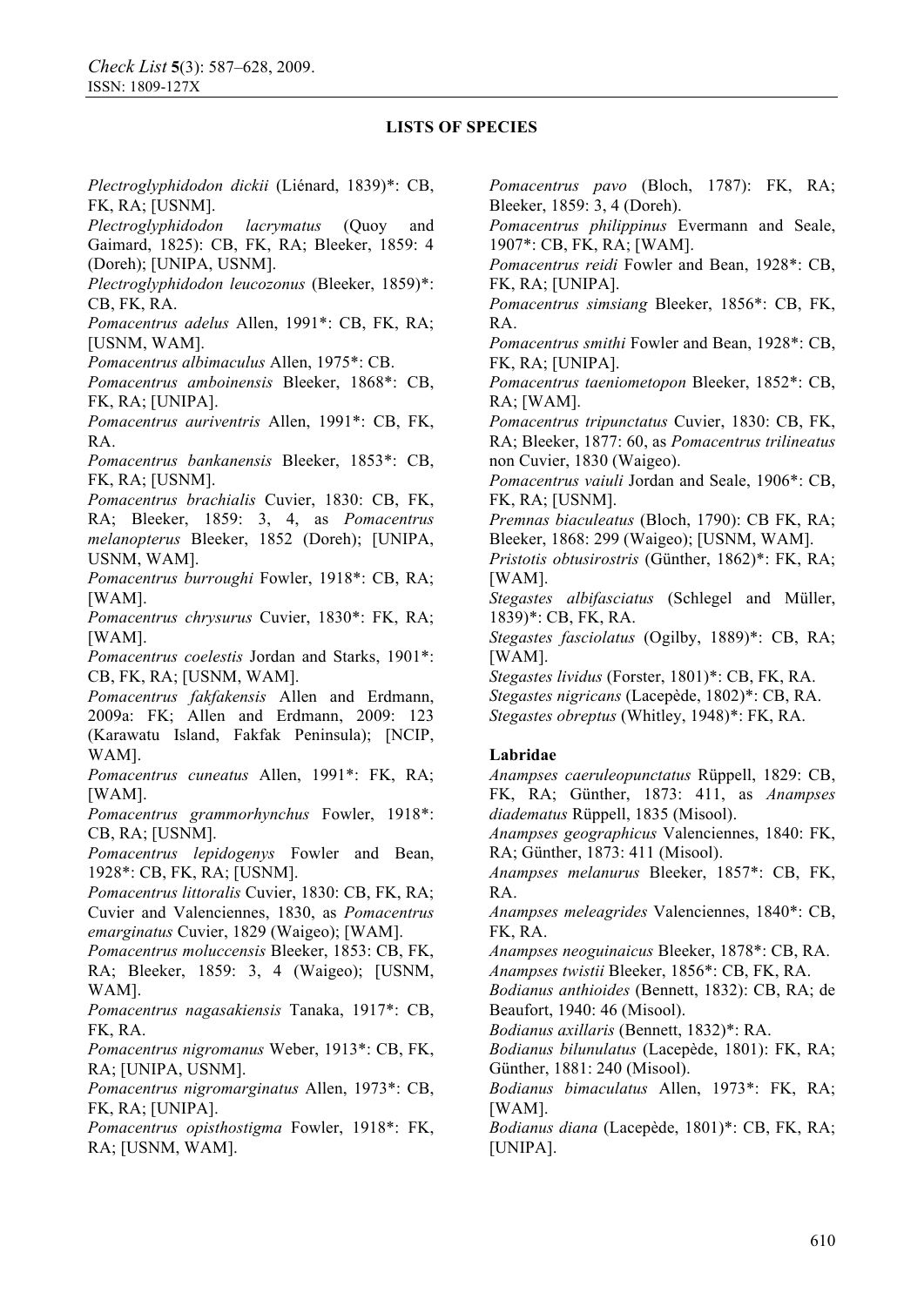## LISTS OF SPECIES

*Plectroglyphidodon dickii* (Liénard, 1839)*: CB, FK, RA; [USNM].

*Plectroglyphidodon lacrymatus* (Quoy and Gaimard, 1825): CB, FK, RA; Bleeker, 1859: 4 (Doreh); [UNIPA, USNM].

*Plectroglyphidodon leucozonus* (Bleeker, 1859)*: CB, FK, RA.

*Pomacentrus adelus* Allen, 1991*: CB, FK, RA; [USNM, WAM].

*Pomacentrus albimaculus* Allen, 1975*: CB.

*Pomacentrus amboinensis* Bleeker, 1868*: CB, FK, RA; [UNIPA].

*Pomacentrus auriventris* Allen, 1991*: CB, FK, RA.

*Pomacentrus bankanensis* Bleeker, 1853*: CB, FK, RA; [USNM].

*Pomacentrus brachialis* Cuvier, 1830: CB, FK, RA; Bleeker, 1859: 3, 4, as *Pomacentrus melanopterus* Bleeker, 1852 (Doreh); [UNIPA, USNM, WAM].

*Pomacentrus burroughi* Fowler, 1918*: CB, RA; [WAM].

*Pomacentrus chrysurus* Cuvier, 1830*: FK, RA; [WAM].

*Pomacentrus coelestis* Jordan and Starks, 1901*: CB, FK, RA; [USNM, WAM].

*Pomacentrus fakfakensis* Allen and Erdmann, 2009a: FK; Allen and Erdmann, 2009: 123 (Karawatu Island, Fakfak Peninsula); [NCIP, WAM].

*Pomacentrus cuneatus* Allen, 1991*: FK, RA; [WAM].

*Pomacentrus grammorhynchus* Fowler, 1918*: CB, RA; [USNM].

*Pomacentrus lepidogenys* Fowler and Bean, 1928*: CB, FK, RA; [USNM].

*Pomacentrus littoralis* Cuvier, 1830: CB, FK, RA; Cuvier and Valenciennes, 1830, as *Pomacentrus emarginatus* Cuvier, 1829 (Waigeo); [WAM].

*Pomacentrus moluccensis* Bleeker, 1853: CB, FK, RA; Bleeker, 1859: 3, 4 (Waigeo); [USNM, WAM].

*Pomacentrus nagasakiensis* Tanaka, 1917*: CB, FK, RA.

*Pomacentrus nigromanus* Weber, 1913*: CB, FK, RA; [UNIPA, USNM].

*Pomacentrus nigromarginatus* Allen, 1973*: CB, FK, RA; [UNIPA].

*Pomacentrus opisthostigma* Fowler, 1918*: FK, RA; [USNM, WAM].

*Pomacentrus pavo* (Bloch, 1787): FK, RA; Bleeker, 1859: 3, 4 (Doreh).

*Pomacentrus philippinus* Evermann and Seale, 1907*: CB, FK, RA; [WAM].

*Pomacentrus reidi* Fowler and Bean, 1928*: CB, FK, RA; [UNIPA].

*Pomacentrus simsiang* Bleeker, 1856*: CB, FK, RA.

*Pomacentrus smithi* Fowler and Bean, 1928*: CB, FK, RA; [UNIPA].

*Pomacentrus taeniometopon* Bleeker, 1852*: CB, RA; [WAM].

*Pomacentrus tripunctatus* Cuvier, 1830: CB, FK, RA; Bleeker, 1877: 60, as *Pomacentrus trilineatus* non Cuvier, 1830 (Waigeo).

*Pomacentrus vaiuli* Jordan and Seale, 1906*: CB, FK, RA; [USNM].

*Premnas biaculeatus* (Bloch, 1790): CB FK, RA; Bleeker, 1868: 299 (Waigeo); [USNM, WAM].

*Pristotis obtusirostris* (Günther, 1862)*: FK, RA; [WAM].

*Stegastes albifasciatus* (Schlegel and Müller, 1839)*: CB, FK, RA.

*Stegastes fasciolatus* (Ogilby, 1889)*: CB, RA; [WAM].

*Stegastes lividus* (Forster, 1801)*: CB, FK, RA.

*Stegastes nigricans* (Lacepède, 1802)*: CB, RA.

*Stegastes obreptus* (Whitley, 1948)*: FK, RA.

### Labridae

*Anampses caeruleopunctatus* Rüppell, 1829: CB, FK, RA; Günther, 1873: 411, as *Anampses diadematus* Rüppell, 1835 (Misool).

*Anampses geographicus* Valenciennes, 1840: FK, RA; Günther, 1873: 411 (Misool).

*Anampses melanurus* Bleeker, 1857*: CB, FK, RA.

*Anampses meleagrides* Valenciennes, 1840*: CB, FK, RA.

*Anampses neoguinaicus* Bleeker, 1878*: CB, RA.

*Anampses twistii* Bleeker, 1856*: CB, FK, RA.

*Bodianus anthioides* (Bennett, 1832): CB, RA; de Beaufort, 1940: 46 (Misool).

*Bodianus axillaris* (Bennett, 1832)*: RA.

*Bodianus bilunulatus* (Lacepède, 1801): FK, RA; Günther, 1881: 240 (Misool).

*Bodianus bimaculatus* Allen, 1973*: FK, RA; [WAM].

*Bodianus diana* (Lacepède, 1801)*: CB, FK, RA; [UNIPA].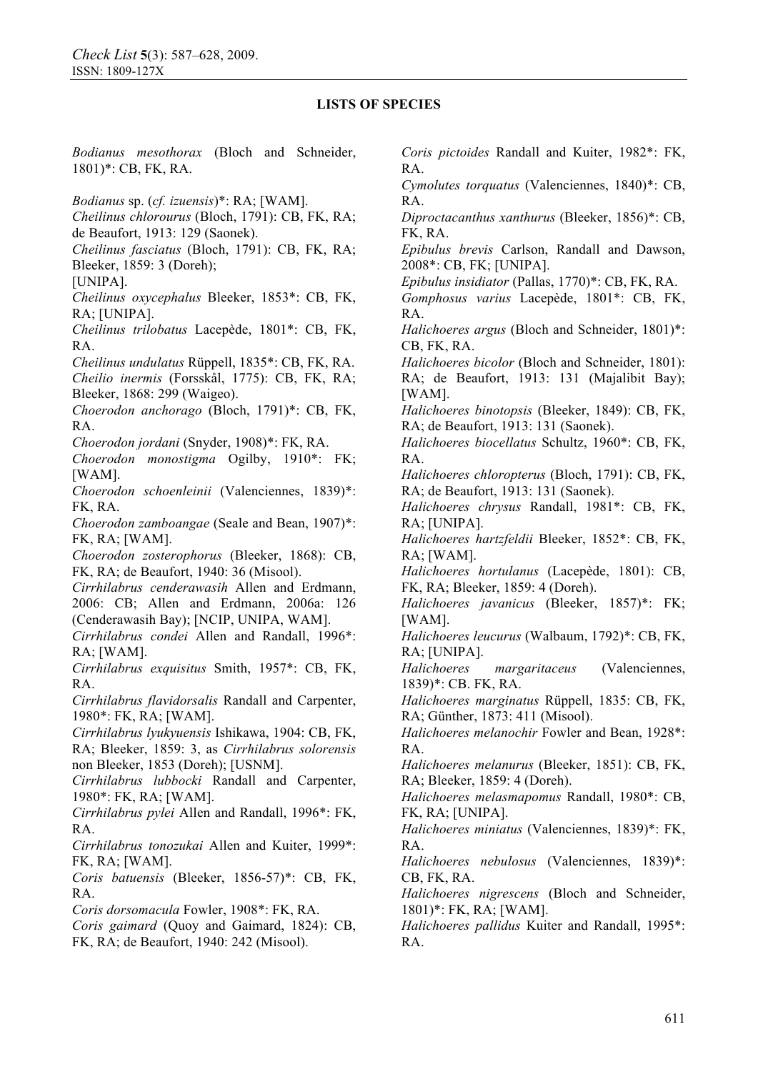**LISTS OF SPECIES**

*Bodianus mesothorax* (Bloch and Schneider, 1801)*: CB, FK, RA.

*Bodianus* sp. (*cf. izuensis*)*: RA; [WAM].

*Cheilinus chlorourus* (Bloch, 1791): CB, FK, RA; de Beaufort, 1913: 129 (Saonek).

*Cheilinus fasciatus* (Bloch, 1791): CB, FK, RA; Bleeker, 1859: 3 (Doreh); [UNIPA].

*Cheilinus oxycephalus* Bleeker, 1853*: CB, FK, RA; [UNIPA].

*Cheilinus trilobatus* Lacepède, 1801*: CB, FK, RA.

*Cheilinus undulatus* Rüppell, 1835*: CB, FK, RA.

*Cheilio inermis* (Forsskål, 1775): CB, FK, RA; Bleeker, 1868: 299 (Waigeo).

*Choerodon anchorago* (Bloch, 1791)*: CB, FK, RA.

*Choerodon jordani* (Snyder, 1908)*: FK, RA.

*Choerodon monostigma* Ogilby, 1910*: FK; [WAM].

*Choerodon schoenleinii* (Valenciennes, 1839)*: FK, RA.

*Choerodon zamboangae* (Seale and Bean, 1907)*: FK, RA; [WAM].

*Choerodon zosterophorus* (Bleeker, 1868): CB, FK, RA; de Beaufort, 1940: 36 (Misool).

*Cirrhilabrus cenderawasih* Allen and Erdmann, 2006: CB; Allen and Erdmann, 2006a: 126 (Cenderawasih Bay); [NCIP, UNIPA, WAM].

*Cirrhilabrus condei* Allen and Randall, 1996*: RA; [WAM].

*Cirrhilabrus exquisitus* Smith, 1957*: CB, FK, RA.

*Cirrhilabrus flavidorsalis* Randall and Carpenter, 1980*: FK, RA; [WAM].

*Cirrhilabrus lyukyuensis* Ishikawa, 1904: CB, FK, RA; Bleeker, 1859: 3, as *Cirrhilabrus solorensis* non Bleeker, 1853 (Doreh); [USNM].

*Cirrhilabrus lubbocki* Randall and Carpenter, 1980*: FK, RA; [WAM].

*Cirrhilabrus pylei* Allen and Randall, 1996*: FK, RA.

*Cirrhilabrus tonozukai* Allen and Kuiter, 1999*: FK, RA; [WAM].

*Coris batuensis* (Bleeker, 1856-57)*: CB, FK, RA.

*Coris dorsomacula* Fowler, 1908*: FK, RA.

*Coris gaimard* (Quoy and Gaimard, 1824): CB, FK, RA; de Beaufort, 1940: 242 (Misool).

*Coris pictoides* Randall and Kuiter, 1982*: FK, RA.

*Cymolutes torquatus* (Valenciennes, 1840)*: CB, RA.

*Diproctacanthus xanthurus* (Bleeker, 1856)*: CB, FK, RA.

*Epibulus brevis* Carlson, Randall and Dawson, 2008*: CB, FK; [UNIPA].

*Epibulus insidiator* (Pallas, 1770)*: CB, FK, RA.

*Gomphosus varius* Lacepède, 1801*: CB, FK, RA.

*Halichoeres argus* (Bloch and Schneider, 1801)*: CB, FK, RA.

*Halichoeres bicolor* (Bloch and Schneider, 1801): RA; de Beaufort, 1913: 131 (Majalibit Bay); [WAM].

*Halichoeres binotopsis* (Bleeker, 1849): CB, FK, RA; de Beaufort, 1913: 131 (Saonek).

*Halichoeres biocellatus* Schultz, 1960*: CB, FK, RA.

*Halichoeres chloropterus* (Bloch, 1791): CB, FK, RA; de Beaufort, 1913: 131 (Saonek).

*Halichoeres chrysus* Randall, 1981*: CB, FK, RA; [UNIPA].

*Halichoeres hartzfeldii* Bleeker, 1852*: CB, FK, RA; [WAM].

*Halichoeres hortulanus* (Lacepède, 1801): CB, FK, RA; Bleeker, 1859: 4 (Doreh).

*Halichoeres javanicus* (Bleeker, 1857)*: FK; [WAM].

*Halichoeres leucurus* (Walbaum, 1792)*: CB, FK, RA; [UNIPA].

*Halichoeres margaritaceus* (Valenciennes, 1839)*: CB. FK, RA.

*Halichoeres marginatus* Rüppell, 1835: CB, FK, RA; Günther, 1873: 411 (Misool).

*Halichoeres melanochir* Fowler and Bean, 1928*: RA.

*Halichoeres melanurus* (Bleeker, 1851): CB, FK, RA; Bleeker, 1859: 4 (Doreh).

*Halichoeres melasmapomus* Randall, 1980*: CB, FK, RA; [UNIPA].

*Halichoeres miniatus* (Valenciennes, 1839)*: FK, RA.

*Halichoeres nebulosus* (Valenciennes, 1839)*: CB, FK, RA.

*Halichoeres nigrescens* (Bloch and Schneider, 1801)*: FK, RA; [WAM].

*Halichoeres pallidus* Kuiter and Randall, 1995*: RA.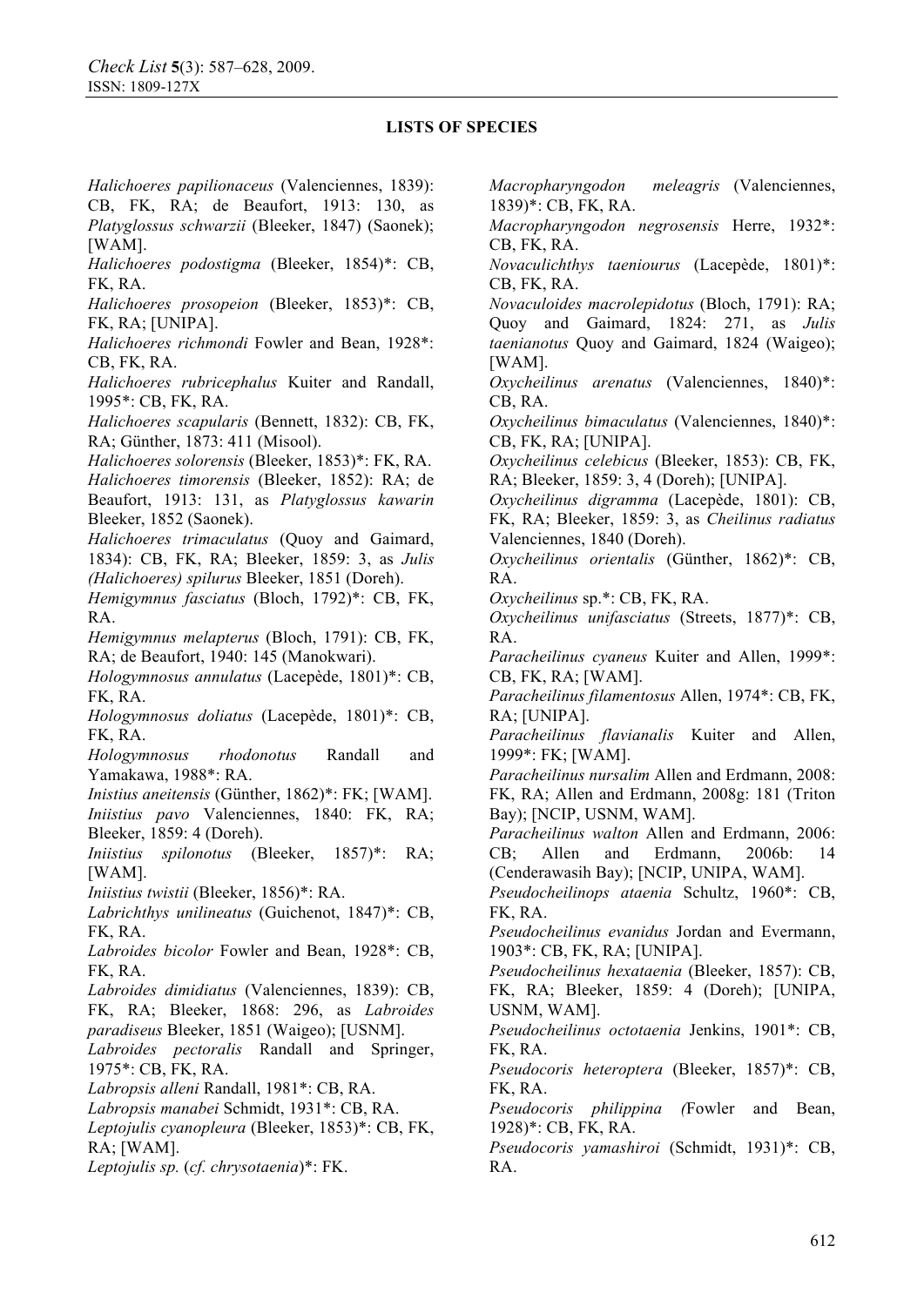**LISTS OF SPECIES**

*Halichoeres papilionaceus* (Valenciennes, 1839): CB, FK, RA; de Beaufort, 1913: 130, as *Platyglossus schwarzii* (Bleeker, 1847) (Saonek); [WAM].

*Halichoeres podostigma* (Bleeker, 1854)*: CB, FK, RA.

*Halichoeres prosopeion* (Bleeker, 1853)*: CB, FK, RA; [UNIPA].

*Halichoeres richmondi* Fowler and Bean, 1928*: CB, FK, RA.

*Halichoeres rubricephalus* Kuiter and Randall, 1995*: CB, FK, RA.

*Halichoeres scapularis* (Bennett, 1832): CB, FK, RA; Günther, 1873: 411 (Misool).

*Halichoeres solorensis* (Bleeker, 1853)*: FK, RA.

*Halichoeres timorensis* (Bleeker, 1852): RA; de Beaufort, 1913: 131, as *Platyglossus kawarin* Bleeker, 1852 (Saonek).

*Halichoeres trimaculatus* (Quoy and Gaimard, 1834): CB, FK, RA; Bleeker, 1859: 3, as *Julis (Halichoeres) spilurus* Bleeker, 1851 (Doreh).

*Hemigymnus fasciatus* (Bloch, 1792)*: CB, FK, RA.

*Hemigymnus melapterus* (Bloch, 1791): CB, FK, RA; de Beaufort, 1940: 145 (Manokwari).

*Hologymnosus annulatus* (Lacepède, 1801)*: CB, FK, RA.

*Hologymnosus doliatus* (Lacepède, 1801)*: CB, FK, RA.

*Hologymnosus rhodonotus* Randall and Yamakawa, 1988*: RA.

*Inistius aneitensis* (Günther, 1862)*: FK; [WAM].

*Iniistius pavo* Valenciennes, 1840: FK, RA; Bleeker, 1859: 4 (Doreh).

*Iniistius spilonotus* (Bleeker, 1857)*: RA; [WAM].

*Iniistius twistii* (Bleeker, 1856)*: RA.

*Labrichthys unilineatus* (Guichenot, 1847)*: CB, FK, RA.

*Labroides bicolor* Fowler and Bean, 1928*: CB, FK, RA.

*Labroides dimidiatus* (Valenciennes, 1839): CB, FK, RA; Bleeker, 1868: 296, as *Labroides paradiseus* Bleeker, 1851 (Waigeo); [USNM].

*Labroides pectoralis* Randall and Springer, 1975*: CB, FK, RA.

*Labropsis alleni* Randall, 1981*: CB, RA.

*Labropsis manabei* Schmidt, 1931*: CB, RA.

*Leptojulis cyanopleura* (Bleeker, 1853)*: CB, FK, RA; [WAM].

*Leptojulis sp.* (*cf. chrysotaenia*)*: FK.

*Macropharyngodon meleagris* (Valenciennes, 1839)*: CB, FK, RA.

*Macropharyngodon negrosensis* Herre, 1932*: CB, FK, RA.

*Novaculichthys taeniourus* (Lacepède, 1801)*: CB, FK, RA.

*Novaculoides macrolepidotus* (Bloch, 1791): RA; Quoy and Gaimard, 1824: 271, as *Julis taenianotus* Quoy and Gaimard, 1824 (Waigeo); [WAM].

*Oxycheilinus arenatus* (Valenciennes, 1840)*: CB, RA.

*Oxycheilinus bimaculatus* (Valenciennes, 1840)*: CB, FK, RA; [UNIPA].

*Oxycheilinus celebicus* (Bleeker, 1853): CB, FK, RA; Bleeker, 1859: 3, 4 (Doreh); [UNIPA].

*Oxycheilinus digramma* (Lacepède, 1801): CB, FK, RA; Bleeker, 1859: 3, as *Cheilinus radiatus* Valenciennes, 1840 (Doreh).

*Oxycheilinus orientalis* (Günther, 1862)*: CB, RA.

*Oxycheilinus* sp.*: CB, FK, RA.

*Oxycheilinus unifasciatus* (Streets, 1877)*: CB, RA.

*Paracheilinus cyaneus* Kuiter and Allen, 1999*: CB, FK, RA; [WAM].

*Paracheilinus filamentosus* Allen, 1974*: CB, FK, RA; [UNIPA].

*Paracheilinus flavianalis* Kuiter and Allen, 1999*: FK; [WAM].

*Paracheilinus nursalim* Allen and Erdmann, 2008: FK, RA; Allen and Erdmann, 2008g: 181 (Triton Bay); [NCIP, USNM, WAM].

*Paracheilinus walton* Allen and Erdmann, 2006: CB; Allen and Erdmann, 2006b: 14 (Cenderawasih Bay); [NCIP, UNIPA, WAM].

*Pseudocheilinops ataenia* Schultz, 1960*: CB, FK, RA.

*Pseudocheilinus evanidus* Jordan and Evermann, 1903*: CB, FK, RA; [UNIPA].

*Pseudocheilinus hexataenia* (Bleeker, 1857): CB, FK, RA; Bleeker, 1859: 4 (Doreh); [UNIPA, USNM, WAM].

*Pseudocheilinus octotaenia* Jenkins, 1901*: CB, FK, RA.

*Pseudocoris heteroptera* (Bleeker, 1857)*: CB, FK, RA.

*Pseudocoris philippina* (Fowler and Bean, 1928)*: CB, FK, RA.

*Pseudocoris yamashiroi* (Schmidt, 1931)*: CB, RA.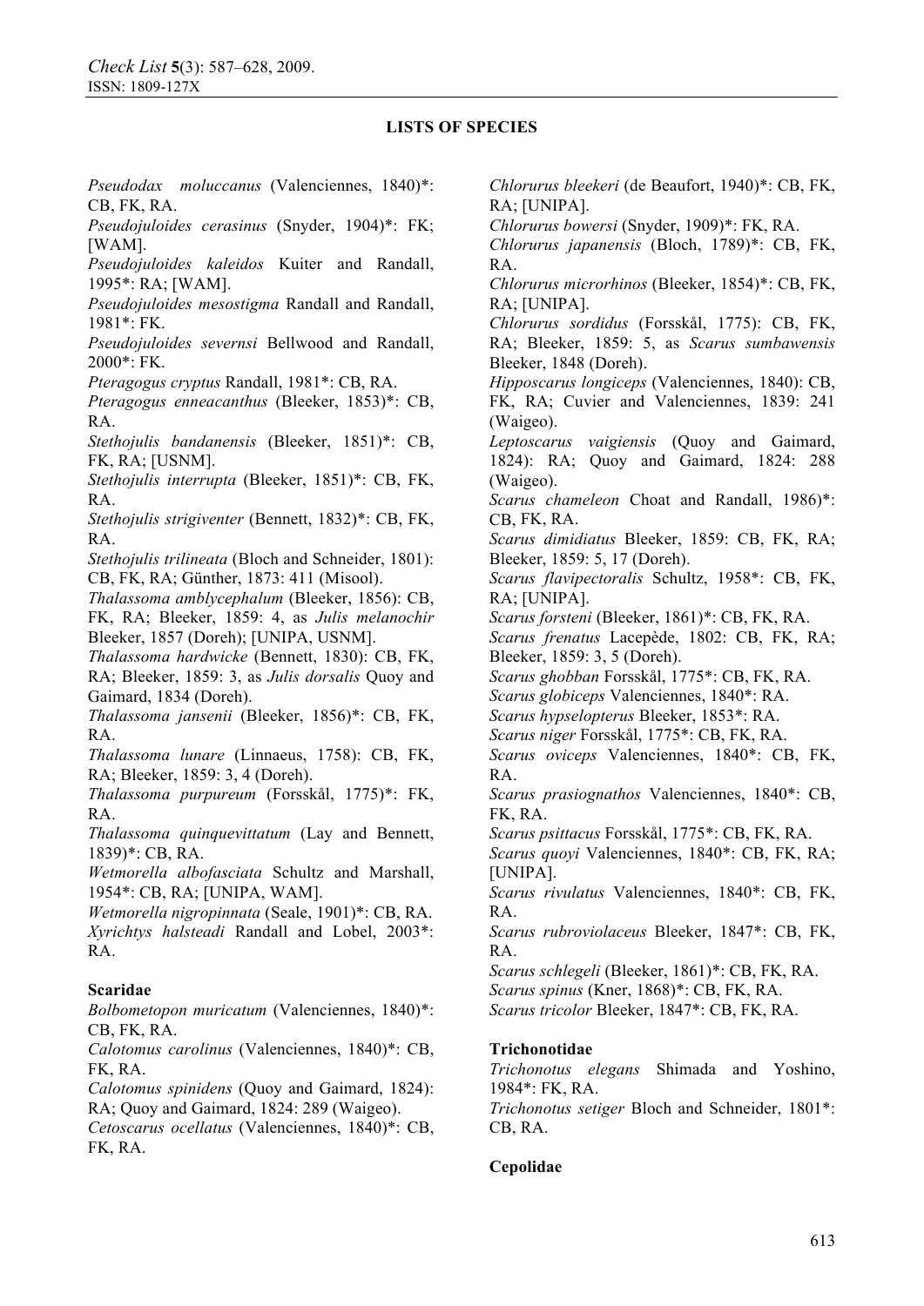**LISTS OF SPECIES**

*Pseudodax moluccanus* (Valenciennes, 1840)*: CB, FK, RA.

*Pseudojuloides cerasinus* (Snyder, 1904)*: FK; [WAM].

*Pseudojuloides kaleidos* Kuiter and Randall, 1995*: RA; [WAM].

*Pseudojuloides mesostigma* Randall and Randall, 1981*: FK.

*Pseudojuloides severnsi* Bellwood and Randall, 2000*: FK.

*Pteragogus cryptus* Randall, 1981*: CB, RA.

*Pteragogus enneacanthus* (Bleeker, 1853)*: CB, RA.

*Stethojulis bandanensis* (Bleeker, 1851)*: CB, FK, RA; [USNM].

*Stethojulis interrupta* (Bleeker, 1851)*: CB, FK, RA.

*Stethojulis strigiventer* (Bennett, 1832)*: CB, FK, RA.

*Stethojulis trilineata* (Bloch and Schneider, 1801): CB, FK, RA; Günther, 1873: 411 (Misool).

*Thalassoma amblycephalum* (Bleeker, 1856): CB, FK, RA; Bleeker, 1859: 4, as *Julis melanochir* Bleeker, 1857 (Doreh); [UNIPA, USNM].

*Thalassoma hardwicke* (Bennett, 1830): CB, FK, RA; Bleeker, 1859: 3, as *Julis dorsalis* Quoy and Gaimard, 1834 (Doreh).

*Thalassoma jansenii* (Bleeker, 1856)*: CB, FK, RA.

*Thalassoma lunare* (Linnaeus, 1758): CB, FK, RA; Bleeker, 1859: 3, 4 (Doreh).

*Thalassoma purpureum* (Forsskål, 1775)*: FK, RA.

*Thalassoma quinquevittatum* (Lay and Bennett, 1839)*: CB, RA.

*Wetmorella albofasciata* Schultz and Marshall, 1954*: CB, RA; [UNIPA, WAM].

*Wetmorella nigropinnata* (Seale, 1901)*: CB, RA.

*Xyrichtys halsteadi* Randall and Lobel, 2003*: RA.

**Scaridae**

*Bolbometopon muricatum* (Valenciennes, 1840)*: CB, FK, RA.

*Calotomus carolinus* (Valenciennes, 1840)*: CB, FK, RA.

*Calotomus spinidens* (Quoy and Gaimard, 1824): RA; Quoy and Gaimard, 1824: 289 (Waigeo).

*Cetoscarus ocellatus* (Valenciennes, 1840)*: CB, FK, RA.

*Chlorurus bleekeri* (de Beaufort, 1940)*: CB, FK, RA; [UNIPA].

*Chlorurus bowersi* (Snyder, 1909)*: FK, RA.

*Chlorurus japanensis* (Bloch, 1789)*: CB, FK, RA.

*Chlorurus microrhinos* (Bleeker, 1854)*: CB, FK, RA; [UNIPA].

*Chlorurus sordidus* (Forsskål, 1775): CB, FK, RA; Bleeker, 1859: 5, as *Scarus sumbawensis* Bleeker, 1848 (Doreh).

*Hipposcarus longiceps* (Valenciennes, 1840): CB, FK, RA; Cuvier and Valenciennes, 1839: 241 (Waigeo).

*Leptoscarus vaigiensis* (Quoy and Gaimard, 1824): RA; Quoy and Gaimard, 1824: 288 (Waigeo).

*Scarus chameleon* Choat and Randall, 1986)*: CB, FK, RA.

*Scarus dimidiatus* Bleeker, 1859: CB, FK, RA; Bleeker, 1859: 5, 17 (Doreh).

*Scarus flavipectoralis* Schultz, 1958*: CB, FK, RA; [UNIPA].

*Scarus forsteni* (Bleeker, 1861)*: CB, FK, RA.

*Scarus frenatus* Lacepède, 1802: CB, FK, RA; Bleeker, 1859: 3, 5 (Doreh).

*Scarus ghobban* Forsskål, 1775*: CB, FK, RA.

*Scarus globiceps* Valenciennes, 1840*: RA.

*Scarus hypselopterus* Bleeker, 1853*: RA.

*Scarus niger* Forsskål, 1775*: CB, FK, RA.

*Scarus oviceps* Valenciennes, 1840*: CB, FK, RA.

*Scarus prasiognathos* Valenciennes, 1840*: CB, FK, RA.

*Scarus psittacus* Forsskål, 1775*: CB, FK, RA.

*Scarus quoyi* Valenciennes, 1840*: CB, FK, RA; [UNIPA].

*Scarus rivulatus* Valenciennes, 1840*: CB, FK, RA.

*Scarus rubroviolaceus* Bleeker, 1847*: CB, FK, RA.

*Scarus schlegeli* (Bleeker, 1861)*: CB, FK, RA.

*Scarus spinus* (Kner, 1868)*: CB, FK, RA.

*Scarus tricolor* Bleeker, 1847*: CB, FK, RA.

**Trichonotidae**

*Trichonotus elegans* Shimada and Yoshino, 1984*: FK, RA.

*Trichonotus setiger* Bloch and Schneider, 1801*: CB, RA.

**Cepolidae**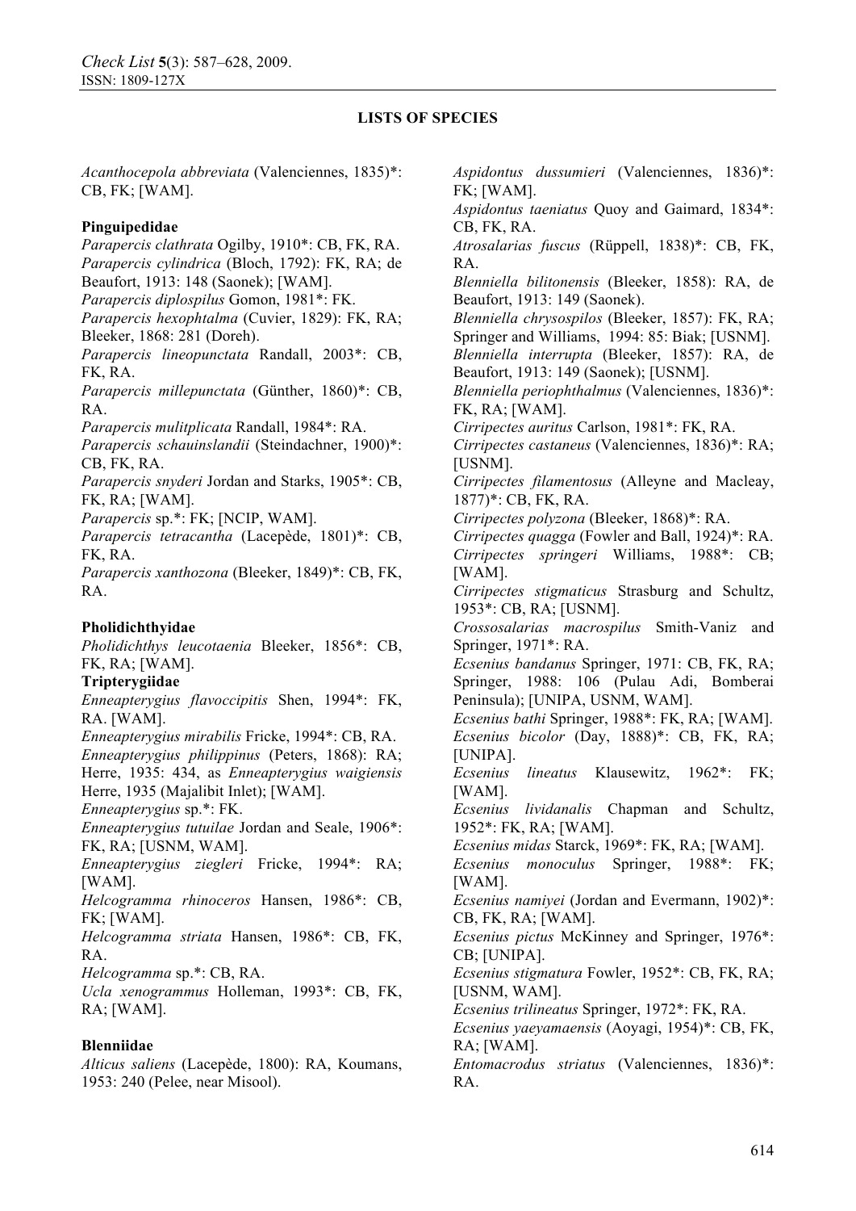## LISTS OF SPECIES

*Acanthocepola abbreviata* (Valenciennes, 1835)*: CB, FK; [WAM].

**Pinguipedidae**

*Parapercis clathrata* Ogilby, 1910*: CB, FK, RA.
*Parapercis cylindrica* (Bloch, 1792): FK, RA; de Beaufort, 1913: 148 (Saonek); [WAM].
*Parapercis diplospilus* Gomon, 1981*: FK.
*Parapercis hexophtalma* (Cuvier, 1829): FK, RA; Bleeker, 1868: 281 (Doreh).
*Parapercis lineopunctata* Randall, 2003*: CB, FK, RA.
*Parapercis millepunctata* (Günther, 1860)*: CB, RA.
*Parapercis mulitplicata* Randall, 1984*: RA.
*Parapercis schauinslandii* (Steindachner, 1900)*: CB, FK, RA.
*Parapercis snyderi* Jordan and Starks, 1905*: CB, FK, RA; [WAM].
*Parapercis* sp.*: FK; [NCIP, WAM].
*Parapercis tetracantha* (Lacepède, 1801)*: CB, FK, RA.
*Parapercis xanthozona* (Bleeker, 1849)*: CB, FK, RA.

**Pholidichthyidae**

*Pholidichthys leucotaenia* Bleeker, 1856*: CB, FK, RA; [WAM].

**Tripterygiidae**

*Enneapterygius flavoccipitis* Shen, 1994*: FK, RA. [WAM].
*Enneapterygius mirabilis* Fricke, 1994*: CB, RA.
*Enneapterygius philippinus* (Peters, 1868): RA; Herre, 1935: 434, as *Enneapterygius waigiensis* Herre, 1935 (Majalibit Inlet); [WAM].
*Enneapterygius* sp.*: FK.
*Enneapterygius tutuilae* Jordan and Seale, 1906*: FK, RA; [USNM, WAM].
*Enneapterygius ziegleri* Fricke, 1994*: RA; [WAM].
*Helcogramma rhinoceros* Hansen, 1986*: CB, FK; [WAM].
*Helcogramma striata* Hansen, 1986*: CB, FK, RA.
*Helcogramma* sp.*: CB, RA.
*Ucla xenogrammus* Holleman, 1993*: CB, FK, RA; [WAM].

**Blenniidae**

*Alticus saliens* (Lacepède, 1800): RA, Koumans, 1953: 240 (Pelee, near Misool).
*Aspidontus dussumieri* (Valenciennes, 1836)*: FK; [WAM].
*Aspidontus taeniatus* Quoy and Gaimard, 1834*: CB, FK, RA.
*Atrosalarias fuscus* (Rüppell, 1838)*: CB, FK, RA.
*Blenniella bilitonensis* (Bleeker, 1858): RA, de Beaufort, 1913: 149 (Saonek).
*Blenniella chrysospilos* (Bleeker, 1857): FK, RA; Springer and Williams, 1994: 85: Biak; [USNM].
*Blenniella interrupta* (Bleeker, 1857): RA, de Beaufort, 1913: 149 (Saonek); [USNM].
*Blenniella periophthalmus* (Valenciennes, 1836)*: FK, RA; [WAM].
*Cirripectes auritus* Carlson, 1981*: FK, RA.
*Cirripectes castaneus* (Valenciennes, 1836)*: RA; [USNM].
*Cirripectes filamentosus* (Alleyne and Macleay, 1877)*: CB, FK, RA.
*Cirripectes polyzona* (Bleeker, 1868)*: RA.
*Cirripectes quagga* (Fowler and Ball, 1924)*: RA.
*Cirripectes springeri* Williams, 1988*: CB; [WAM].
*Cirripectes stigmaticus* Strasburg and Schultz, 1953*: CB, RA; [USNM].
*Crossosalarias macrospilus* Smith-Vaniz and Springer, 1971*: RA.
*Ecsenius bandanus* Springer, 1971: CB, FK, RA; Springer, 1988: 106 (Pulau Adi, Bomberai Peninsula); [UNIPA, USNM, WAM].
*Ecsenius bathi* Springer, 1988*: FK, RA; [WAM].
*Ecsenius bicolor* (Day, 1888)*: CB, FK, RA; [UNIPA].
*Ecsenius lineatus* Klausewitz, 1962*: FK; [WAM].
*Ecsenius lividanalis* Chapman and Schultz, 1952*: FK, RA; [WAM].
*Ecsenius midas* Starck, 1969*: FK, RA; [WAM].
*Ecsenius monoculus* Springer, 1988*: FK; [WAM].
*Ecsenius namiyei* (Jordan and Evermann, 1902)*: CB, FK, RA; [WAM].
*Ecsenius pictus* McKinney and Springer, 1976*: CB; [UNIPA].
*Ecsenius stigmatura* Fowler, 1952*: CB, FK, RA; [USNM, WAM].
*Ecsenius trilineatus* Springer, 1972*: FK, RA.
*Ecsenius yaeyamaensis* (Aoyagi, 1954)*: CB, FK, RA; [WAM].
*Entomacrodus striatus* (Valenciennes, 1836)*: RA.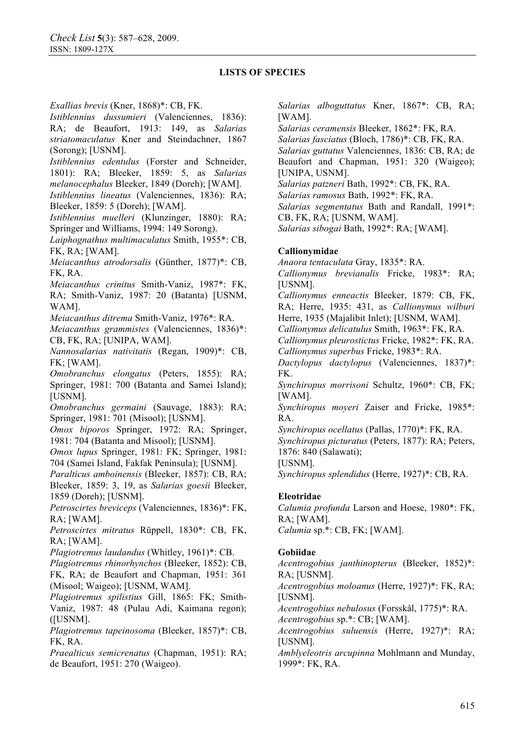**LISTS OF SPECIES**

*Exallias brevis* (Kner, 1868)*: CB, FK.

*Istiblennius dussumieri* (Valenciennes, 1836): RA; de Beaufort, 1913: 149, as *Salarias striatomaculatus* Kner and Steindachner, 1867 (Sorong); [USNM].

*Istiblennius edentulus* (Forster and Schneider, 1801): RA; Bleeker, 1859: 5, as *Salarias melanocephalus* Bleeker, 1849 (Doreh); [WAM].

*Istiblennius lineatus* (Valenciennes, 1836): RA; Bleeker, 1859: 5 (Doreh); [WAM].

*Istiblennius muelleri* (Klunzinger, 1880): RA; Springer and Williams, 1994: 149 Sorong).

*Laiphognathus multimaculatus* Smith, 1955*: CB, FK, RA; [WAM].

*Meiacanthus atrodorsalis* (Günther, 1877)*: CB, FK, RA.

*Meiacanthus crinitus* Smith-Vaniz, 1987*: FK, RA; Smith-Vaniz, 1987: 20 (Batanta) [USNM, WAM].

*Meiacanthus ditrema* Smith-Vaniz, 1976*: RA.

*Meiacanthus grammistes* (Valenciennes, 1836)*: CB, FK, RA; [UNIPA, WAM].

*Nannosalarias nativitatis* (Regan, 1909)*: CB, FK; [WAM].

*Omobranchus elongatus* (Peters, 1855): RA; Springer, 1981: 700 (Batanta and Samei Island); [USNM].

*Omobranchus germaini* (Sauvage, 1883): RA; Springer, 1981: 701 (Misool); [USNM].

*Omox biporos* Springer, 1972: RA; Springer, 1981: 704 (Batanta and Misool); [USNM].

*Omox lupus* Springer, 1981: FK; Springer, 1981: 704 (Samei Island, Fakfak Peninsula); [USNM].

*Paralticus amboinensis* (Bleeker, 1857): CB, RA; Bleeker, 1859: 3, 19, as *Salarias goesii* Bleeker, 1859 (Doreh); [USNM].

*Petroscirtes breviceps* (Valenciennes, 1836)*: FK, RA; [WAM].

*Petroscirtes mitratus* Rüppell, 1830*: CB, FK, RA; [WAM].

*Plagiotremus laudandus* (Whitley, 1961)*: CB.

*Plagiotremus rhinorhynchos* (Bleeker, 1852): CB, FK, RA; de Beaufort and Chapman, 1951: 361 (Misool; Waigeo); [USNM, WAM].

*Plagiotremus spilistius* Gill, 1865: FK; Smith-Vaniz, 1987: 48 (Pulau Adi, Kaimana regon); ([USNM].

*Plagiotremus tapeinosoma* (Bleeker, 1857)*: CB, FK, RA.

*Praealticus semicrenatus* (Chapman, 1951): RA; de Beaufort, 1951: 270 (Waigeo).

*Salarias alboguttatus* Kner, 1867*: CB, RA; [WAM].

*Salarias ceramensis* Bleeker, 1862*: FK, RA.

*Salarias fasciatus* (Bloch, 1786)*: CB, FK, RA.

*Salarias guttatus* Valenciennes, 1836: CB, RA; de Beaufort and Chapman, 1951: 320 (Waigeo); [UNIPA, USNM].

*Salarias patzneri* Bath, 1992*: CB, FK, RA.

*Salarias ramosus* Bath, 1992*: FK, RA.

*Salarias segmentatus* Bath and Randall, 1991*: CB, FK, RA; [USNM, WAM].

*Salarias sibogai* Bath, 1992*: RA; [WAM].

**Callionymidae**

*Anaora tentaculata* Gray, 1835*: RA.

*Callionymus brevianalis* Fricke, 1983*: RA; [USNM].

*Callionymus enneactis* Bleeker, 1879: CB, FK, RA; Herre, 1935: 431, as *Callionymus wilburi* Herre, 1935 (Majalibit Inlet); [USNM, WAM].

*Callionymus delicatulus* Smith, 1963*: FK, RA.

*Callionymus pleurostictus* Fricke, 1982*: FK, RA.

*Callionymus superbus* Fricke, 1983*: RA.

*Dactylopus dactylopus* (Valenciennes, 1837)*: FK.

*Synchiropus morrisoni* Schultz, 1960*: CB, FK; [WAM].

*Synchiropus moyeri* Zaiser and Fricke, 1985*: RA.

*Synchiropus ocellatus* (Pallas, 1770)*: FK, RA.

*Synchiropus picturatus* (Peters, 1877): RA; Peters, 1876: 840 (Salawati); [USNM].

*Synchiropus splendidus* (Herre, 1927)*: CB, RA.

**Eleotridae**

*Calumia profunda* Larson and Hoese, 1980*: FK, RA; [WAM].

*Calumia* sp.*: CB, FK; [WAM].

**Gobiidae**

*Acentrogobius janthinopterus* (Bleeker, 1852)*: RA; [USNM].

*Acentrogobius moloanus* (Herre, 1927)*: FK, RA; [USNM].

*Acentrogobius nebulosus* (Forsskål, 1775)*: RA.

*Acentrogobius* sp.*: CB; [WAM].

*Acentrogobius suluensis* (Herre, 1927)*: RA; [USNM].

*Amblyeleotris arcupinna* Mohlmann and Munday, 1999*: FK, RA.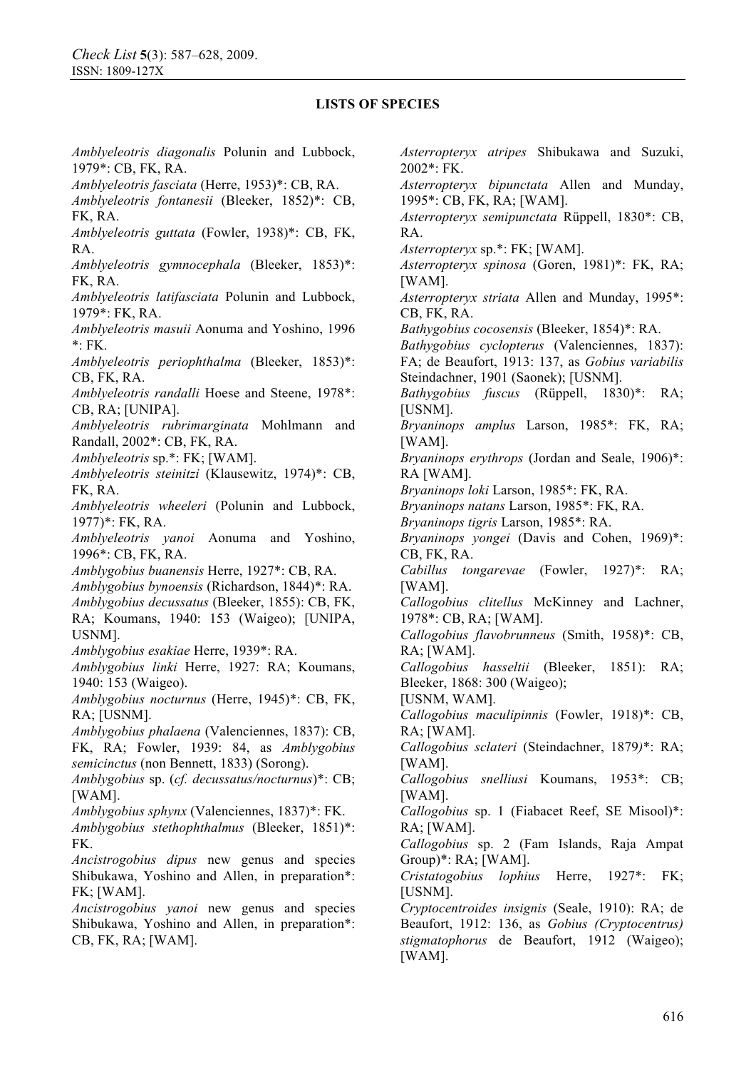## LISTS OF SPECIES

*Amblyeleotris diagonalis* Polunin and Lubbock, 1979*: CB, FK, RA.

*Amblyeleotris fasciata* (Herre, 1953)*: CB, RA.

*Amblyeleotris fontanesii* (Bleeker, 1852)*: CB, FK, RA.

*Amblyeleotris guttata* (Fowler, 1938)*: CB, FK, RA.

*Amblyeleotris gymnocephala* (Bleeker, 1853)*: FK, RA.

*Amblyeleotris latifasciata* Polunin and Lubbock, 1979*: FK, RA.

*Amblyeleotris masuii* Aonuma and Yoshino, 1996 *: FK.

*Amblyeleotris periophthalma* (Bleeker, 1853)*: CB, FK, RA.

*Amblyeleotris randalli* Hoese and Steene, 1978*: CB, RA; [UNIPA].

*Amblyeleotris rubrimarginata* Mohlmann and Randall, 2002*: CB, FK, RA.

*Amblyeleotris* sp.*: FK; [WAM].

*Amblyeleotris steinitzi* (Klausewitz, 1974)*: CB, FK, RA.

*Amblyeleotris wheeleri* (Polunin and Lubbock, 1977)*: FK, RA.

*Amblyeleotris yanoi* Aonuma and Yoshino, 1996*: CB, FK, RA.

*Amblygobius buanensis* Herre, 1927*: CB, RA.

*Amblygobius bynoensis* (Richardson, 1844)*: RA.

*Amblygobius decussatus* (Bleeker, 1855): CB, FK, RA; Koumans, 1940: 153 (Waigeo); [UNIPA, USNM].

*Amblygobius esakiae* Herre, 1939*: RA.

*Amblygobius linki* Herre, 1927: RA; Koumans, 1940: 153 (Waigeo).

*Amblygobius nocturnus* (Herre, 1945)*: CB, FK, RA; [USNM].

*Amblygobius phalaena* (Valenciennes, 1837): CB, FK, RA; Fowler, 1939: 84, as *Amblygobius semicinctus* (non Bennett, 1833) (Sorong).

*Amblygobius* sp. (*cf. decussatus/nocturnus*)*: CB; [WAM].

*Amblygobius sphynx* (Valenciennes, 1837)*: FK.

*Amblygobius stethophthalmus* (Bleeker, 1851)*: FK.

*Ancistrogobius dipus* new genus and species Shibukawa, Yoshino and Allen, in preparation*: FK; [WAM].

*Ancistrogobius yanoi* new genus and species Shibukawa, Yoshino and Allen, in preparation*: CB, FK, RA; [WAM].

*Asterropteryx atripes* Shibukawa and Suzuki, 2002*: FK.

*Asterropteryx bipunctata* Allen and Munday, 1995*: CB, FK, RA; [WAM].

*Asterropteryx semipunctata* Rüppell, 1830*: CB, RA.

*Asterropteryx* sp.*: FK; [WAM].

*Asterropteryx spinosa* (Goren, 1981)*: FK, RA; [WAM].

*Asterropteryx striata* Allen and Munday, 1995*: CB, FK, RA.

*Bathygobius cocosensis* (Bleeker, 1854)*: RA.

*Bathygobius cyclopterus* (Valenciennes, 1837): FA; de Beaufort, 1913: 137, as *Gobius variabilis* Steindachner, 1901 (Saonek); [USNM].

*Bathygobius fuscus* (Rüppell, 1830)*: RA; [USNM].

*Bryaninops amplus* Larson, 1985*: FK, RA; [WAM].

*Bryaninops erythrops* (Jordan and Seale, 1906)*: RA [WAM].

*Bryaninops loki* Larson, 1985*: FK, RA.

*Bryaninops natans* Larson, 1985*: FK, RA.

*Bryaninops tigris* Larson, 1985*: RA.

*Bryaninops yongei* (Davis and Cohen, 1969)*: CB, FK, RA.

*Cabillus tongarevae* (Fowler, 1927)*: RA; [WAM].

*Callogobius clitellus* McKinney and Lachner, 1978*: CB, RA; [WAM].

*Callogobius flavobrunneus* (Smith, 1958)*: CB, RA; [WAM].

*Callogobius hasseltii* (Bleeker, 1851): RA; Bleeker, 1868: 300 (Waigeo); [USNM, WAM].

*Callogobius maculipinnis* (Fowler, 1918)*: CB, RA; [WAM].

*Callogobius sclateri* (Steindachner, 1879)*: RA; [WAM].

*Callogobius snelliusi* Koumans, 1953*: CB; [WAM].

*Callogobius* sp. 1 (Fiabacet Reef, SE Misool)*: RA; [WAM].

*Callogobius* sp. 2 (Fam Islands, Raja Ampat Group)*: RA; [WAM].

*Cristatogobius lophius* Herre, 1927*: FK; [USNM].

*Cryptocentroides insignis* (Seale, 1910): RA; de Beaufort, 1912: 136, as *Gobius (Cryptocentrus) stigmatophorus* de Beaufort, 1912 (Waigeo); [WAM].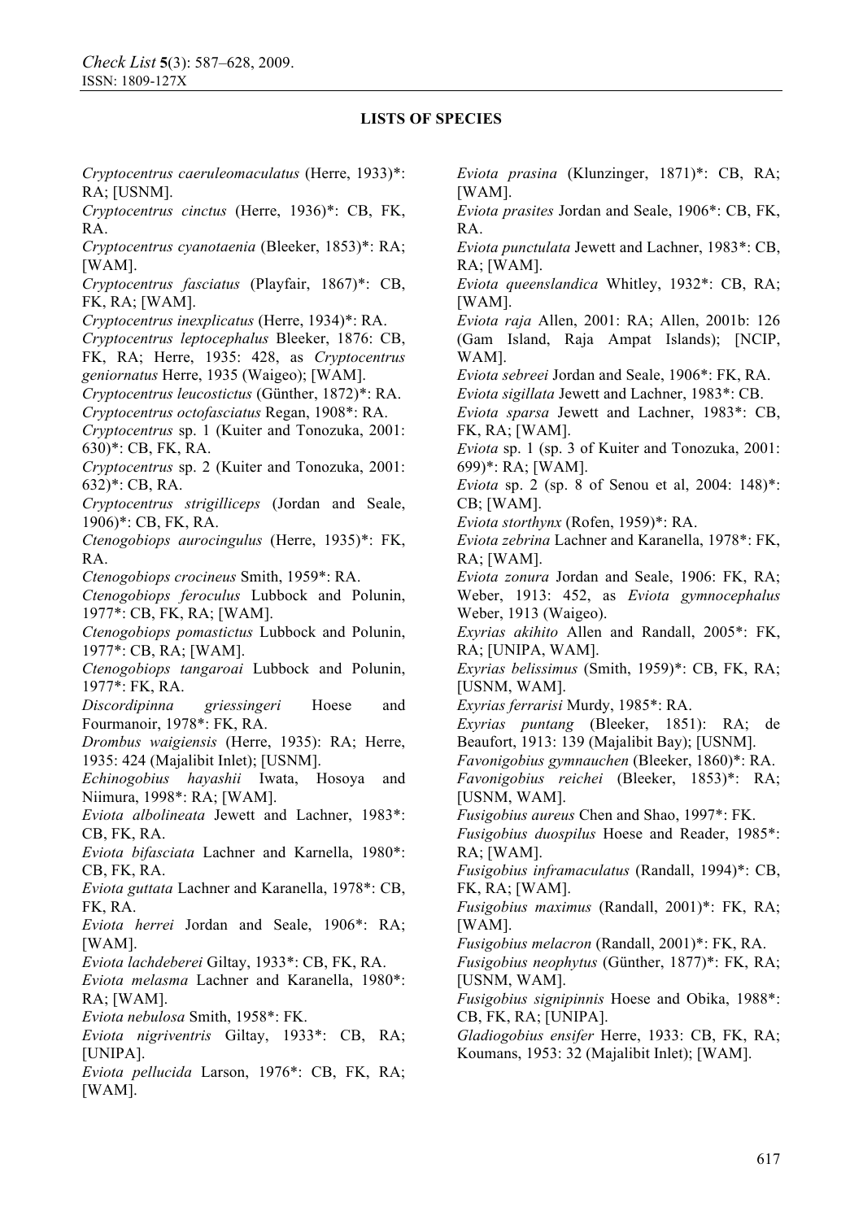**LISTS OF SPECIES**

*Cryptocentrus caeruleomaculatus* (Herre, 1933)*: RA; [USNM].

*Cryptocentrus cinctus* (Herre, 1936)*: CB, FK, RA.

*Cryptocentrus cyanotaenia* (Bleeker, 1853)*: RA; [WAM].

*Cryptocentrus fasciatus* (Playfair, 1867)*: CB, FK, RA; [WAM].

*Cryptocentrus inexplicatus* (Herre, 1934)*: RA.

*Cryptocentrus leptocephalus* Bleeker, 1876: CB, FK, RA; Herre, 1935: 428, as *Cryptocentrus geniornatus* Herre, 1935 (Waigeo); [WAM].

*Cryptocentrus leucostictus* (Günther, 1872)*: RA.

*Cryptocentrus octofasciatus* Regan, 1908*: RA.

*Cryptocentrus* sp. 1 (Kuiter and Tonozuka, 2001: 630)*: CB, FK, RA.

*Cryptocentrus* sp. 2 (Kuiter and Tonozuka, 2001: 632)*: CB, RA.

*Cryptocentrus strigilliceps* (Jordan and Seale, 1906)*: CB, FK, RA.

*Ctenogobiops aurocingulus* (Herre, 1935)*: FK, RA.

*Ctenogobiops crocineus* Smith, 1959*: RA.

*Ctenogobiops feroculus* Lubbock and Polunin, 1977*: CB, FK, RA; [WAM].

*Ctenogobiops pomastictus* Lubbock and Polunin, 1977*: CB, RA; [WAM].

*Ctenogobiops tangaroai* Lubbock and Polunin, 1977*: FK, RA.

*Discordipinna griessingeri* Hoese and Fourmanoir, 1978*: FK, RA.

*Drombus waigiensis* (Herre, 1935): RA; Herre, 1935: 424 (Majalibit Inlet); [USNM].

*Echinogobius hayashii* Iwata, Hosoya and Niimura, 1998*: RA; [WAM].

*Eviota albolineata* Jewett and Lachner, 1983*: CB, FK, RA.

*Eviota bifasciata* Lachner and Karnella, 1980*: CB, FK, RA.

*Eviota guttata* Lachner and Karanella, 1978*: CB, FK, RA.

*Eviota herrei* Jordan and Seale, 1906*: RA; [WAM].

*Eviota lachdeberei* Giltay, 1933*: CB, FK, RA.

*Eviota melasma* Lachner and Karanella, 1980*: RA; [WAM].

*Eviota nebulosa* Smith, 1958*: FK.

*Eviota nigriventris* Giltay, 1933*: CB, RA; [UNIPA].

*Eviota pellucida* Larson, 1976*: CB, FK, RA; [WAM].

*Eviota prasina* (Klunzinger, 1871)*: CB, RA; [WAM].

*Eviota prasites* Jordan and Seale, 1906*: CB, FK, RA.

*Eviota punctulata* Jewett and Lachner, 1983*: CB, RA; [WAM].

*Eviota queenslandica* Whitley, 1932*: CB, RA; [WAM].

*Eviota raja* Allen, 2001: RA; Allen, 2001b: 126 (Gam Island, Raja Ampat Islands); [NCIP, WAM].

*Eviota sebreei* Jordan and Seale, 1906*: FK, RA.

*Eviota sigillata* Jewett and Lachner, 1983*: CB.

*Eviota sparsa* Jewett and Lachner, 1983*: CB, FK, RA; [WAM].

*Eviota* sp. 1 (sp. 3 of Kuiter and Tonozuka, 2001: 699)*: RA; [WAM].

*Eviota* sp. 2 (sp. 8 of Senou et al, 2004: 148)*: CB; [WAM].

*Eviota storthynx* (Rofen, 1959)*: RA.

*Eviota zebrina* Lachner and Karanella, 1978*: FK, RA; [WAM].

*Eviota zonura* Jordan and Seale, 1906: FK, RA; Weber, 1913: 452, as *Eviota gymnocephalus* Weber, 1913 (Waigeo).

*Exyrias akihito* Allen and Randall, 2005*: FK, RA; [UNIPA, WAM].

*Exyrias belissimus* (Smith, 1959)*: CB, FK, RA; [USNM, WAM].

*Exyrias ferrarisi* Murdy, 1985*: RA.

*Exyrias puntang* (Bleeker, 1851): RA; de Beaufort, 1913: 139 (Majalibit Bay); [USNM].

*Favonigobius gymnauchen* (Bleeker, 1860)*: RA.

*Favonigobius reichei* (Bleeker, 1853)*: RA; [USNM, WAM].

*Fusigobius aureus* Chen and Shao, 1997*: FK.

*Fusigobius duospilus* Hoese and Reader, 1985*: RA; [WAM].

*Fusigobius inframaculatus* (Randall, 1994)*: CB, FK, RA; [WAM].

*Fusigobius maximus* (Randall, 2001)*: FK, RA; [WAM].

*Fusigobius melacron* (Randall, 2001)*: FK, RA.

*Fusigobius neophytus* (Günther, 1877)*: FK, RA; [USNM, WAM].

*Fusigobius signipinnis* Hoese and Obika, 1988*: CB, FK, RA; [UNIPA].

*Gladiogobius ensifer* Herre, 1933: CB, FK, RA; Koumans, 1953: 32 (Majalibit Inlet); [WAM].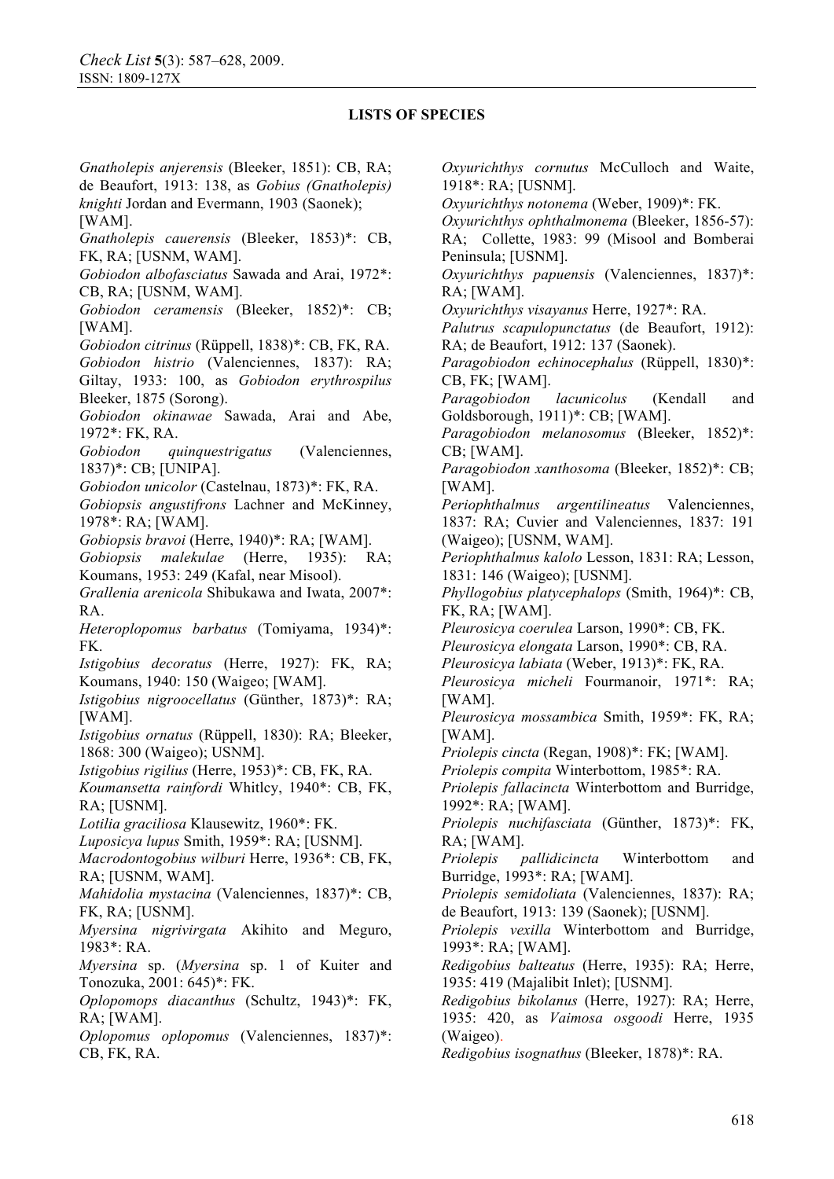**LISTS OF SPECIES**

*Gnatholepis anjerensis* (Bleeker, 1851): CB, RA; de Beaufort, 1913: 138, as *Gobius (Gnatholepis) knighti* Jordan and Evermann, 1903 (Saonek); [WAM].

*Gnatholepis cauerensis* (Bleeker, 1853)*: CB, FK, RA; [USNM, WAM].

*Gobiodon albofasciatus* Sawada and Arai, 1972*: CB, RA; [USNM, WAM].

*Gobiodon ceramensis* (Bleeker, 1852)*: CB; [WAM].

*Gobiodon citrinus* (Rüppell, 1838)*: CB, FK, RA.

*Gobiodon histrio* (Valenciennes, 1837): RA; Giltay, 1933: 100, as *Gobiodon erythrospilus* Bleeker, 1875 (Sorong).

*Gobiodon okinawae* Sawada, Arai and Abe, 1972*: FK, RA.

*Gobiodon quinquestrigatus* (Valenciennes, 1837)*: CB; [UNIPA].

*Gobiodon unicolor* (Castelnau, 1873)*: FK, RA.

*Gobiopsis angustifrons* Lachner and McKinney, 1978*: RA; [WAM].

*Gobiopsis bravoi* (Herre, 1940)*: RA; [WAM].

*Gobiopsis malekulae* (Herre, 1935): RA; Koumans, 1953: 249 (Kafal, near Misool).

*Grallenia arenicola* Shibukawa and Iwata, 2007*: RA.

*Heteroplopomus barbatus* (Tomiyama, 1934)*: FK.

*Istigobius decoratus* (Herre, 1927): FK, RA; Koumans, 1940: 150 (Waigeo; [WAM].

*Istigobius nigroocellatus* (Günther, 1873)*: RA; [WAM].

*Istigobius ornatus* (Rüppell, 1830): RA; Bleeker, 1868: 300 (Waigeo); USNM].

*Istigobius rigilius* (Herre, 1953)*: CB, FK, RA.

*Koumansetta rainfordi* Whitley, 1940*: CB, FK, RA; [USNM].

*Lotilia graciliosa* Klausewitz, 1960*: FK.

*Luposicya lupus* Smith, 1959*: RA; [USNM].

*Macrodontogobius wilburi* Herre, 1936*: CB, FK, RA; [USNM, WAM].

*Mahidolia mystacina* (Valenciennes, 1837)*: CB, FK, RA; [USNM].

*Myersina nigrivirgata* Akihito and Meguro, 1983*: RA.

*Myersina* sp. (*Myersina* sp. 1 of Kuiter and Tonozuka, 2001: 645)*: FK.

*Oplopomops diacanthus* (Schultz, 1943)*: FK, RA; [WAM].

*Oplopomus oplopomus* (Valenciennes, 1837)*: CB, FK, RA.

*Oxyurichthys cornutus* McCulloch and Waite, 1918*: RA; [USNM].

*Oxyurichthys notonema* (Weber, 1909)*: FK.

*Oxyurichthys ophthalmonema* (Bleeker, 1856-57): RA; Collette, 1983: 99 (Misool and Bomberai Peninsula; [USNM].

*Oxyurichthys papuensis* (Valenciennes, 1837)*: RA; [WAM].

*Oxyurichthys visayanus* Herre, 1927*: RA.

*Palutrus scapulopunctatus* (de Beaufort, 1912): RA; de Beaufort, 1912: 137 (Saonek).

*Paragobiodon echinocephalus* (Rüppell, 1830)*: CB, FK; [WAM].

*Paragobiodon lacunicolus* (Kendall and Goldsborough, 1911)*: CB; [WAM].

*Paragobiodon melanosomus* (Bleeker, 1852)*: CB; [WAM].

*Paragobiodon xanthosoma* (Bleeker, 1852)*: CB; [WAM].

*Periophthalmus argentilineatus* Valenciennes, 1837: RA; Cuvier and Valenciennes, 1837: 191 (Waigeo); [USNM, WAM].

*Periophthalmus kalolo* Lesson, 1831: RA; Lesson, 1831: 146 (Waigeo); [USNM].

*Phyllogobius platycephalops* (Smith, 1964)*: CB, FK, RA; [WAM].

*Pleurosicya coerulea* Larson, 1990*: CB, FK.

*Pleurosicya elongata* Larson, 1990*: CB, RA.

*Pleurosicya labiata* (Weber, 1913)*: FK, RA.

*Pleurosicya micheli* Fourmanoir, 1971*: RA; [WAM].

*Pleurosicya mossambica* Smith, 1959*: FK, RA; [WAM].

*Priolepis cincta* (Regan, 1908)*: FK; [WAM].

*Priolepis compita* Winterbottom, 1985*: RA.

*Priolepis fallacincta* Winterbottom and Burridge, 1992*: RA; [WAM].

*Priolepis nuchifasciata* (Günther, 1873)*: FK, RA; [WAM].

*Priolepis pallidicincta* Winterbottom and Burridge, 1993*: RA; [WAM].

*Priolepis semidoliata* (Valenciennes, 1837): RA; de Beaufort, 1913: 139 (Saonek); [USNM].

*Priolepis vexilla* Winterbottom and Burridge, 1993*: RA; [WAM].

*Redigobius balteatus* (Herre, 1935): RA; Herre, 1935: 419 (Majalibit Inlet); [USNM].

*Redigobius bikolanus* (Herre, 1927): RA; Herre, 1935: 420, as *Vaimosa osgoodi* Herre, 1935 (Waigeo).

*Redigobius isognathus* (Bleeker, 1878)*: RA.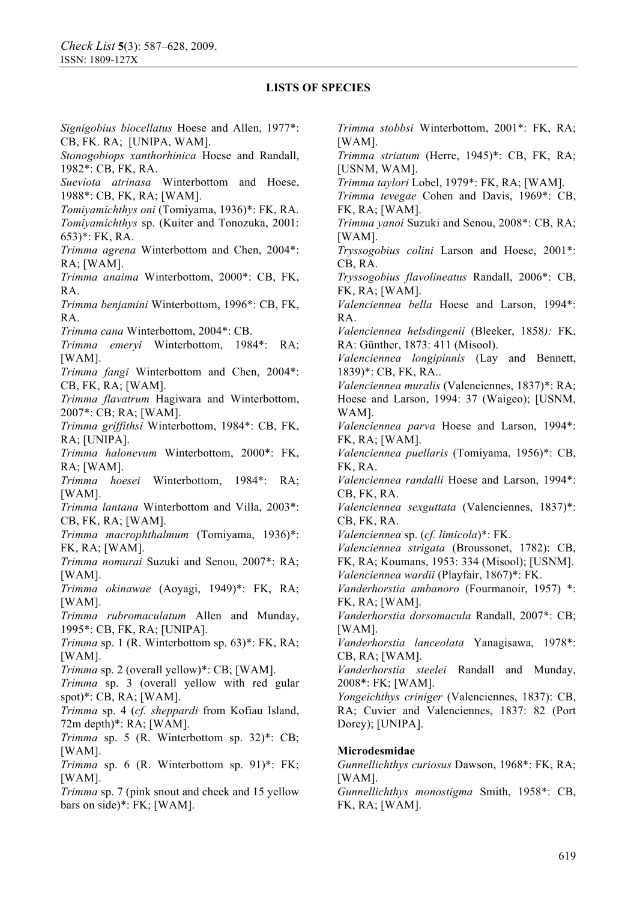## LISTS OF SPECIES

*Signigobius biocellatus* Hoese and Allen, 1977*: CB, FK. RA; [UNIPA, WAM].

*Stonogobiops xanthorhinica* Hoese and Randall, 1982*: CB, FK, RA.

*Sueviota atrinasa* Winterbottom and Hoese, 1988*: CB, FK, RA; [WAM].

*Tomiyamichthys oni* (Tomiyama, 1936)*: FK, RA.

*Tomiyamichthys* sp. (Kuiter and Tonozuka, 2001: 653)*: FK, RA.

*Trimma agrena* Winterbottom and Chen, 2004*: RA; [WAM].

*Trimma anaima* Winterbottom, 2000*: CB, FK, RA.

*Trimma benjamini* Winterbottom, 1996*: CB, FK, RA.

*Trimma cana* Winterbottom, 2004*: CB.

*Trimma emeryi* Winterbottom, 1984*: RA; [WAM].

*Trimma fangi* Winterbottom and Chen, 2004*: CB, FK, RA; [WAM].

*Trimma flavatrum* Hagiwara and Winterbottom, 2007*: CB; RA; [WAM].

*Trimma griffithsi* Winterbottom, 1984*: CB, FK, RA; [UNIPA].

*Trimma halonevum* Winterbottom, 2000*: FK, RA; [WAM].

*Trimma hoesei* Winterbottom, 1984*: RA; [WAM].

*Trimma lantana* Winterbottom and Villa, 2003*: CB, FK, RA; [WAM].

*Trimma macrophthalmum* (Tomiyama, 1936)*: FK, RA; [WAM].

*Trimma nomurai* Suzuki and Senou, 2007*: RA; [WAM].

*Trimma okinawae* (Aoyagi, 1949)*: FK, RA; [WAM].

*Trimma rubromaculatum* Allen and Munday, 1995*: CB, FK, RA; [UNIPA].

*Trimma* sp. 1 (R. Winterbottom sp. 63)*: FK, RA; [WAM].

*Trimma* sp. 2 (overall yellow)*: CB; [WAM].

*Trimma* sp. 3 (overall yellow with red gular spot)*: CB, RA; [WAM].

*Trimma* sp. 4 (*cf. sheppardi* from Kofiau Island, 72m depth)*: RA; [WAM].

*Trimma* sp. 5 (R. Winterbottom sp. 32)*: CB; [WAM].

*Trimma* sp. 6 (R. Winterbottom sp. 91)*: FK; [WAM].

*Trimma* sp. 7 (pink snout and cheek and 15 yellow bars on side)*: FK; [WAM].

*Trimma stobbsi* Winterbottom, 2001*: FK, RA; [WAM].

*Trimma striatum* (Herre, 1945)*: CB, FK, RA; [USNM, WAM].

*Trimma taylori* Lobel, 1979*: FK, RA; [WAM].

*Trimma tevegae* Cohen and Davis, 1969*: CB, FK, RA; [WAM].

*Trimma yanoi* Suzuki and Senou, 2008*: CB, RA; [WAM].

*Tryssogobius colini* Larson and Hoese, 2001*: CB, RA.

*Tryssogobius flavolineatus* Randall, 2006*: CB, FK, RA; [WAM].

*Valenciennea bella* Hoese and Larson, 1994*: RA.

*Valenciennea helsdingenii* (Bleeker, 1858): FK, RA: Günther, 1873: 411 (Misool).

*Valenciennea longipinnis* (Lay and Bennett, 1839)*: CB, FK, RA..

*Valenciennea muralis* (Valenciennes, 1837)*: RA; Hoese and Larson, 1994: 37 (Waigeo); [USNM, WAM].

*Valenciennea parva* Hoese and Larson, 1994*: FK, RA; [WAM].

*Valenciennea puellaris* (Tomiyama, 1956)*: CB, FK, RA.

*Valenciennea randalli* Hoese and Larson, 1994*: CB, FK, RA.

*Valenciennea sexguttata* (Valenciennes, 1837)*: CB, FK, RA.

*Valenciennea* sp. (*cf. limicola*)*: FK.

*Valenciennea strigata* (Broussonet, 1782): CB, FK, RA; Koumans, 1953: 334 (Misool); [USNM].

*Valenciennea wardii* (Playfair, 1867)*: FK.

*Vanderhorstia ambanoro* (Fourmanoir, 1957) *: FK, RA; [WAM].

*Vanderhorstia dorsomacula* Randall, 2007*: CB; [WAM].

*Vanderhorstia lanceolata* Yanagisawa, 1978*: CB, RA; [WAM].

*Vanderhorstia steelei* Randall and Munday, 2008*: FK; [WAM].

*Yongeichthys criniger* (Valenciennes, 1837): CB, RA; Cuvier and Valenciennes, 1837: 82 (Port Dorey); [UNIPA].

**Microdesmidae**

*Gunnellichthys curiosus* Dawson, 1968*: FK, RA; [WAM].

*Gunnellichthys monostigma* Smith, 1958*: CB, FK, RA; [WAM].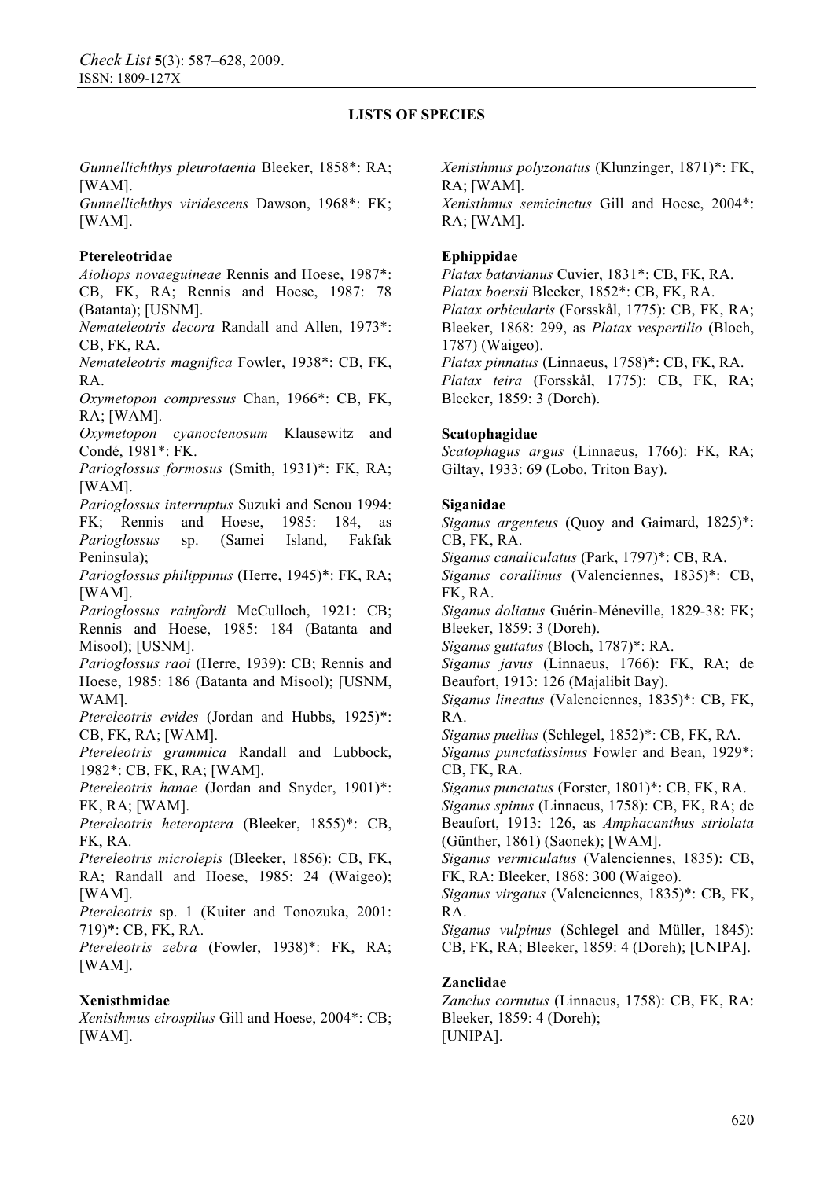## LISTS OF SPECIES

*Gunnellichthys pleurotaenia* Bleeker, 1858*: RA; [WAM].

*Gunnellichthys viridescens* Dawson, 1968*: FK; [WAM].

**Ptereleotridae**

*Aioliops novaeguineae* Rennis and Hoese, 1987*: CB, FK, RA; Rennis and Hoese, 1987: 78 (Batanta); [USNM].

*Nemateleotris decora* Randall and Allen, 1973*: CB, FK, RA.

*Nemateleotris magnifica* Fowler, 1938*: CB, FK, RA.

*Oxymetopon compressus* Chan, 1966*: CB, FK, RA; [WAM].

*Oxymetopon cyanoctenosum* Klausewitz and Condé, 1981*: FK.

*Parioglossus formosus* (Smith, 1931)*: FK, RA; [WAM].

*Parioglossus interruptus* Suzuki and Senou 1994: FK; Rennis and Hoese, 1985: 184, as *Parioglossus* sp. (Samei Island, Fakfak Peninsula);

*Parioglossus philippinus* (Herre, 1945)*: FK, RA; [WAM].

*Parioglossus rainfordi* McCulloch, 1921: CB; Rennis and Hoese, 1985: 184 (Batanta and Misool); [USNM].

*Parioglossus raoi* (Herre, 1939): CB; Rennis and Hoese, 1985: 186 (Batanta and Misool); [USNM, WAM].

*Ptereleotris evides* (Jordan and Hubbs, 1925)*: CB, FK, RA; [WAM].

*Ptereleotris grammica* Randall and Lubbock, 1982*: CB, FK, RA; [WAM].

*Ptereleotris hanae* (Jordan and Snyder, 1901)*: FK, RA; [WAM].

*Ptereleotris heteroptera* (Bleeker, 1855)*: CB, FK, RA.

*Ptereleotris microlepis* (Bleeker, 1856): CB, FK, RA; Randall and Hoese, 1985: 24 (Waigeo); [WAM].

*Ptereleotris* sp. 1 (Kuiter and Tonozuka, 2001: 719)*: CB, FK, RA.

*Ptereleotris zebra* (Fowler, 1938)*: FK, RA; [WAM].

**Xenisthmidae**

*Xenisthmus eirospilus* Gill and Hoese, 2004*: CB; [WAM].

*Xenisthmus polyzonatus* (Klunzinger, 1871)*: FK, RA; [WAM].

*Xenisthmus semicinctus* Gill and Hoese, 2004*: RA; [WAM].

**Ephippidae**

*Platax batavianus* Cuvier, 1831*: CB, FK, RA.

*Platax boersii* Bleeker, 1852*: CB, FK, RA.

*Platax orbicularis* (Forsskål, 1775): CB, FK, RA; Bleeker, 1868: 299, as *Platax vespertilio* (Bloch, 1787) (Waigeo).

*Platax pinnatus* (Linnaeus, 1758)*: CB, FK, RA.

*Platax teira* (Forsskål, 1775): CB, FK, RA; Bleeker, 1859: 3 (Doreh).

**Scatophagidae**

*Scatophagus argus* (Linnaeus, 1766): FK, RA; Giltay, 1933: 69 (Lobo, Triton Bay).

**Siganidae**

*Siganus argenteus* (Quoy and Gaimard, 1825)*: CB, FK, RA.

*Siganus canaliculatus* (Park, 1797)*: CB, RA.

*Siganus corallinus* (Valenciennes, 1835)*: CB, FK, RA.

*Siganus doliatus* Guérin-Méneville, 1829-38: FK; Bleeker, 1859: 3 (Doreh).

*Siganus guttatus* (Bloch, 1787)*: RA.

*Siganus javus* (Linnaeus, 1766): FK, RA; de Beaufort, 1913: 126 (Majalibit Bay).

*Siganus lineatus* (Valenciennes, 1835)*: CB, FK, RA.

*Siganus puellus* (Schlegel, 1852)*: CB, FK, RA.

*Siganus punctatissimus* Fowler and Bean, 1929*: CB, FK, RA.

*Siganus punctatus* (Forster, 1801)*: CB, FK, RA.

*Siganus spinus* (Linnaeus, 1758): CB, FK, RA; de Beaufort, 1913: 126, as *Amphacanthus striolata* (Günther, 1861) (Saonek); [WAM].

*Siganus vermiculatus* (Valenciennes, 1835): CB, FK, RA: Bleeker, 1868: 300 (Waigeo).

*Siganus virgatus* (Valenciennes, 1835)*: CB, FK, RA.

*Siganus vulpinus* (Schlegel and Müller, 1845): CB, FK, RA; Bleeker, 1859: 4 (Doreh); [UNIPA].

**Zanclidae**

*Zanclus cornutus* (Linnaeus, 1758): CB, FK, RA: Bleeker, 1859: 4 (Doreh); [UNIPA].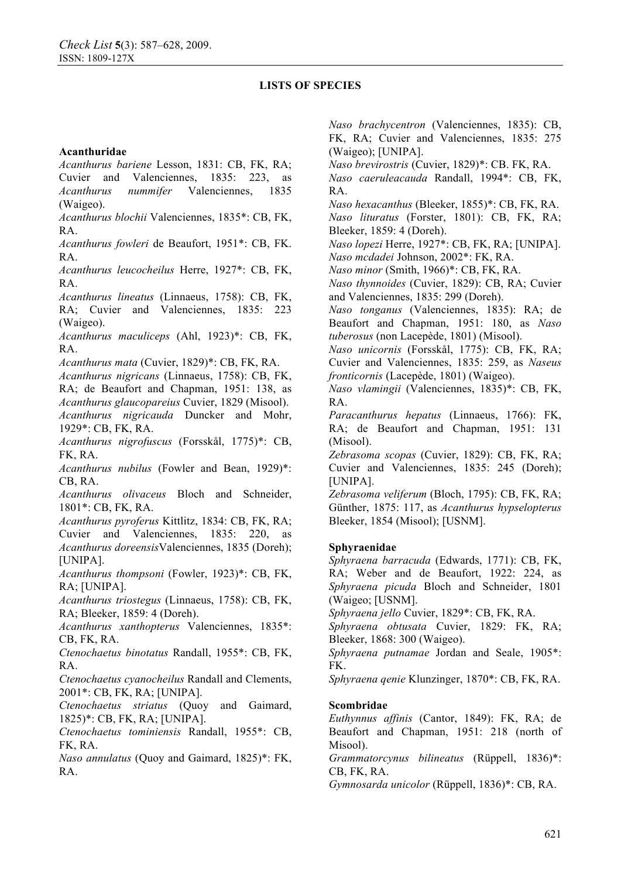**LISTS OF SPECIES**

**Acanthuridae**

*Acanthurus bariene* Lesson, 1831: CB, FK, RA; Cuvier and Valenciennes, 1835: 223, as *Acanthurus nummifer* Valenciennes, 1835 (Waigeo).

*Acanthurus blochii* Valenciennes, 1835*: CB, FK, RA.

*Acanthurus fowleri* de Beaufort, 1951*: CB, FK. RA.

*Acanthurus leucocheilus* Herre, 1927*: CB, FK, RA.

*Acanthurus lineatus* (Linnaeus, 1758): CB, FK, RA; Cuvier and Valenciennes, 1835: 223 (Waigeo).

*Acanthurus maculiceps* (Ahl, 1923)*: CB, FK, RA.

*Acanthurus mata* (Cuvier, 1829)*: CB, FK, RA.

*Acanthurus nigricans* (Linnaeus, 1758): CB, FK, RA; de Beaufort and Chapman, 1951: 138, as *Acanthurus glaucopareius* Cuvier, 1829 (Misool).

*Acanthurus nigricauda* Duncker and Mohr, 1929*: CB, FK, RA.

*Acanthurus nigrofuscus* (Forsskål, 1775)*: CB, FK, RA.

*Acanthurus nubilus* (Fowler and Bean, 1929)*: CB, RA.

*Acanthurus olivaceus* Bloch and Schneider, 1801*: CB, FK, RA.

*Acanthurus pyroferus* Kittlitz, 1834: CB, FK, RA; Cuvier and Valenciennes, 1835: 220, as *Acanthurus doreensis* Valenciennes, 1835 (Doreh); [UNIPA].

*Acanthurus thompsoni* (Fowler, 1923)*: CB, FK, RA; [UNIPA].

*Acanthurus triostegus* (Linnaeus, 1758): CB, FK, RA; Bleeker, 1859: 4 (Doreh).

*Acanthurus xanthopterus* Valenciennes, 1835*: CB, FK, RA.

*Ctenochaetus binotatus* Randall, 1955*: CB, FK, RA.

*Ctenochaetus cyanocheilus* Randall and Clements, 2001*: CB, FK, RA; [UNIPA].

*Ctenochaetus striatus* (Quoy and Gaimard, 1825)*: CB, FK, RA; [UNIPA].

*Ctenochaetus tominiensis* Randall, 1955*: CB, FK, RA.

*Naso annulatus* (Quoy and Gaimard, 1825)*: FK, RA.

*Naso brachycentron* (Valenciennes, 1835): CB, FK, RA; Cuvier and Valenciennes, 1835: 275 (Waigeo); [UNIPA].

*Naso brevirostris* (Cuvier, 1829)*: CB. FK, RA.

*Naso caeruleacauda* Randall, 1994*: CB, FK, RA.

*Naso hexacanthus* (Bleeker, 1855)*: CB, FK, RA.

*Naso lituratus* (Forster, 1801): CB, FK, RA; Bleeker, 1859: 4 (Doreh).

*Naso lopezi* Herre, 1927*: CB, FK, RA; [UNIPA].

*Naso mcdadei* Johnson, 2002*: FK, RA.

*Naso minor* (Smith, 1966)*: CB, FK, RA.

*Naso thynnoides* (Cuvier, 1829): CB, RA; Cuvier and Valenciennes, 1835: 299 (Doreh).

*Naso tonganus* (Valenciennes, 1835): RA; de Beaufort and Chapman, 1951: 180, as *Naso tuberosus* (non Lacepède, 1801) (Misool).

*Naso unicornis* (Forsskål, 1775): CB, FK, RA; Cuvier and Valenciennes, 1835: 259, as *Naseus fronticornis* (Lacepède, 1801) (Waigeo).

*Naso vlamingii* (Valenciennes, 1835)*: CB, FK, RA.

*Paracanthurus hepatus* (Linnaeus, 1766): FK, RA; de Beaufort and Chapman, 1951: 131 (Misool).

*Zebrasoma scopas* (Cuvier, 1829): CB, FK, RA; Cuvier and Valenciennes, 1835: 245 (Doreh); [UNIPA].

*Zebrasoma veliferum* (Bloch, 1795): CB, FK, RA; Günther, 1875: 117, as *Acanthurus hypselopterus* Bleeker, 1854 (Misool); [USNM].

**Sphyraenidae**

*Sphyraena barracuda* (Edwards, 1771): CB, FK, RA; Weber and de Beaufort, 1922: 224, as *Sphyraena picuda* Bloch and Schneider, 1801 (Waigeo; [USNM].

*Sphyraena jello* Cuvier, 1829*: CB, FK, RA.

*Sphyraena obtusata* Cuvier, 1829: FK, RA; Bleeker, 1868: 300 (Waigeo).

*Sphyraena putnamae* Jordan and Seale, 1905*: FK.

*Sphyraena qenie* Klunzinger, 1870*: CB, FK, RA.

**Scombridae**

*Euthynnus affinis* (Cantor, 1849): FK, RA; de Beaufort and Chapman, 1951: 218 (north of Misool).

*Grammatorcynus bilineatus* (Rüppell, 1836)*: CB, FK, RA.

*Gymnosarda unicolor* (Rüppell, 1836)*: CB, RA.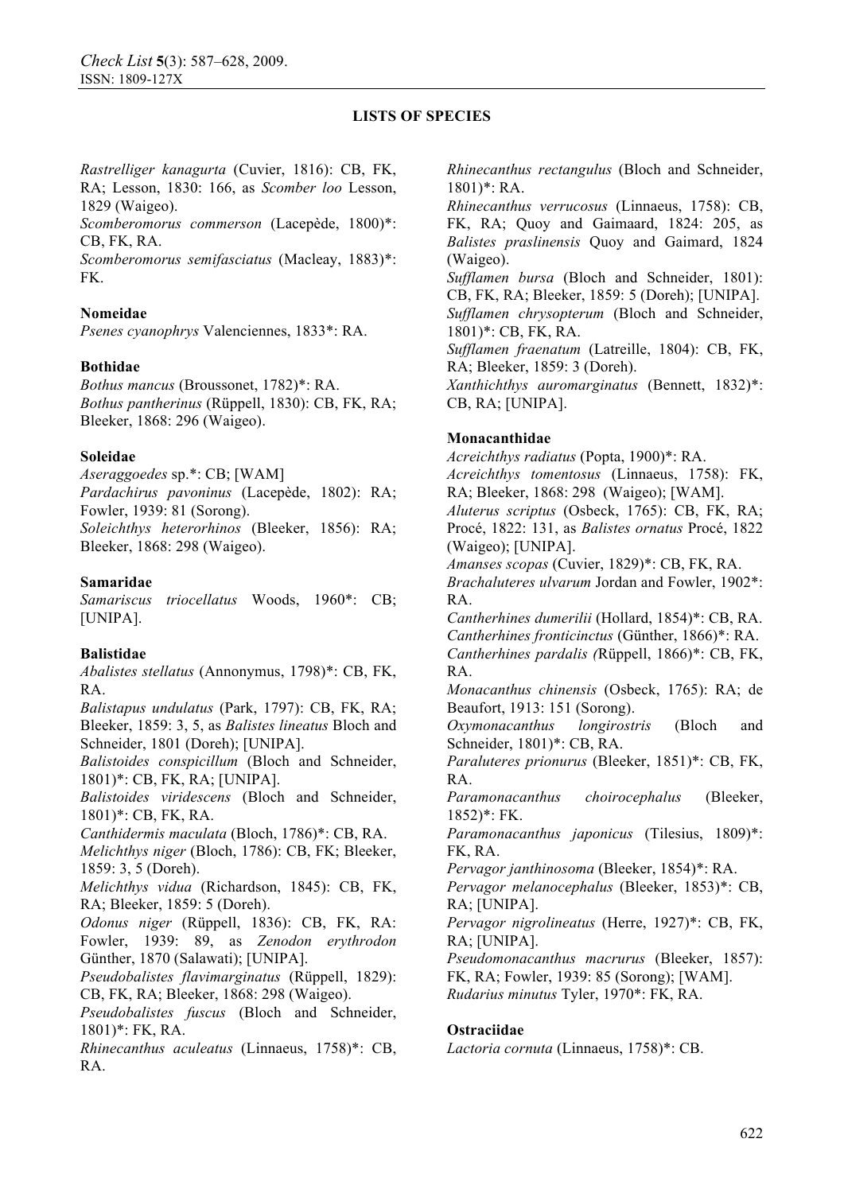Rastrelliger kanagurta (Cuvier, 1816): CB, FK, RA; Lesson, 1830: 166, as *Scomber loo* Lesson, 1829 (Waigeo).
*Scomberomorus commerson* (Lacepède, 1800)*: CB, FK, RA.
*Scomberomorus semifasciatus* (Macleay, 1883)*: FK.

**Nomeidae**

*Psenes cyanophrys* Valenciennes, 1833*: RA.

**Bothidae**

*Bothus mancus* (Broussonet, 1782)*: RA.
*Bothus pantherinus* (Rüppell, 1830): CB, FK, RA; Bleeker, 1868: 296 (Waigeo).

**Soleidae**

*Aseraggoedes* sp.*: CB; [WAM]
*Pardachirus pavoninus* (Lacepède, 1802): RA; Fowler, 1939: 81 (Sorong).
*Soleichthys heterorhinos* (Bleeker, 1856): RA; Bleeker, 1868: 298 (Waigeo).

**Samaridae**

*Samariscus triocellatus* Woods, 1960*: CB; [UNIPA].

**Balistidae**

*Abalistes stellatus* (Annonymus, 1798)*: CB, FK, RA.
*Balistapus undulatus* (Park, 1797): CB, FK, RA; Bleeker, 1859: 3, 5, as *Balistes lineatus* Bloch and Schneider, 1801 (Doreh); [UNIPA].
*Balistoides conspicillum* (Bloch and Schneider, 1801)*: CB, FK, RA; [UNIPA].
*Balistoides viridescens* (Bloch and Schneider, 1801)*: CB, FK, RA.
*Canthidermis maculata* (Bloch, 1786)*: CB, RA.
*Melichthys niger* (Bloch, 1786): CB, FK; Bleeker, 1859: 3, 5 (Doreh).
*Melichthys vidua* (Richardson, 1845): CB, FK, RA; Bleeker, 1859: 5 (Doreh).
*Odonus niger* (Rüppell, 1836): CB, FK, RA: Fowler, 1939: 89, as *Zenodon erythrodon* Günther, 1870 (Salawati); [UNIPA].
*Pseudobalistes flavimarginatus* (Rüppell, 1829): CB, FK, RA; Bleeker, 1868: 298 (Waigeo).
*Pseudobalistes fuscus* (Bloch and Schneider, 1801)*: FK, RA.
*Rhinecanthus aculeatus* (Linnaeus, 1758)*: CB, RA.
*Rhinecanthus rectangulus* (Bloch and Schneider, 1801)*: RA.
*Rhinecanthus verrucosus* (Linnaeus, 1758): CB, FK, RA; Quoy and Gaimaard, 1824: 205, as *Balistes praslinensis* Quoy and Gaimard, 1824 (Waigeo).
*Sufflamen bursa* (Bloch and Schneider, 1801): CB, FK, RA; Bleeker, 1859: 5 (Doreh); [UNIPA].
*Sufflamen chrysopterum* (Bloch and Schneider, 1801)*: CB, FK, RA.
*Sufflamen fraenatum* (Latreille, 1804): CB, FK, RA; Bleeker, 1859: 3 (Doreh).
*Xanthichthys auromarginatus* (Bennett, 1832)*: CB, RA; [UNIPA].

**Monacanthidae**

*Acreichthys radiatus* (Popta, 1900)*: RA.
*Acreichthys tomentosus* (Linnaeus, 1758): FK, RA; Bleeker, 1868: 298 (Waigeo); [WAM].
*Aluterus scriptus* (Osbeck, 1765): CB, FK, RA; Procé, 1822: 131, as *Balistes ornatus* Procé, 1822 (Waigeo); [UNIPA].
*Amanses scopas* (Cuvier, 1829)*: CB, FK, RA.
*Brachaluteres ulvarum* Jordan and Fowler, 1902*: RA.
*Cantherhines dumerilii* (Hollard, 1854)*: CB, RA.
*Cantherhines fronticinctus* (Günther, 1866)*: RA.
*Cantherhines pardalis* (Rüppell, 1866)*: CB, FK, RA.
*Monacanthus chinensis* (Osbeck, 1765): RA; de Beaufort, 1913: 151 (Sorong).
*Oxymonacanthus longirostris* (Bloch and Schneider, 1801)*: CB, RA.
*Paraluteres prionurus* (Bleeker, 1851)*: CB, FK, RA.
*Paramonacanthus choirocephalus* (Bleeker, 1852)*: FK.
*Paramonacanthus japonicus* (Tilesius, 1809)*: FK, RA.
*Pervagor janthinosoma* (Bleeker, 1854)*: RA.
*Pervagor melanocephalus* (Bleeker, 1853)*: CB, RA; [UNIPA].
*Pervagor nigrolineatus* (Herre, 1927)*: CB, FK, RA; [UNIPA].
*Pseudomonacanthus macrurus* (Bleeker, 1857): FK, RA; Fowler, 1939: 85 (Sorong); [WAM].
*Rudarius minutus* Tyler, 1970*: FK, RA.

**Ostraciidae**

*Lactoria cornuta* (Linnaeus, 1758)*: CB.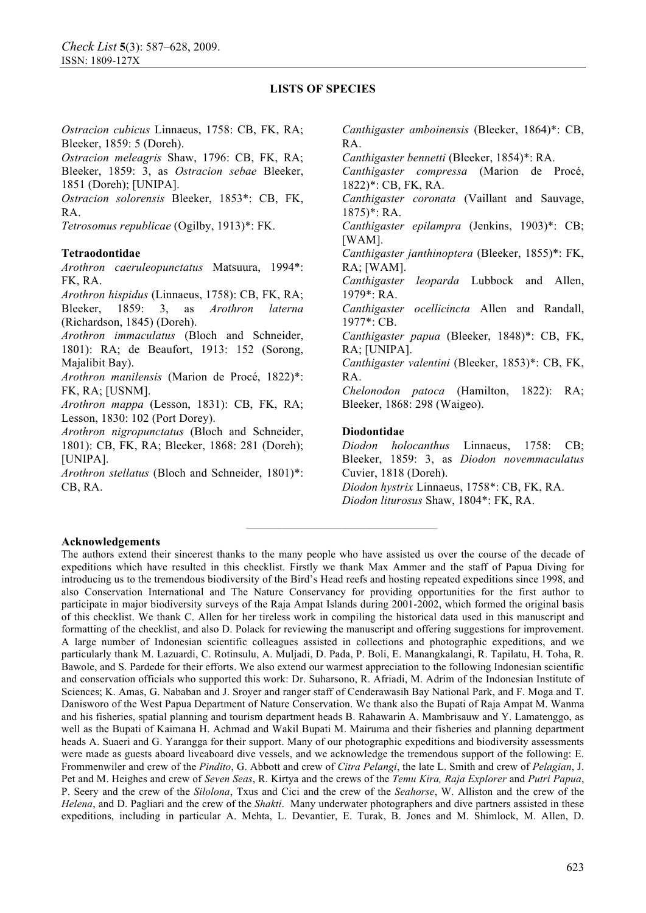## LISTS OF SPECIES

*Ostracion cubicus* Linnaeus, 1758: CB, FK, RA; Bleeker, 1859: 5 (Doreh).
*Ostracion meleagris* Shaw, 1796: CB, FK, RA; Bleeker, 1859: 3, as *Ostracion sebae* Bleeker, 1851 (Doreh); [UNIPA].
*Ostracion solorensis* Bleeker, 1853*: CB, FK, RA.
*Tetrosomus republicae* (Ogilby, 1913)*: FK.

**Tetraodontidae**
*Arothron caeruleopunctatus* Matsuura, 1994*: FK, RA.
*Arothron hispidus* (Linnaeus, 1758): CB, FK, RA; Bleeker, 1859: 3, as *Arothron laterna* (Richardson, 1845) (Doreh).
*Arothron immaculatus* (Bloch and Schneider, 1801): RA; de Beaufort, 1913: 152 (Sorong, Majalibit Bay).
*Arothron manilensis* (Marion de Procé, 1822)*: FK, RA; [USNM].
*Arothron mappa* (Lesson, 1831): CB, FK, RA; Lesson, 1830: 102 (Port Dorey).
*Arothron nigropunctatus* (Bloch and Schneider, 1801): CB, FK, RA; Bleeker, 1868: 281 (Doreh); [UNIPA].
*Arothron stellatus* (Bloch and Schneider, 1801)*: CB, RA.
*Canthigaster amboinensis* (Bleeker, 1864)*: CB, RA.
*Canthigaster bennetti* (Bleeker, 1854)*: RA.
*Canthigaster compressa* (Marion de Procé, 1822)*: CB, FK, RA.
*Canthigaster coronata* (Vaillant and Sauvage, 1875)*: RA.
*Canthigaster epilampra* (Jenkins, 1903)*: CB; [WAM].
*Canthigaster janthinoptera* (Bleeker, 1855)*: FK, RA; [WAM].
*Canthigaster leoparda* Lubbock and Allen, 1979*: RA.
*Canthigaster ocellicincta* Allen and Randall, 1977*: CB.
*Canthigaster papua* (Bleeker, 1848)*: CB, FK, RA; [UNIPA].
*Canthigaster valentini* (Bleeker, 1853)*: CB, FK, RA.
*Chelonodon patoca* (Hamilton, 1822): RA; Bleeker, 1868: 298 (Waigeo).

**Diodontidae**
*Diodon holocanthus* Linnaeus, 1758: CB; Bleeker, 1859: 3, as *Diodon novemmaculatus* Cuvier, 1818 (Doreh).
*Diodon hystrix* Linnaeus, 1758*: CB, FK, RA.
*Diodon liturosus* Shaw, 1804*: FK, RA.

**Acknowledgements**

The authors extend their sincerest thanks to the many people who have assisted us over the course of the decade of expeditions which have resulted in this checklist. Firstly we thank Max Ammer and the staff of Papua Diving for introducing us to the tremendous biodiversity of the Bird's Head reefs and hosting repeated expeditions since 1998, and also Conservation International and The Nature Conservancy for providing opportunities for the first author to participate in major biodiversity surveys of the Raja Ampat Islands during 2001-2002, which formed the original basis of this checklist. We thank C. Allen for her tireless work in compiling the historical data used in this manuscript and formatting of the checklist, and also D. Polack for reviewing the manuscript and offering suggestions for improvement. A large number of Indonesian scientific colleagues assisted in collections and photographic expeditions, and we particularly thank M. Lazuardi, C. Rotinsulu, A. Muljadi, D. Pada, P. Boli, E. Manangkalangi, R. Tapilatu, H. Toha, R. Bawole, and S. Pardede for their efforts. We also extend our warmest appreciation to the following Indonesian scientific and conservation officials who supported this work: Dr. Suharsono, R. Afriadi, M. Adrim of the Indonesian Institute of Sciences; K. Amas, G. Nababan and J. Sroyer and ranger staff of Cenderawasih Bay National Park, and F. Moga and T. Danisworo of the West Papua Department of Nature Conservation. We thank also the Bupati of Raja Ampat M. Wanma and his fisheries, spatial planning and tourism department heads B. Rahawarin A. Mambrisauw and Y. Lamatenggo, as well as the Bupati of Kaimana H. Achmad and Wakil Bupati M. Mairuma and their fisheries and planning department heads A. Suaeri and G. Yarangga for their support. Many of our photographic expeditions and biodiversity assessments were made as guests aboard liveaboard dive vessels, and we acknowledge the tremendous support of the following: E. Frommenwiler and crew of the *Pindito*, G. Abbott and crew of *Citra Pelangi*, the late L. Smith and crew of *Pelagian*, J. Pet and M. Heighes and crew of *Seven Seas*, R. Kirtya and the crews of the *Temu Kira, Raja Explorer* and *Putri Papua*, P. Seery and the crew of the *Silolona*, Txus and Cici and the crew of the *Seahorse*, W. Alliston and the crew of the *Helena*, and D. Pagliari and the crew of the *Shakti*. Many underwater photographers and dive partners assisted in these expeditions, including in particular A. Mehta, L. Devantier, E. Turak, B. Jones and M. Shimlock, M. Allen, D.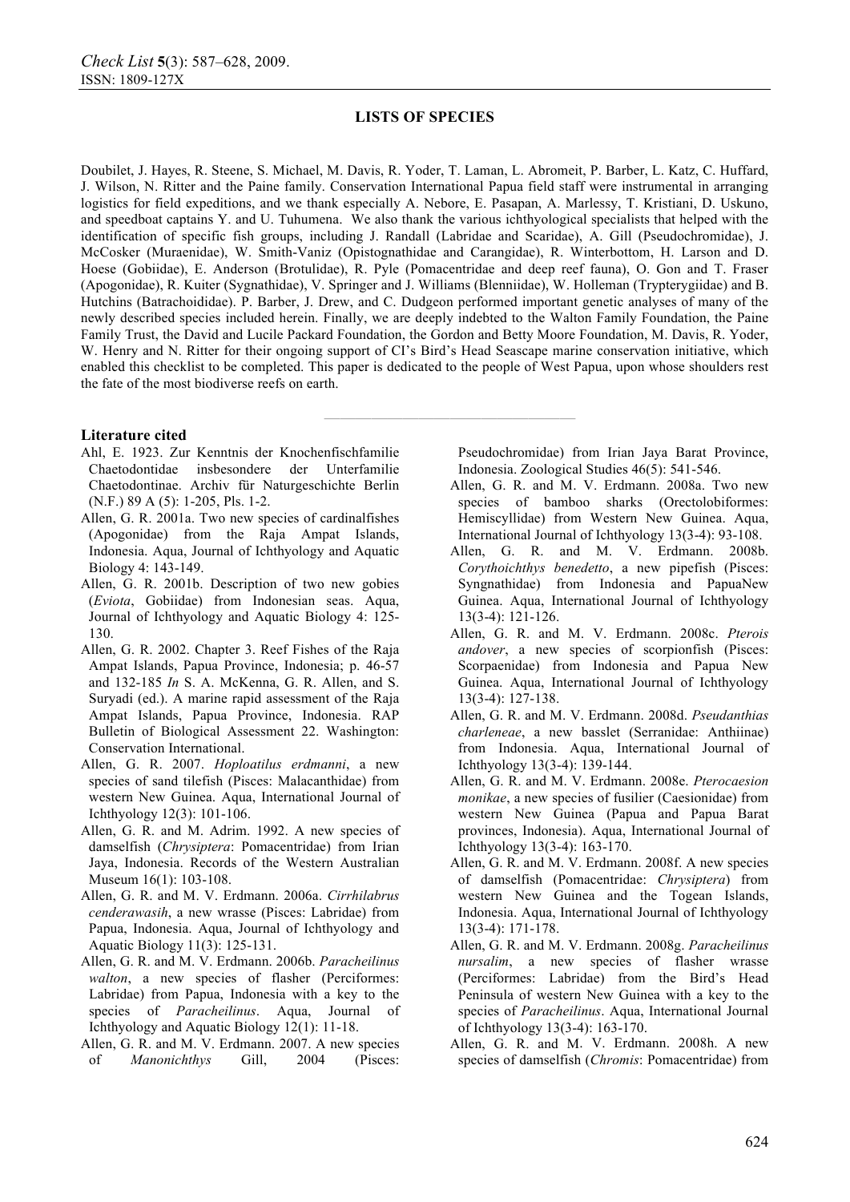## LISTS OF SPECIES

Doubilet, J. Hayes, R. Steene, S. Michael, M. Davis, R. Yoder, T. Laman, L. Abromeit, P. Barber, L. Katz, C. Huffard, J. Wilson, N. Ritter and the Paine family. Conservation International Papua field staff were instrumental in arranging logistics for field expeditions, and we thank especially A. Nebore, E. Pasapan, A. Marlessy, T. Kristiani, D. Uskuno, and speedboat captains Y. and U. Tuhumena. We also thank the various ichthyological specialists that helped with the identification of specific fish groups, including J. Randall (Labridae and Scaridae), A. Gill (Pseudochromidae), J. McCosker (Muraenidae), W. Smith-Vaniz (Opistognathidae and Carangidae), R. Winterbottom, H. Larson and D. Hoese (Gobiidae), E. Anderson (Brotulidae), R. Pyle (Pomacentridae and deep reef fauna), O. Gon and T. Fraser (Apogonidae), R. Kuiter (Sygnathidae), V. Springer and J. Williams (Blenniidae), W. Holleman (Trypterygiidae) and B. Hutchins (Batrachoididae). P. Barber, J. Drew, and C. Dudgeon performed important genetic analyses of many of the newly described species included herein. Finally, we are deeply indebted to the Walton Family Foundation, the Paine Family Trust, the David and Lucile Packard Foundation, the Gordon and Betty Moore Foundation, M. Davis, R. Yoder, W. Henry and N. Ritter for their ongoing support of CI's Bird's Head Seascape marine conservation initiative, which enabled this checklist to be completed. This paper is dedicated to the people of West Papua, upon whose shoulders rest the fate of the most biodiverse reefs on earth.

---

### Literature cited

Ahl, E. 1923. Zur Kenntnis der Knochenfischfamilie Chaetodontidae insbesondere der Unterfamilie Chaetodontinae. Archiv für Naturgeschichte Berlin (N.F.) 89 A (5): 1-205, Pls. 1-2.

Allen, G. R. 2001a. Two new species of cardinalfishes (Apogonidae) from the Raja Ampat Islands, Indonesia. Aqua, Journal of Ichthyology and Aquatic Biology 4: 143-149.

Allen, G. R. 2001b. Description of two new gobies (*Eviota*, Gobiidae) from Indonesian seas. Aqua, Journal of Ichthyology and Aquatic Biology 4: 125-130.

Allen, G. R. 2002. Chapter 3. Reef Fishes of the Raja Ampat Islands, Papua Province, Indonesia; p. 46-57 and 132-185 *In* S. A. McKenna, G. R. Allen, and S. Suryadi (ed.). A marine rapid assessment of the Raja Ampat Islands, Papua Province, Indonesia. RAP Bulletin of Biological Assessment 22. Washington: Conservation International.

Allen, G. R. 2007. *Hoploatilus erdmanni*, a new species of sand tilefish (Pisces: Malacanthidae) from western New Guinea. Aqua, International Journal of Ichthyology 12(3): 101-106.

Allen, G. R. and M. Adrim. 1992. A new species of damselfish (*Chrysiptera*: Pomacentridae) from Irian Jaya, Indonesia. Records of the Western Australian Museum 16(1): 103-108.

Allen, G. R. and M. V. Erdmann. 2006a. *Cirrhilabrus cenderawasih*, a new wrasse (Pisces: Labridae) from Papua, Indonesia. Aqua, Journal of Ichthyology and Aquatic Biology 11(3): 125-131.

Allen, G. R. and M. V. Erdmann. 2006b. *Paracheilinus walton*, a new species of flasher (Perciformes: Labridae) from Papua, Indonesia with a key to the species of *Paracheilinus*. Aqua, Journal of Ichthyology and Aquatic Biology 12(1): 11-18.

Allen, G. R. and M. V. Erdmann. 2007. A new species of *Manonichthys* Gill, 2004 (Pisces: Pseudochromidae) from Irian Jaya Barat Province, Indonesia. Zoological Studies 46(5): 541-546.

Allen, G. R. and M. V. Erdmann. 2008a. Two new species of bamboo sharks (Orectolobiformes: Hemiscyllidae) from Western New Guinea. Aqua, International Journal of Ichthyology 13(3-4): 93-108.

Allen, G. R. and M. V. Erdmann. 2008b. *Corythoichthys benedetto*, a new pipefish (Pisces: Syngnathidae) from Indonesia and PapuaNew Guinea. Aqua, International Journal of Ichthyology 13(3-4): 121-126.

Allen, G. R. and M. V. Erdmann. 2008c. *Pterois andover*, a new species of scorpionfish (Pisces: Scorpaenidae) from Indonesia and Papua New Guinea. Aqua, International Journal of Ichthyology 13(3-4): 127-138.

Allen, G. R. and M. V. Erdmann. 2008d. *Pseudanthias charleneae*, a new basslet (Serranidae: Anthiinae) from Indonesia. Aqua, International Journal of Ichthyology 13(3-4): 139-144.

Allen, G. R. and M. V. Erdmann. 2008e. *Pterocaesion monikae*, a new species of fusilier (Caesionidae) from western New Guinea (Papua and Papua Barat provinces, Indonesia). Aqua, International Journal of Ichthyology 13(3-4): 163-170.

Allen, G. R. and M. V. Erdmann. 2008f. A new species of damselfish (Pomacentridae: *Chrysiptera*) from western New Guinea and the Togean Islands, Indonesia. Aqua, International Journal of Ichthyology 13(3-4): 171-178.

Allen, G. R. and M. V. Erdmann. 2008g. *Paracheilinus nursalim*, a new species of flasher wrasse (Perciformes: Labridae) from the Bird's Head Peninsula of western New Guinea with a key to the species of *Paracheilinus*. Aqua, International Journal of Ichthyology 13(3-4): 163-170.

Allen, G. R. and M. V. Erdmann. 2008h. A new species of damselfish (*Chromis*: Pomacentridae) from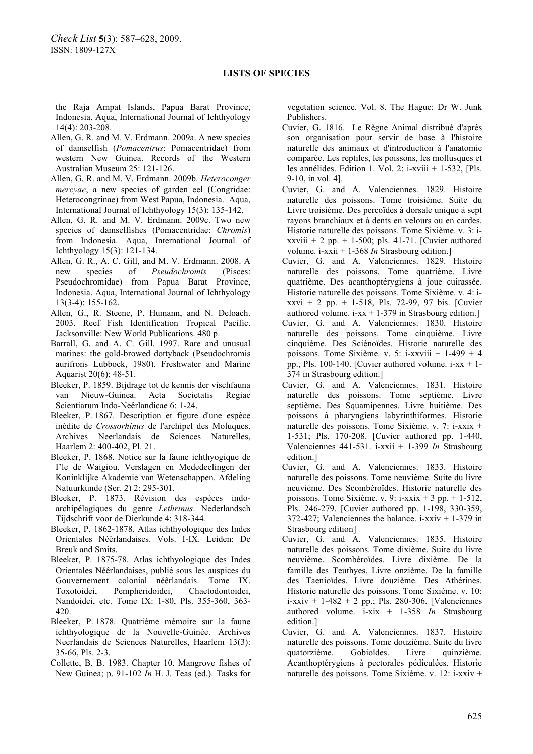## LISTS OF SPECIES

the Raja Ampat Islands, Papua Barat Province, Indonesia. Aqua, International Journal of Ichthyology 14(4): 203-208.

Allen, G. R. and M. V. Erdmann. 2009a. A new species of damselfish (*Pomacentrus*: Pomacentridae) from western New Guinea. Records of the Western Australian Museum 25: 121-126.

Allen, G. R. and M. V. Erdmann. 2009b. *Heteroconger mercyae*, a new species of garden eel (Congridae: Heterocongrinae) from West Papua, Indonesia. Aqua, International Journal of Ichthyology 15(3): 135-142.

Allen, G. R. and M. V. Erdmann. 2009c. Two new species of damselfishes (Pomacentridae: *Chromis*) from Indonesia. Aqua, International Journal of Ichthyology 15(3): 121-134.

Allen, G. R., A. C. Gill, and M. V. Erdmann. 2008. A new species of *Pseudochromis* (Pisces: Pseudochromidae) from Papua Barat Province, Indonesia. Aqua, International Journal of Ichthyology 13(3-4): 155-162.

Allen, G. R., R. Steene, P. Humann, and N. Deloach. 2003. Reef Fish Identification Tropical Pacific. Jacksonville: New World Publications. 480 p.

Barrall, G. and A. C. Gill. 1997. Rare and unusual marines: the gold-browed dottyback (Pseudochromis aurifrons Lubbock, 1980). Freshwater and Marine Aquarist 20(6): 48-51.

Bleeker, P. 1859. Bijdrage tot de kennis der vischfauna van Nieuw-Guinea. Acta Societatis Regiae Scientiarum Indo-Neêrlandicae 6: 1-24.

Bleeker, P. 1867. Description et figure d'une espèce inédite de *Crossorhinus* de l'archipel des Moluques. Archives Neerlandais de Sciences Naturelles, Haarlem 2: 400-402, Pl. 21.

Bleeker, P. 1868. Notice sur la faune ichthyogique de I'le de Waigiou. Verslagen en Mededeelingen der Koninklijke Akademie van Wetenschappen. Afdeling Natuurkunde (Ser. 2) 2: 295-301.

Bleeker, P. 1873. Révision des espèces indo-archipélagiques du genre *Lethrinus*. Nederlandsch Tijdschrift voor de Dierkunde 4: 318-344.

Bleeker, P. 1862-1878. Atlas ichthyologique des Indes Orientales Néêrlandaises. Vols. I-IX. Leiden: De Breuk and Smits.

Bleeker, P. 1875-78. Atlas ichthyologique des Indes Orientales Néêrlandaises, publié sous les auspices du Gouvernement colonial néêrlandais. Tome IX. Toxotoidei, Pempheridoidei, Chaetodontoidei, Nandoidei, etc. Tome IX: 1-80, Pls. 355-360, 363-420.

Bleeker, P. 1878. Quatrième mémoire sur la faune ichthyologique de la Nouvelle-Guinée. Archives Neerlandais de Sciences Naturelles, Haarlem 13(3): 35-66, Pls. 2-3.

Collette, B. B. 1983. Chapter 10. Mangrove fishes of New Guinea; p. 91-102 *In* H. J. Teas (ed.). Tasks for vegetation science. Vol. 8. The Hague: Dr W. Junk Publishers.

Cuvier, G. 1816. Le Règne Animal distribué d'après son organisation pour servir de base à l'histoire naturelle des animaux et d'introduction à l'anatomie comparée. Les reptiles, les poissons, les mollusques et les annélides. Edition 1. Vol. 2: i-xviii + 1-532, [Pls. 9-10, in vol. 4].

Cuvier, G. and A. Valenciennes. 1829. Histoire naturelle des poissons. Tome troisième. Suite du Livre troisième. Des percoïdes à dorsale unique à sept rayons branchiaux et à dents en velours ou en cardes. Historie naturelle des poissons. Tome Sixième. v. 3: i-xxviii + 2 pp. + 1-500; pls. 41-71. [Cuvier authored volume. i-xxii + 1-368 *In* Strasbourg edition.]

Cuvier, G. and A. Valenciennes. 1829. Histoire naturelle des poissons. Tome quatrième. Livre quatrième. Des acanthoptérygiens à joue cuirassée. Historie naturelle des poissons. Tome Sixième. v. 4: i-xxvi + 2 pp. + 1-518, Pls. 72-99, 97 bis. [Cuvier authored volume. i-xx + 1-379 in Strasbourg edition.]

Cuvier, G. and A. Valenciennes. 1830. Histoire naturelle des poissons. Tome cinquième. Livre cinquième. Des Sciénoïdes. Historie naturelle des poissons. Tome Sixième. v. 5: i-xxviii + 1-499 + 4 pp., Pls. 100-140. [Cuvier authored volume. i-xx + 1-374 in Strasbourg edition.]

Cuvier, G. and A. Valenciennes. 1831. Histoire naturelle des poissons. Tome septième. Livre septième. Des Squamipennes. Livre huitième. Des poissons à pharyngiens labyrinthiformes. Historie naturelle des poissons. Tome Sixième. v. 7: i-xxix + 1-531; Pls. 170-208. [Cuvier authored pp. 1-440, Valenciennes 441-531. i-xxii + 1-399 *In* Strasbourg edition.]

Cuvier, G. and A. Valenciennes. 1833. Histoire naturelle des poissons. Tome neuvième. Suite du livre neuvième. Des Scombéroïdes. Historie naturelle des poissons. Tome Sixième. v. 9: i-xxix + 3 pp. + 1-512, Pls. 246-279. [Cuvier authored pp. 1-198, 330-359, 372-427; Valenciennes the balance. i-xxiv + 1-379 in Strasbourg edition]

Cuvier, G. and A. Valenciennes. 1835. Histoire naturelle des poissons. Tome dixième. Suite du livre neuvième. Scombéroïdes. Livre dixième. De la famille des Teuthyes. Livre onzième. De la famille des Taenioïdes. Livre douzième. Des Athérines. Historie naturelle des poissons. Tome Sixième. v. 10: i-xxiv + 1-482 + 2 pp.; Pls. 280-306. [Valenciennes authored volume. i-xix + 1-358 *In* Strasbourg edition.]

Cuvier, G. and A. Valenciennes. 1837. Histoire naturelle des poissons. Tome douzième. Suite du livre quatorzième. Gobioïdes. Livre quinzième. Acanthoptérygiens à pectorales pédiculées. Historie naturelle des poissons. Tome Sixième. v. 12: i-xxiv +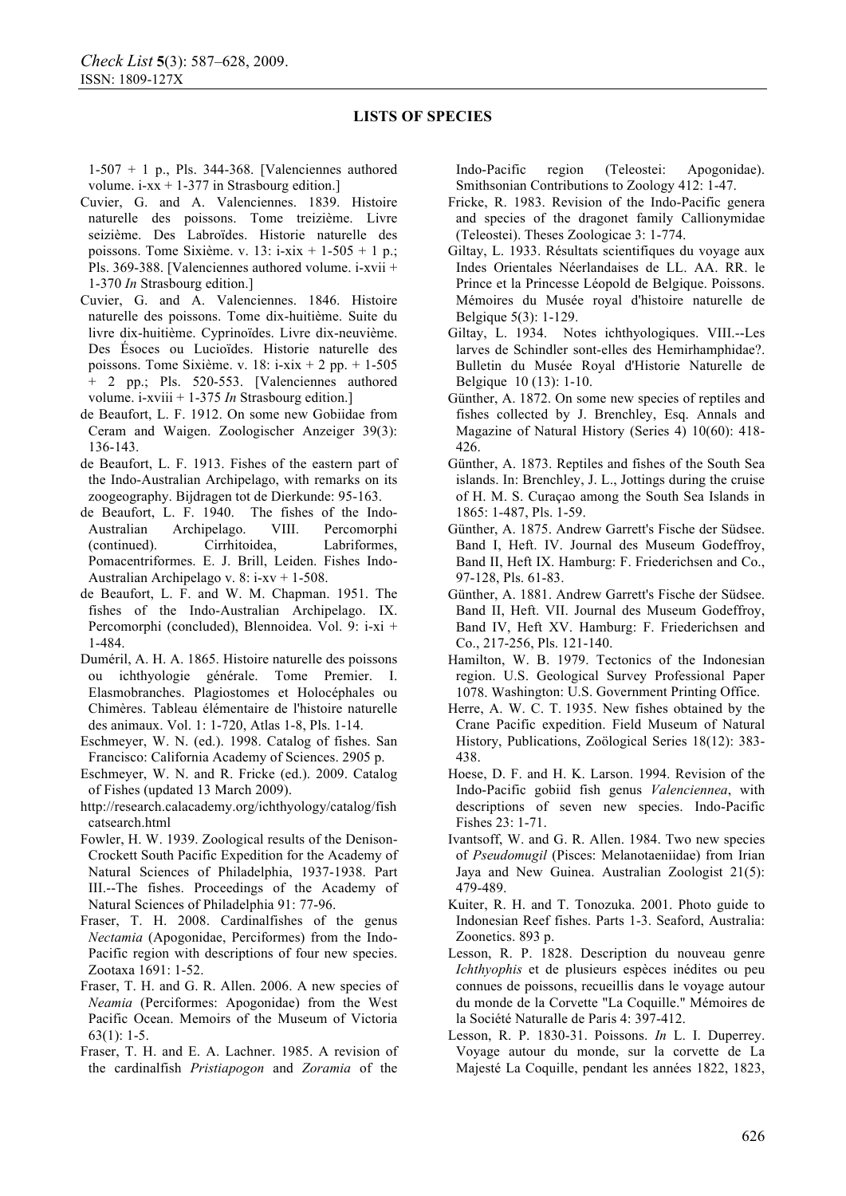## LISTS OF SPECIES

1-507 + 1 p., Pls. 344-368. [Valenciennes authored volume. i-xx + 1-377 in Strasbourg edition.]

Cuvier, G. and A. Valenciennes. 1839. Histoire naturelle des poissons. Tome treizième. Livre seizième. Des Labroïdes. Historie naturelle des poissons. Tome Sixième. v. 13: i-xix + 1-505 + 1 p.; Pls. 369-388. [Valenciennes authored volume. i-xvii + 1-370 *In* Strasbourg edition.]

Cuvier, G. and A. Valenciennes. 1846. Histoire naturelle des poissons. Tome dix-huitième. Suite du livre dix-huitième. Cyprinoïdes. Livre dix-neuvième. Des Ésoces ou Lucioïdes. Historie naturelle des poissons. Tome Sixième. v. 18: i-xix + 2 pp. + 1-505 + 2 pp.; Pls. 520-553. [Valenciennes authored volume. i-xviii + 1-375 *In* Strasbourg edition.]

de Beaufort, L. F. 1912. On some new Gobiidae from Ceram and Waigen. Zoologischer Anzeiger 39(3): 136-143.

de Beaufort, L. F. 1913. Fishes of the eastern part of the Indo-Australian Archipelago, with remarks on its zoogeography. Bijdragen tot de Dierkunde: 95-163.

de Beaufort, L. F. 1940. The fishes of the Indo-Australian Archipelago. VIII. Percomorphi (continued). Cirrhitoidea, Labriformes, Pomacentriformes. E. J. Brill, Leiden. Fishes Indo-Australian Archipelago v. 8: i-xv + 1-508.

de Beaufort, L. F. and W. M. Chapman. 1951. The fishes of the Indo-Australian Archipelago. IX. Percomorphi (concluded), Blennoidea. Vol. 9: i-xi + 1-484.

Duméril, A. H. A. 1865. Histoire naturelle des poissons ou ichthyologie générale. Tome Premier. I. Elasmobranches. Plagiostomes et Holocéphales ou Chimères. Tableau élémentaire de l'histoire naturelle des animaux. Vol. 1: 1-720, Atlas 1-8, Pls. 1-14.

Eschmeyer, W. N. (ed.). 1998. Catalog of fishes. San Francisco: California Academy of Sciences. 2905 p.

Eschmeyer, W. N. and R. Fricke (ed.). 2009. Catalog of Fishes (updated 13 March 2009).

http://research.calacademy.org/ichthyology/catalog/fishcatsearch.html

Fowler, H. W. 1939. Zoological results of the Denison-Crockett South Pacific Expedition for the Academy of Natural Sciences of Philadelphia, 1937-1938. Part III.--The fishes. Proceedings of the Academy of Natural Sciences of Philadelphia 91: 77-96.

Fraser, T. H. 2008. Cardinalfishes of the genus *Nectamia* (Apogonidae, Perciformes) from the Indo-Pacific region with descriptions of four new species. Zootaxa 1691: 1-52.

Fraser, T. H. and G. R. Allen. 2006. A new species of *Neamia* (Perciformes: Apogonidae) from the West Pacific Ocean. Memoirs of the Museum of Victoria 63(1): 1-5.

Fraser, T. H. and E. A. Lachner. 1985. A revision of the cardinalfish *Pristiapogon* and *Zoramia* of the Indo-Pacific region (Teleostei: Apogonidae). Smithsonian Contributions to Zoology 412: 1-47.

Fricke, R. 1983. Revision of the Indo-Pacific genera and species of the dragonet family Callionymidae (Teleostei). Theses Zoologicae 3: 1-774.

Giltay, L. 1933. Résultats scientifiques du voyage aux Indes Orientales Néerlandaises de LL. AA. RR. le Prince et la Princesse Léopold de Belgique. Poissons. Mémoires du Musée royal d'histoire naturelle de Belgique 5(3): 1-129.

Giltay, L. 1934. Notes ichthyologiques. VIII.--Les larves de Schindler sont-elles des Hemirhamphidae?. Bulletin du Musée Royal d'Historie Naturelle de Belgique 10 (13): 1-10.

Günther, A. 1872. On some new species of reptiles and fishes collected by J. Brenchley, Esq. Annals and Magazine of Natural History (Series 4) 10(60): 418-426.

Günther, A. 1873. Reptiles and fishes of the South Sea islands. In: Brenchley, J. L., Jottings during the cruise of H. M. S. Curaçao among the South Sea Islands in 1865: 1-487, Pls. 1-59.

Günther, A. 1875. Andrew Garrett's Fische der Südsee. Band I, Heft. IV. Journal des Museum Godeffroy, Band II, Heft IX. Hamburg: F. Friederichsen and Co., 97-128, Pls. 61-83.

Günther, A. 1881. Andrew Garrett's Fische der Südsee. Band II, Heft. VII. Journal des Museum Godeffroy, Band IV, Heft XV. Hamburg: F. Friederichsen and Co., 217-256, Pls. 121-140.

Hamilton, W. B. 1979. Tectonics of the Indonesian region. U.S. Geological Survey Professional Paper 1078. Washington: U.S. Government Printing Office.

Herre, A. W. C. T. 1935. New fishes obtained by the Crane Pacific expedition. Field Museum of Natural History, Publications, Zoölogical Series 18(12): 383-438.

Hoese, D. F. and H. K. Larson. 1994. Revision of the Indo-Pacific gobiid fish genus *Valenciennea*, with descriptions of seven new species. Indo-Pacific Fishes 23: 1-71.

Ivantsoff, W. and G. R. Allen. 1984. Two new species of *Pseudomugil* (Pisces: Melanotaeniidae) from Irian Jaya and New Guinea. Australian Zoologist 21(5): 479-489.

Kuiter, R. H. and T. Tonozuka. 2001. Photo guide to Indonesian Reef fishes. Parts 1-3. Seaford, Australia: Zoonetics. 893 p.

Lesson, R. P. 1828. Description du nouveau genre *Ichthyophis* et de plusieurs espèces inédites ou peu connues de poissons, recueillis dans le voyage autour du monde de la Corvette "La Coquille." Mémoires de la Société Naturalle de Paris 4: 397-412.

Lesson, R. P. 1830-31. Poissons. *In* L. I. Duperrey. Voyage autour du monde, sur la corvette de La Majesté La Coquille, pendant les années 1822, 1823,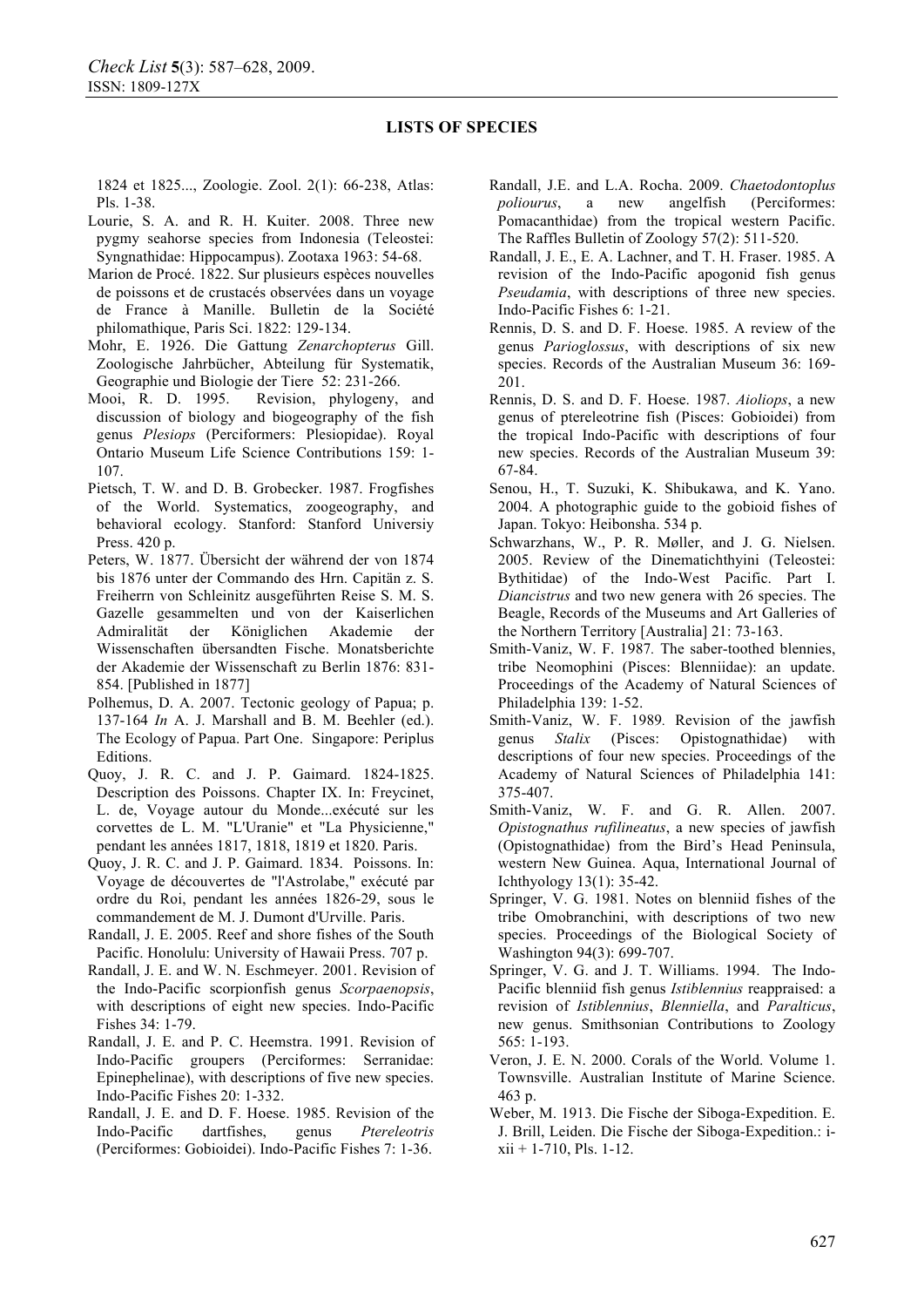1824 et 1825..., Zoologie. Zool. 2(1): 66-238, Atlas: Pls. 1-38.

Lourie, S. A. and R. H. Kuiter. 2008. Three new pygmy seahorse species from Indonesia (Teleostei: Syngnathidae: Hippocampus). Zootaxa 1963: 54-68.

Marion de Procé. 1822. Sur plusieurs espèces nouvelles de poissons et de crustacés observées dans un voyage de France à Manille. Bulletin de la Société philomathique, Paris Sci. 1822: 129-134.

Mohr, E. 1926. Die Gattung *Zenarchopterus* Gill. Zoologische Jahrbücher, Abteilung für Systematik, Geographie und Biologie der Tiere 52: 231-266.

Mooi, R. D. 1995. Revision, phylogeny, and discussion of biology and biogeography of the fish genus *Plesiops* (Perciformers: Plesiopidae). Royal Ontario Museum Life Science Contributions 159: 1-107.

Pietsch, T. W. and D. B. Grobecker. 1987. Frogfishes of the World. Systematics, zoogeography, and behavioral ecology. Stanford: Stanford Universiy Press. 420 p.

Peters, W. 1877. Übersicht der während der von 1874 bis 1876 unter der Commando des Hrn. Capitän z. S. Freiherrn von Schleinitz ausgeführten Reise S. M. S. Gazelle gesammelten und von der Kaiserlichen Admiralität der Königlichen Akademie der Wissenschaften übersandten Fische. Monatsberichte der Akademie der Wissenschaft zu Berlin 1876: 831-854. [Published in 1877]

Polhemus, D. A. 2007. Tectonic geology of Papua; p. 137-164 *In* A. J. Marshall and B. M. Beehler (ed.). The Ecology of Papua. Part One. Singapore: Periplus Editions.

Quoy, J. R. C. and J. P. Gaimard. 1824-1825. Description des Poissons. Chapter IX. In: Freycinet, L. de, Voyage autour du Monde...exécuté sur les corvettes de L. M. "L'Uranie" et "La Physicienne," pendant les années 1817, 1818, 1819 et 1820. Paris.

Quoy, J. R. C. and J. P. Gaimard. 1834. Poissons. In: Voyage de découvertes de "l'Astrolabe," exécuté par ordre du Roi, pendant les années 1826-29, sous le commandement de M. J. Dumont d'Urville. Paris.

Randall, J. E. 2005. Reef and shore fishes of the South Pacific. Honolulu: University of Hawaii Press. 707 p.

Randall, J. E. and W. N. Eschmeyer. 2001. Revision of the Indo-Pacific scorpionfish genus *Scorpaenopsis*, with descriptions of eight new species. Indo-Pacific Fishes 34: 1-79.

Randall, J. E. and P. C. Heemstra. 1991. Revision of Indo-Pacific groupers (Perciformes: Serranidae: Epinephelinae), with descriptions of five new species. Indo-Pacific Fishes 20: 1-332.

Randall, J. E. and D. F. Hoese. 1985. Revision of the Indo-Pacific dartfishes, genus *Ptereleotris* (Perciformes: Gobioidei). Indo-Pacific Fishes 7: 1-36.

Randall, J.E. and L.A. Rocha. 2009. *Chaetodontoplus poliourus*, a new angelfish (Perciformes: Pomacanthidae) from the tropical western Pacific. The Raffles Bulletin of Zoology 57(2): 511-520.

Randall, J. E., E. A. Lachner, and T. H. Fraser. 1985. A revision of the Indo-Pacific apogonid fish genus *Pseudamia*, with descriptions of three new species. Indo-Pacific Fishes 6: 1-21.

Rennis, D. S. and D. F. Hoese. 1985. A review of the genus *Parioglossus*, with descriptions of six new species. Records of the Australian Museum 36: 169-201.

Rennis, D. S. and D. F. Hoese. 1987. *Aioliops*, a new genus of ptereleotrine fish (Pisces: Gobioidei) from the tropical Indo-Pacific with descriptions of four new species. Records of the Australian Museum 39: 67-84.

Senou, H., T. Suzuki, K. Shibukawa, and K. Yano. 2004. A photographic guide to the gobioid fishes of Japan. Tokyo: Heibonsha. 534 p.

Schwarzhans, W., P. R. Møller, and J. G. Nielsen. 2005. Review of the Dinematichthyini (Teleostei: Bythitidae) of the Indo-West Pacific. Part I. *Diancistrus* and two new genera with 26 species. The Beagle, Records of the Museums and Art Galleries of the Northern Territory [Australia] 21: 73-163.

Smith-Vaniz, W. F. 1987*.* The saber-toothed blennies, tribe Neomophini (Pisces: Blenniidae): an update. Proceedings of the Academy of Natural Sciences of Philadelphia 139: 1-52.

Smith-Vaniz, W. F. 1989*.* Revision of the jawfish genus *Stalix* (Pisces: Opistognathidae) with descriptions of four new species. Proceedings of the Academy of Natural Sciences of Philadelphia 141: 375-407.

Smith-Vaniz, W. F. and G. R. Allen. 2007. *Opistognathus rufilineatus*, a new species of jawfish (Opistognathidae) from the Bird's Head Peninsula, western New Guinea. Aqua, International Journal of Ichthyology 13(1): 35-42.

Springer, V. G. 1981. Notes on blenniid fishes of the tribe Omobranchini, with descriptions of two new species. Proceedings of the Biological Society of Washington 94(3): 699-707.

Springer, V. G. and J. T. Williams. 1994. The Indo-Pacific blenniid fish genus *Istiblennius* reappraised: a revision of *Istiblennius*, *Blenniella*, and *Paralticus*, new genus. Smithsonian Contributions to Zoology 565: 1-193.

Veron, J. E. N. 2000. Corals of the World. Volume 1. Townsville. Australian Institute of Marine Science. 463 p.

Weber, M. 1913. Die Fische der Siboga-Expedition. E. J. Brill, Leiden. Die Fische der Siboga-Expedition.: i-xii + 1-710, Pls. 1-12.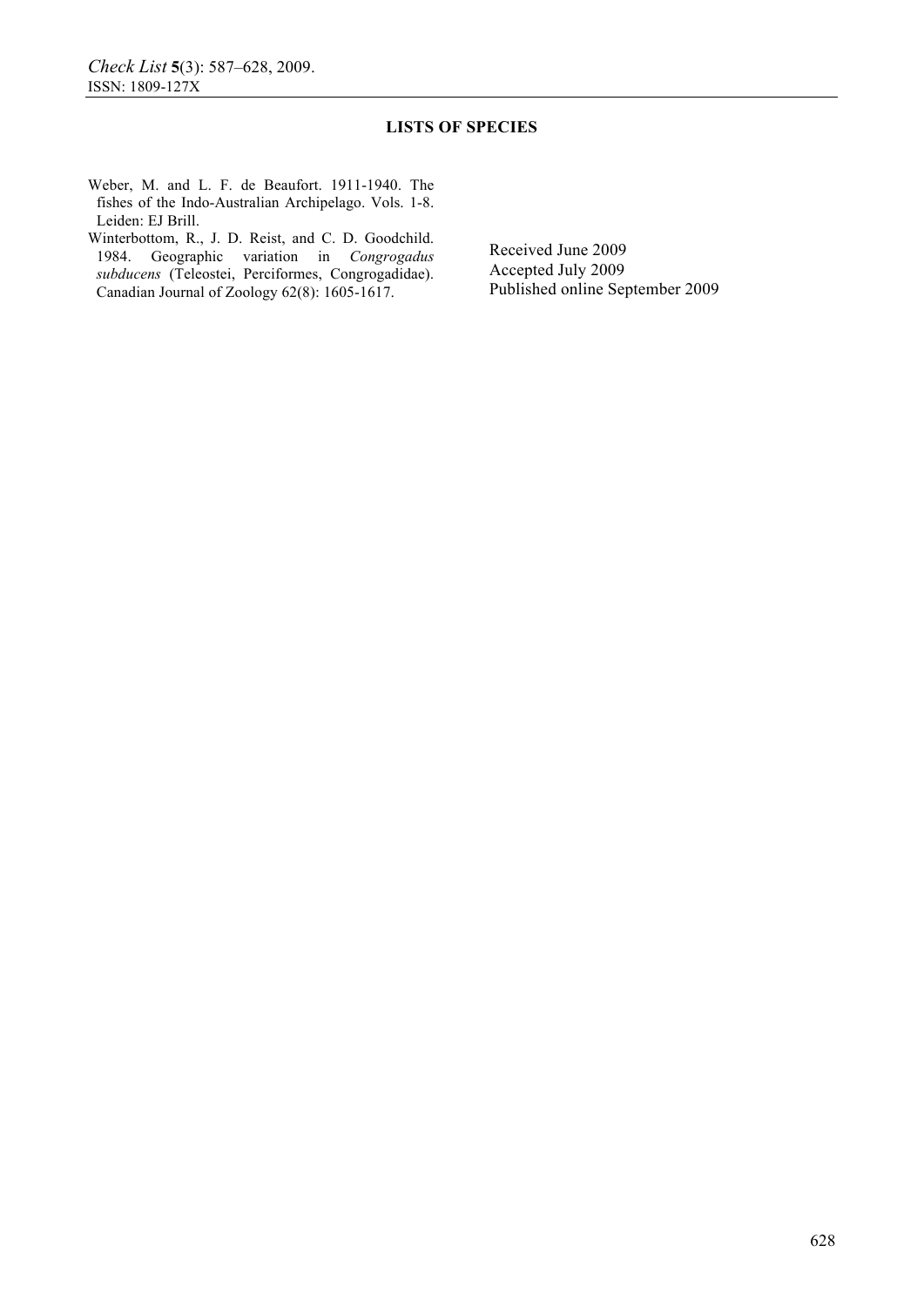Weber, M. and L. F. de Beaufort. 1911-1940. The fishes of the Indo-Australian Archipelago. Vols. 1-8. Leiden: EJ Brill.

Winterbottom, R., J. D. Reist, and C. D. Goodchild. 1984. Geographic variation in *Congrogadus subducens* (Teleostei, Perciformes, Congrogadidae). Canadian Journal of Zoology 62(8): 1605-1617.

Received June 2009
Accepted July 2009
Published online September 2009